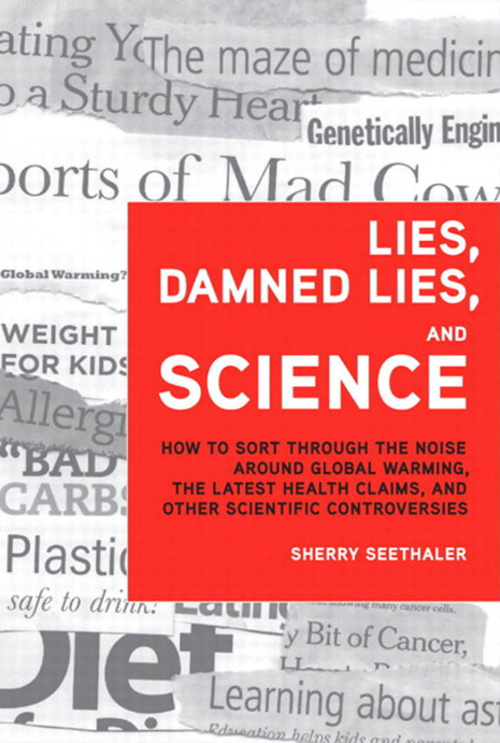# LIES, DAMNED LIES, AND SCIENCE

## HOW TO SORT THROUGH THE NOISE AROUND GLOBAL WARMING, THE LATEST HEALTH CLAIMS, AND OTHER SCIENTIFIC CONTROVERSIES

**SHERRY SEETHALER**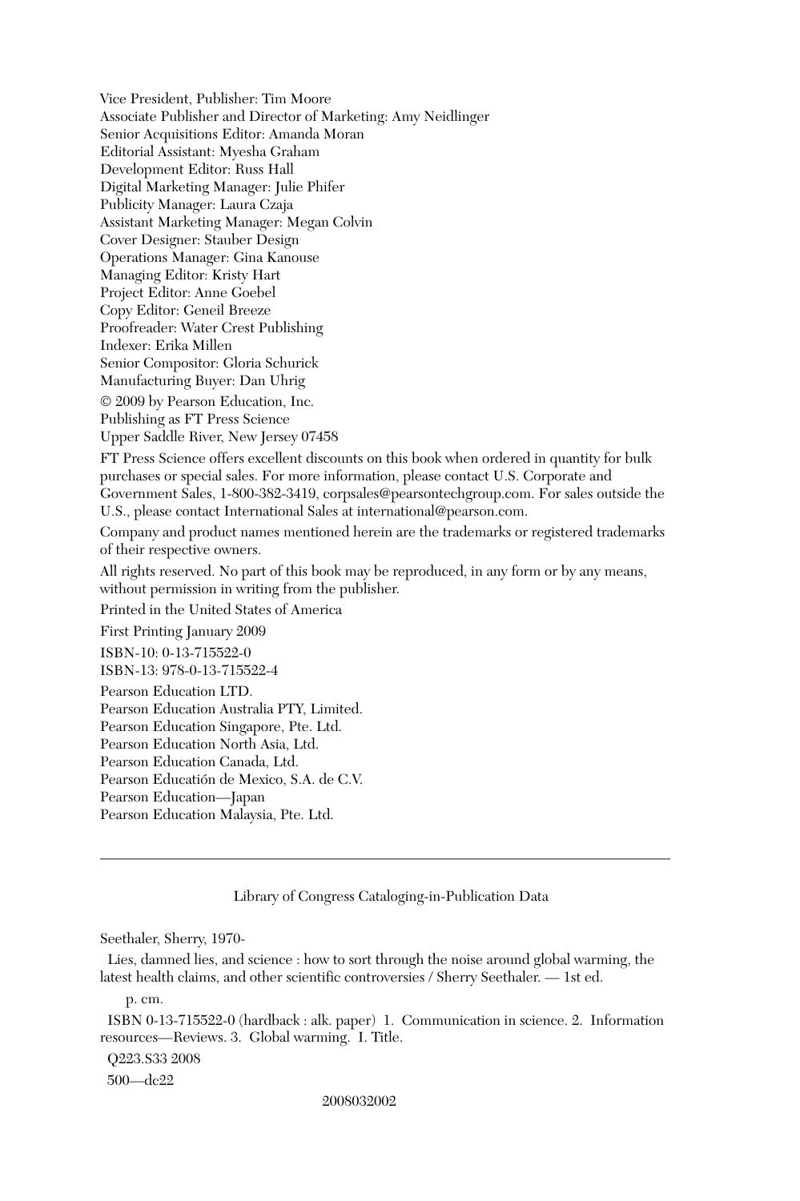Vice President, Publisher: Tim Moore
Associate Publisher and Director of Marketing: Amy Neidlinger
Senior Acquisitions Editor: Amanda Moran
Editorial Assistant: Myesha Graham
Development Editor: Russ Hall
Digital Marketing Manager: Julie Phifer
Publicity Manager: Laura Czaja
Assistant Marketing Manager: Megan Colvin
Cover Designer: Stauber Design
Operations Manager: Gina Kanouse
Managing Editor: Kristy Hart
Project Editor: Anne Goebel
Copy Editor: Geneil Breeze
Proofreader: Water Crest Publishing
Indexer: Erika Millen
Senior Compositor: Gloria Schurick
Manufacturing Buyer: Dan Uhrig

© 2009 by Pearson Education, Inc.
Publishing as FT Press Science
Upper Saddle River, New Jersey 07458

FT Press Science offers excellent discounts on this book when ordered in quantity for bulk purchases or special sales. For more information, please contact U.S. Corporate and Government Sales, 1-800-382-3419, corpsales@pearsontechgroup.com. For sales outside the U.S., please contact International Sales at international@pearson.com.

Company and product names mentioned herein are the trademarks or registered trademarks of their respective owners.

All rights reserved. No part of this book may be reproduced, in any form or by any means, without permission in writing from the publisher.

Printed in the United States of America

First Printing January 2009

ISBN-10: 0-13-715522-0
ISBN-13: 978-0-13-715522-4

Pearson Education LTD.
Pearson Education Australia PTY, Limited.
Pearson Education Singapore, Pte. Ltd.
Pearson Education North Asia, Ltd.
Pearson Education Canada, Ltd.
Pearson Educatión de Mexico, S.A. de C.V.
Pearson Education—Japan
Pearson Education Malaysia, Pte. Ltd.

---

Library of Congress Cataloging-in-Publication Data

Seethaler, Sherry, 1970-

Lies, damned lies, and science : how to sort through the noise around global warming, the latest health claims, and other scientific controversies / Sherry Seethaler. — 1st ed.

p. cm.

ISBN 0-13-715522-0 (hardback : alk. paper) 1. Communication in science. 2. Information resources—Reviews. 3. Global warming. I. Title.

Q223.S33 2008

500—dc22

2008032002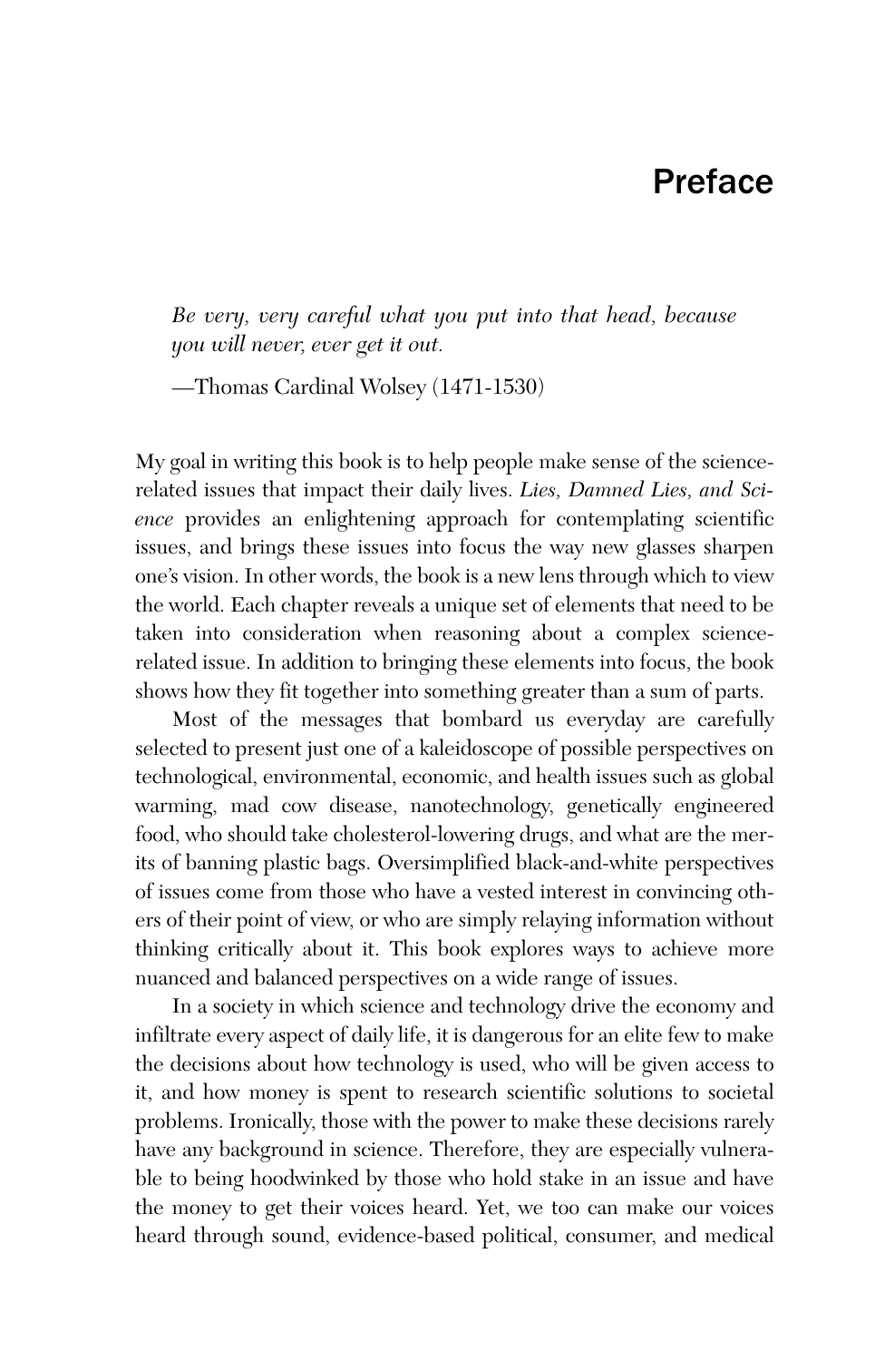# Preface

*Be very, very careful what you put into that head, because you will never, ever get it out.*

—Thomas Cardinal Wolsey (1471-1530)

My goal in writing this book is to help people make sense of the science-related issues that impact their daily lives. *Lies, Damned Lies, and Science* provides an enlightening approach for contemplating scientific issues, and brings these issues into focus the way new glasses sharpen one's vision. In other words, the book is a new lens through which to view the world. Each chapter reveals a unique set of elements that need to be taken into consideration when reasoning about a complex science-related issue. In addition to bringing these elements into focus, the book shows how they fit together into something greater than a sum of parts.

Most of the messages that bombard us everyday are carefully selected to present just one of a kaleidoscope of possible perspectives on technological, environmental, economic, and health issues such as global warming, mad cow disease, nanotechnology, genetically engineered food, who should take cholesterol-lowering drugs, and what are the merits of banning plastic bags. Oversimplified black-and-white perspectives of issues come from those who have a vested interest in convincing others of their point of view, or who are simply relaying information without thinking critically about it. This book explores ways to achieve more nuanced and balanced perspectives on a wide range of issues.

In a society in which science and technology drive the economy and infiltrate every aspect of daily life, it is dangerous for an elite few to make the decisions about how technology is used, who will be given access to it, and how money is spent to research scientific solutions to societal problems. Ironically, those with the power to make these decisions rarely have any background in science. Therefore, they are especially vulnerable to being hoodwinked by those who hold stake in an issue and have the money to get their voices heard. Yet, we too can make our voices heard through sound, evidence-based political, consumer, and medical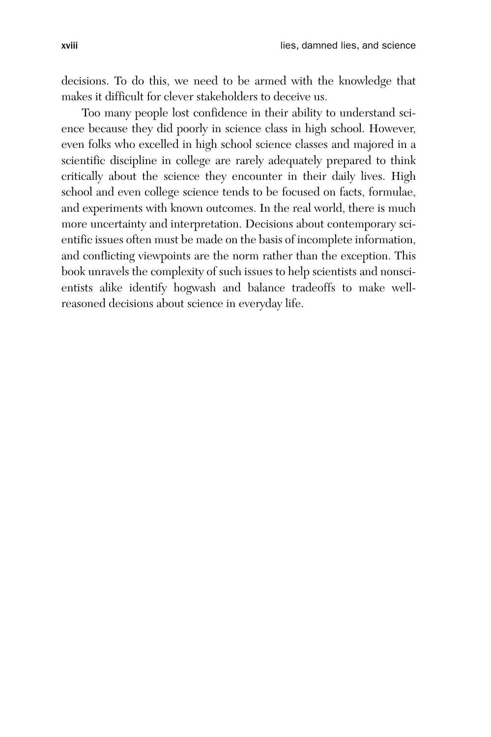decisions. To do this, we need to be armed with the knowledge that makes it difficult for clever stakeholders to deceive us.

Too many people lost confidence in their ability to understand science because they did poorly in science class in high school. However, even folks who excelled in high school science classes and majored in a scientific discipline in college are rarely adequately prepared to think critically about the science they encounter in their daily lives. High school and even college science tends to be focused on facts, formulae, and experiments with known outcomes. In the real world, there is much more uncertainty and interpretation. Decisions about contemporary scientific issues often must be made on the basis of incomplete information, and conflicting viewpoints are the norm rather than the exception. This book unravels the complexity of such issues to help scientists and nonscientists alike identify hogwash and balance tradeoffs to make well-reasoned decisions about science in everyday life.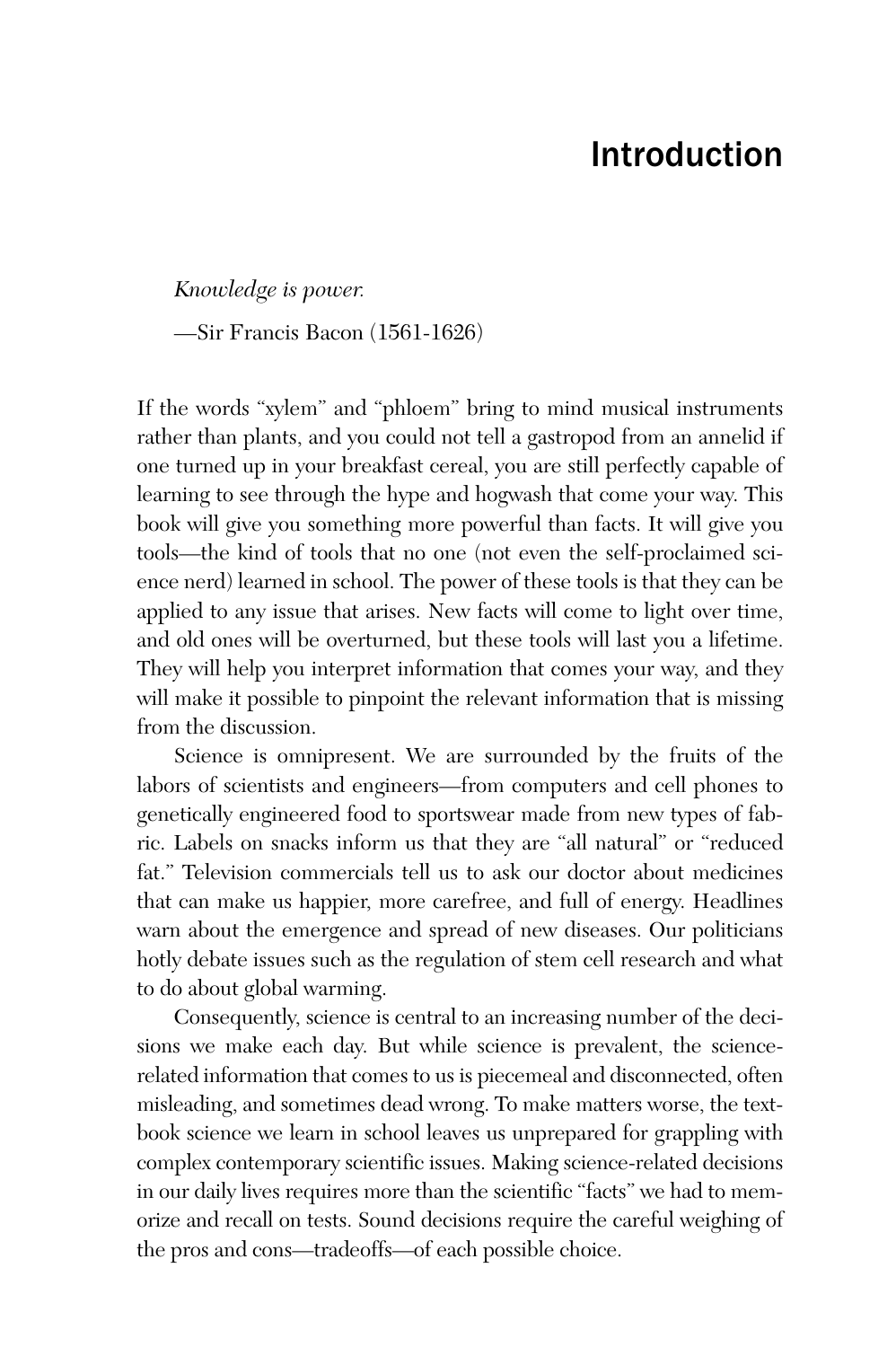# Introduction

*Knowledge is power.*

—Sir Francis Bacon (1561-1626)

If the words "xylem" and "phloem" bring to mind musical instruments rather than plants, and you could not tell a gastropod from an annelid if one turned up in your breakfast cereal, you are still perfectly capable of learning to see through the hype and hogwash that come your way. This book will give you something more powerful than facts. It will give you tools—the kind of tools that no one (not even the self-proclaimed science nerd) learned in school. The power of these tools is that they can be applied to any issue that arises. New facts will come to light over time, and old ones will be overturned, but these tools will last you a lifetime. They will help you interpret information that comes your way, and they will make it possible to pinpoint the relevant information that is missing from the discussion.

Science is omnipresent. We are surrounded by the fruits of the labors of scientists and engineers—from computers and cell phones to genetically engineered food to sportswear made from new types of fabric. Labels on snacks inform us that they are "all natural" or "reduced fat." Television commercials tell us to ask our doctor about medicines that can make us happier, more carefree, and full of energy. Headlines warn about the emergence and spread of new diseases. Our politicians hotly debate issues such as the regulation of stem cell research and what to do about global warming.

Consequently, science is central to an increasing number of the decisions we make each day. But while science is prevalent, the science-related information that comes to us is piecemeal and disconnected, often misleading, and sometimes dead wrong. To make matters worse, the textbook science we learn in school leaves us unprepared for grappling with complex contemporary scientific issues. Making science-related decisions in our daily lives requires more than the scientific "facts" we had to memorize and recall on tests. Sound decisions require the careful weighing of the pros and cons—tradeoffs—of each possible choice.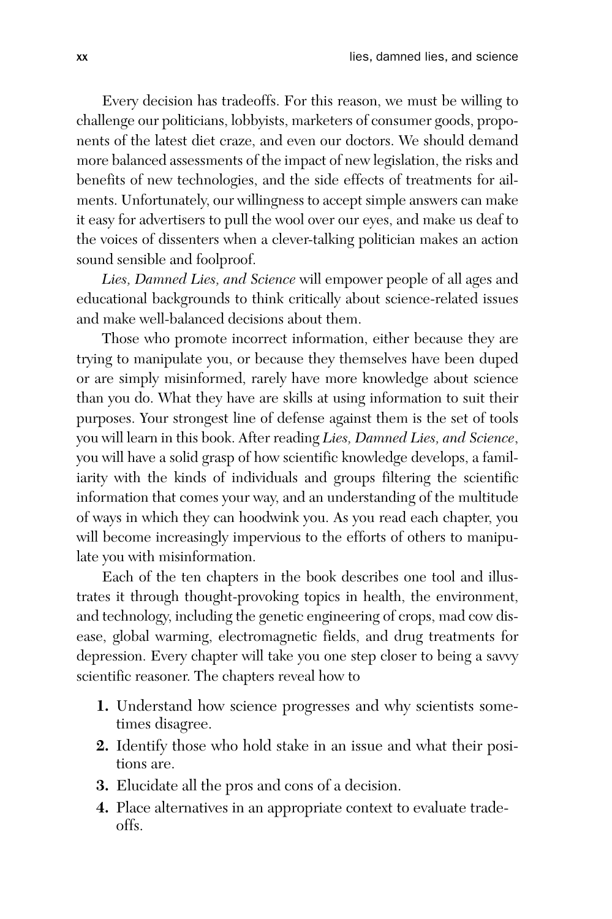Every decision has tradeoffs. For this reason, we must be willing to challenge our politicians, lobbyists, marketers of consumer goods, proponents of the latest diet craze, and even our doctors. We should demand more balanced assessments of the impact of new legislation, the risks and benefits of new technologies, and the side effects of treatments for ailments. Unfortunately, our willingness to accept simple answers can make it easy for advertisers to pull the wool over our eyes, and make us deaf to the voices of dissenters when a clever-talking politician makes an action sound sensible and foolproof.

*Lies, Damned Lies, and Science* will empower people of all ages and educational backgrounds to think critically about science-related issues and make well-balanced decisions about them.

Those who promote incorrect information, either because they are trying to manipulate you, or because they themselves have been duped or are simply misinformed, rarely have more knowledge about science than you do. What they have are skills at using information to suit their purposes. Your strongest line of defense against them is the set of tools you will learn in this book. After reading *Lies, Damned Lies, and Science*, you will have a solid grasp of how scientific knowledge develops, a familiarity with the kinds of individuals and groups filtering the scientific information that comes your way, and an understanding of the multitude of ways in which they can hoodwink you. As you read each chapter, you will become increasingly impervious to the efforts of others to manipulate you with misinformation.

Each of the ten chapters in the book describes one tool and illustrates it through thought-provoking topics in health, the environment, and technology, including the genetic engineering of crops, mad cow disease, global warming, electromagnetic fields, and drug treatments for depression. Every chapter will take you one step closer to being a savvy scientific reasoner. The chapters reveal how to

1. Understand how science progresses and why scientists sometimes disagree.
2. Identify those who hold stake in an issue and what their positions are.
3. Elucidate all the pros and cons of a decision.
4. Place alternatives in an appropriate context to evaluate tradeoffs.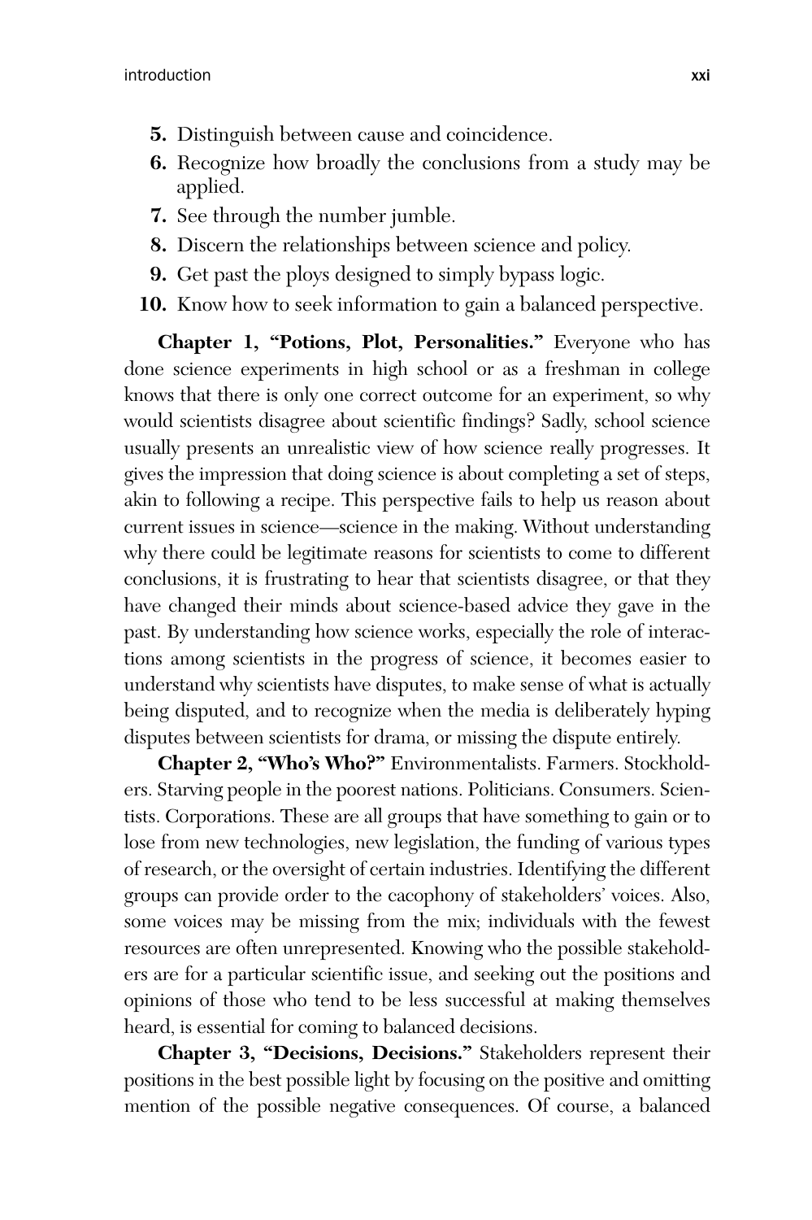5. Distinguish between cause and coincidence.
6. Recognize how broadly the conclusions from a study may be applied.
7. See through the number jumble.
8. Discern the relationships between science and policy.
9. Get past the ploys designed to simply bypass logic.
10. Know how to seek information to gain a balanced perspective.

**Chapter 1, "Potions, Plot, Personalities."** Everyone who has done science experiments in high school or as a freshman in college knows that there is only one correct outcome for an experiment, so why would scientists disagree about scientific findings? Sadly, school science usually presents an unrealistic view of how science really progresses. It gives the impression that doing science is about completing a set of steps, akin to following a recipe. This perspective fails to help us reason about current issues in science—science in the making. Without understanding why there could be legitimate reasons for scientists to come to different conclusions, it is frustrating to hear that scientists disagree, or that they have changed their minds about science-based advice they gave in the past. By understanding how science works, especially the role of interactions among scientists in the progress of science, it becomes easier to understand why scientists have disputes, to make sense of what is actually being disputed, and to recognize when the media is deliberately hyping disputes between scientists for drama, or missing the dispute entirely.

**Chapter 2, "Who's Who?"** Environmentalists. Farmers. Stockholders. Starving people in the poorest nations. Politicians. Consumers. Scientists. Corporations. These are all groups that have something to gain or to lose from new technologies, new legislation, the funding of various types of research, or the oversight of certain industries. Identifying the different groups can provide order to the cacophony of stakeholders' voices. Also, some voices may be missing from the mix; individuals with the fewest resources are often unrepresented. Knowing who the possible stakeholders are for a particular scientific issue, and seeking out the positions and opinions of those who tend to be less successful at making themselves heard, is essential for coming to balanced decisions.

**Chapter 3, "Decisions, Decisions."** Stakeholders represent their positions in the best possible light by focusing on the positive and omitting mention of the possible negative consequences. Of course, a balanced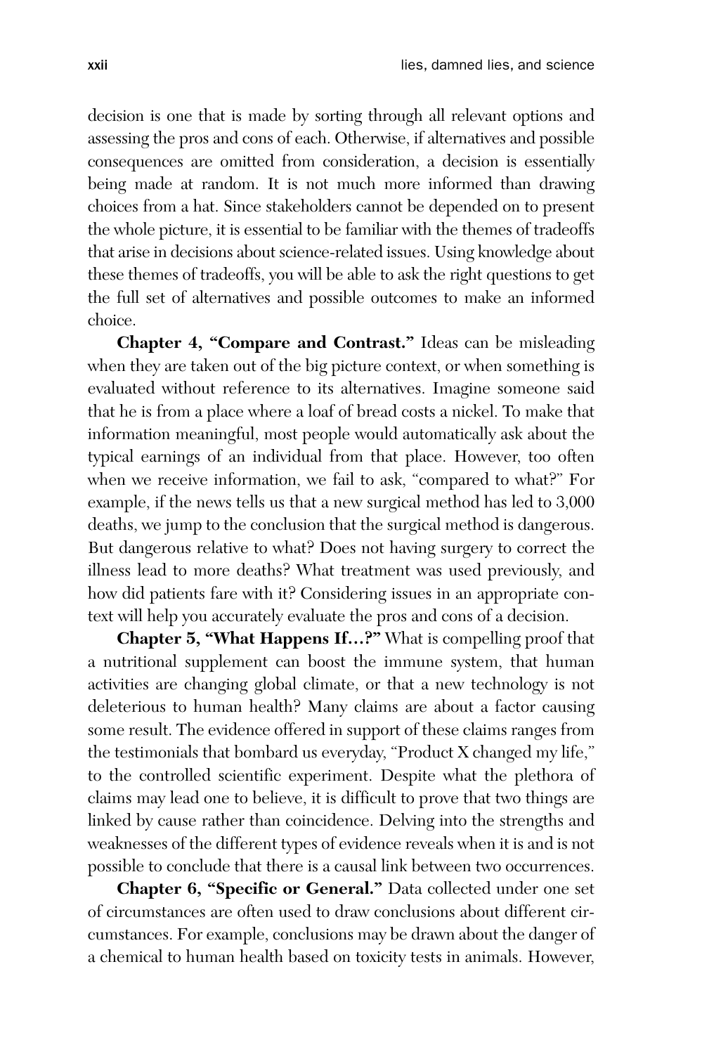decision is one that is made by sorting through all relevant options and assessing the pros and cons of each. Otherwise, if alternatives and possible consequences are omitted from consideration, a decision is essentially being made at random. It is not much more informed than drawing choices from a hat. Since stakeholders cannot be depended on to present the whole picture, it is essential to be familiar with the themes of tradeoffs that arise in decisions about science-related issues. Using knowledge about these themes of tradeoffs, you will be able to ask the right questions to get the full set of alternatives and possible outcomes to make an informed choice.

**Chapter 4, "Compare and Contrast."** Ideas can be misleading when they are taken out of the big picture context, or when something is evaluated without reference to its alternatives. Imagine someone said that he is from a place where a loaf of bread costs a nickel. To make that information meaningful, most people would automatically ask about the typical earnings of an individual from that place. However, too often when we receive information, we fail to ask, "compared to what?" For example, if the news tells us that a new surgical method has led to 3,000 deaths, we jump to the conclusion that the surgical method is dangerous. But dangerous relative to what? Does not having surgery to correct the illness lead to more deaths? What treatment was used previously, and how did patients fare with it? Considering issues in an appropriate context will help you accurately evaluate the pros and cons of a decision.

**Chapter 5, "What Happens If…?"** What is compelling proof that a nutritional supplement can boost the immune system, that human activities are changing global climate, or that a new technology is not deleterious to human health? Many claims are about a factor causing some result. The evidence offered in support of these claims ranges from the testimonials that bombard us everyday, "Product X changed my life," to the controlled scientific experiment. Despite what the plethora of claims may lead one to believe, it is difficult to prove that two things are linked by cause rather than coincidence. Delving into the strengths and weaknesses of the different types of evidence reveals when it is and is not possible to conclude that there is a causal link between two occurrences.

**Chapter 6, "Specific or General."** Data collected under one set of circumstances are often used to draw conclusions about different circumstances. For example, conclusions may be drawn about the danger of a chemical to human health based on toxicity tests in animals. However,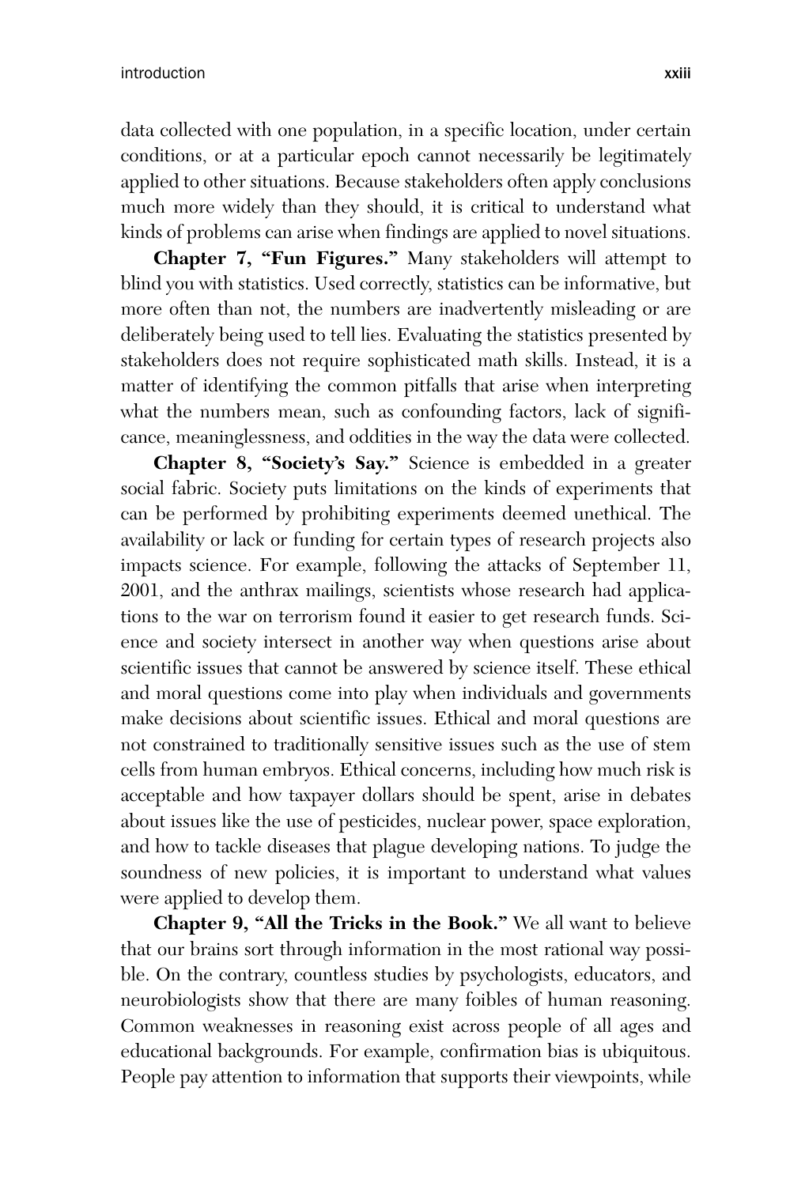data collected with one population, in a specific location, under certain conditions, or at a particular epoch cannot necessarily be legitimately applied to other situations. Because stakeholders often apply conclusions much more widely than they should, it is critical to understand what kinds of problems can arise when findings are applied to novel situations.

**Chapter 7, "Fun Figures."** Many stakeholders will attempt to blind you with statistics. Used correctly, statistics can be informative, but more often than not, the numbers are inadvertently misleading or are deliberately being used to tell lies. Evaluating the statistics presented by stakeholders does not require sophisticated math skills. Instead, it is a matter of identifying the common pitfalls that arise when interpreting what the numbers mean, such as confounding factors, lack of significance, meaninglessness, and oddities in the way the data were collected.

**Chapter 8, "Society's Say."** Science is embedded in a greater social fabric. Society puts limitations on the kinds of experiments that can be performed by prohibiting experiments deemed unethical. The availability or lack or funding for certain types of research projects also impacts science. For example, following the attacks of September 11, 2001, and the anthrax mailings, scientists whose research had applications to the war on terrorism found it easier to get research funds. Science and society intersect in another way when questions arise about scientific issues that cannot be answered by science itself. These ethical and moral questions come into play when individuals and governments make decisions about scientific issues. Ethical and moral questions are not constrained to traditionally sensitive issues such as the use of stem cells from human embryos. Ethical concerns, including how much risk is acceptable and how taxpayer dollars should be spent, arise in debates about issues like the use of pesticides, nuclear power, space exploration, and how to tackle diseases that plague developing nations. To judge the soundness of new policies, it is important to understand what values were applied to develop them.

**Chapter 9, "All the Tricks in the Book."** We all want to believe that our brains sort through information in the most rational way possible. On the contrary, countless studies by psychologists, educators, and neurobiologists show that there are many foibles of human reasoning. Common weaknesses in reasoning exist across people of all ages and educational backgrounds. For example, confirmation bias is ubiquitous. People pay attention to information that supports their viewpoints, while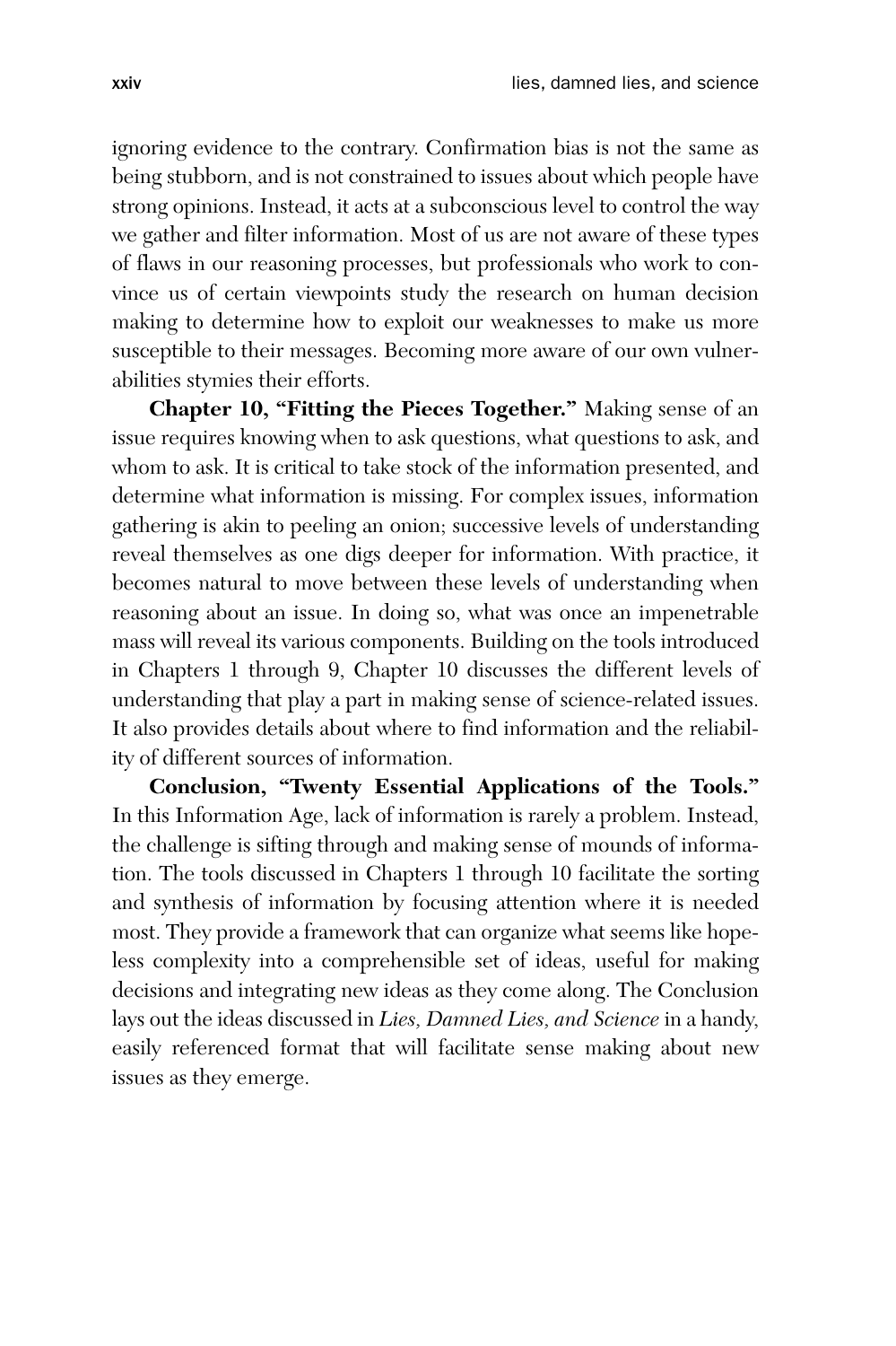ignoring evidence to the contrary. Confirmation bias is not the same as being stubborn, and is not constrained to issues about which people have strong opinions. Instead, it acts at a subconscious level to control the way we gather and filter information. Most of us are not aware of these types of flaws in our reasoning processes, but professionals who work to convince us of certain viewpoints study the research on human decision making to determine how to exploit our weaknesses to make us more susceptible to their messages. Becoming more aware of our own vulnerabilities stymies their efforts.

**Chapter 10, "Fitting the Pieces Together."** Making sense of an issue requires knowing when to ask questions, what questions to ask, and whom to ask. It is critical to take stock of the information presented, and determine what information is missing. For complex issues, information gathering is akin to peeling an onion; successive levels of understanding reveal themselves as one digs deeper for information. With practice, it becomes natural to move between these levels of understanding when reasoning about an issue. In doing so, what was once an impenetrable mass will reveal its various components. Building on the tools introduced in Chapters 1 through 9, Chapter 10 discusses the different levels of understanding that play a part in making sense of science-related issues. It also provides details about where to find information and the reliability of different sources of information.

**Conclusion, "Twenty Essential Applications of the Tools."** In this Information Age, lack of information is rarely a problem. Instead, the challenge is sifting through and making sense of mounds of information. The tools discussed in Chapters 1 through 10 facilitate the sorting and synthesis of information by focusing attention where it is needed most. They provide a framework that can organize what seems like hopeless complexity into a comprehensible set of ideas, useful for making decisions and integrating new ideas as they come along. The Conclusion lays out the ideas discussed in *Lies, Damned Lies, and Science* in a handy, easily referenced format that will facilitate sense making about new issues as they emerge.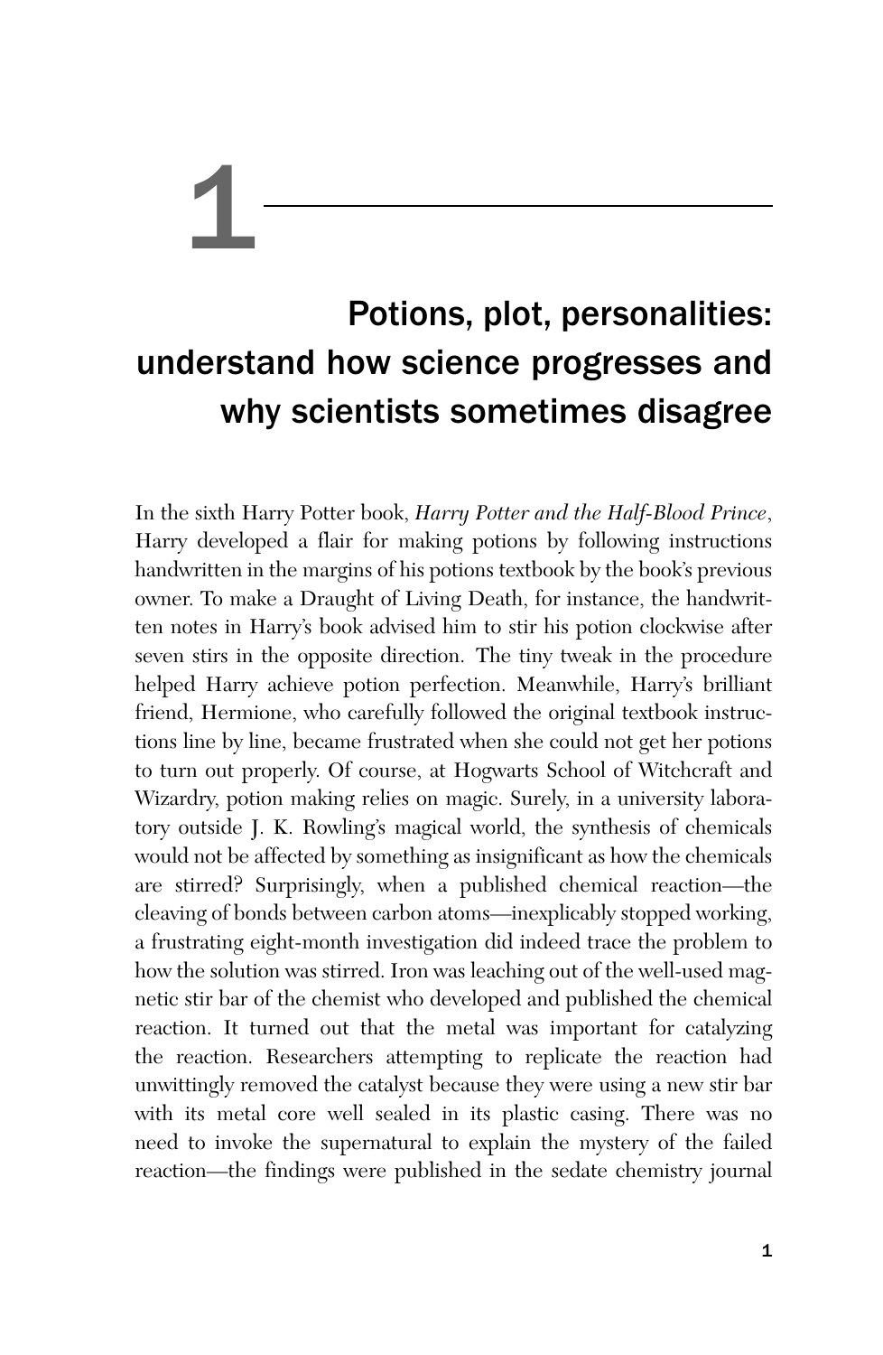# 1

## Potions, plot, personalities: understand how science progresses and why scientists sometimes disagree

In the sixth Harry Potter book, *Harry Potter and the Half-Blood Prince*, Harry developed a flair for making potions by following instructions handwritten in the margins of his potions textbook by the book's previous owner. To make a Draught of Living Death, for instance, the handwritten notes in Harry's book advised him to stir his potion clockwise after seven stirs in the opposite direction. The tiny tweak in the procedure helped Harry achieve potion perfection. Meanwhile, Harry's brilliant friend, Hermione, who carefully followed the original textbook instructions line by line, became frustrated when she could not get her potions to turn out properly. Of course, at Hogwarts School of Witchcraft and Wizardry, potion making relies on magic. Surely, in a university laboratory outside J. K. Rowling's magical world, the synthesis of chemicals would not be affected by something as insignificant as how the chemicals are stirred? Surprisingly, when a published chemical reaction—the cleaving of bonds between carbon atoms—inexplicably stopped working, a frustrating eight-month investigation did indeed trace the problem to how the solution was stirred. Iron was leaching out of the well-used magnetic stir bar of the chemist who developed and published the chemical reaction. It turned out that the metal was important for catalyzing the reaction. Researchers attempting to replicate the reaction had unwittingly removed the catalyst because they were using a new stir bar with its metal core well sealed in its plastic casing. There was no need to invoke the supernatural to explain the mystery of the failed reaction—the findings were published in the sedate chemistry journal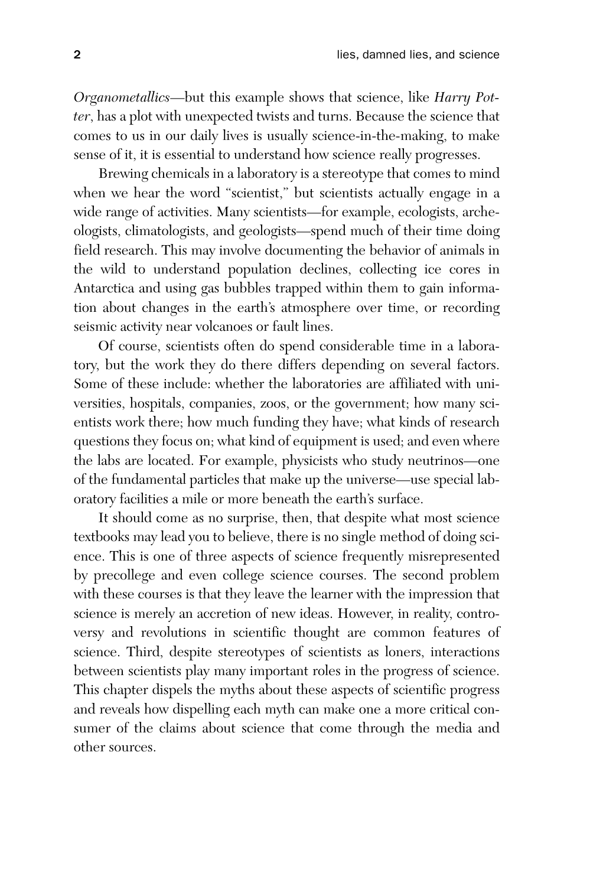*Organometallics*—but this example shows that science, like *Harry Potter*, has a plot with unexpected twists and turns. Because the science that comes to us in our daily lives is usually science-in-the-making, to make sense of it, it is essential to understand how science really progresses.

Brewing chemicals in a laboratory is a stereotype that comes to mind when we hear the word "scientist," but scientists actually engage in a wide range of activities. Many scientists—for example, ecologists, archeologists, climatologists, and geologists—spend much of their time doing field research. This may involve documenting the behavior of animals in the wild to understand population declines, collecting ice cores in Antarctica and using gas bubbles trapped within them to gain information about changes in the earth's atmosphere over time, or recording seismic activity near volcanoes or fault lines.

Of course, scientists often do spend considerable time in a laboratory, but the work they do there differs depending on several factors. Some of these include: whether the laboratories are affiliated with universities, hospitals, companies, zoos, or the government; how many scientists work there; how much funding they have; what kinds of research questions they focus on; what kind of equipment is used; and even where the labs are located. For example, physicists who study neutrinos—one of the fundamental particles that make up the universe—use special laboratory facilities a mile or more beneath the earth's surface.

It should come as no surprise, then, that despite what most science textbooks may lead you to believe, there is no single method of doing science. This is one of three aspects of science frequently misrepresented by precollege and even college science courses. The second problem with these courses is that they leave the learner with the impression that science is merely an accretion of new ideas. However, in reality, controversy and revolutions in scientific thought are common features of science. Third, despite stereotypes of scientists as loners, interactions between scientists play many important roles in the progress of science. This chapter dispels the myths about these aspects of scientific progress and reveals how dispelling each myth can make one a more critical consumer of the claims about science that come through the media and other sources.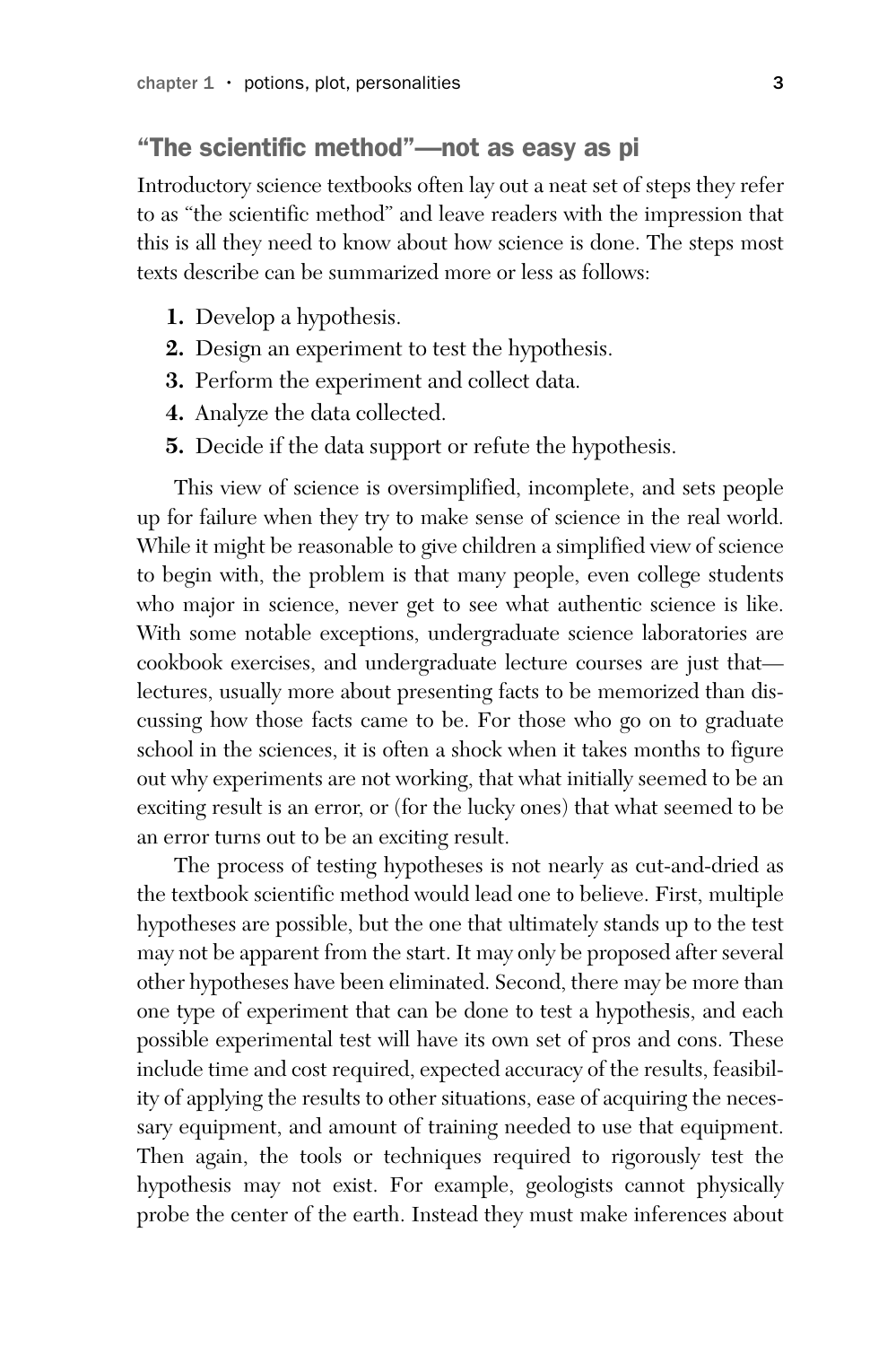## “The scientific method”—not as easy as pi

Introductory science textbooks often lay out a neat set of steps they refer to as “the scientific method” and leave readers with the impression that this is all they need to know about how science is done. The steps most texts describe can be summarized more or less as follows:

1. Develop a hypothesis.
2. Design an experiment to test the hypothesis.
3. Perform the experiment and collect data.
4. Analyze the data collected.
5. Decide if the data support or refute the hypothesis.

This view of science is oversimplified, incomplete, and sets people up for failure when they try to make sense of science in the real world. While it might be reasonable to give children a simplified view of science to begin with, the problem is that many people, even college students who major in science, never get to see what authentic science is like. With some notable exceptions, undergraduate science laboratories are cookbook exercises, and undergraduate lecture courses are just that—lectures, usually more about presenting facts to be memorized than discussing how those facts came to be. For those who go on to graduate school in the sciences, it is often a shock when it takes months to figure out why experiments are not working, that what initially seemed to be an exciting result is an error, or (for the lucky ones) that what seemed to be an error turns out to be an exciting result.

The process of testing hypotheses is not nearly as cut-and-dried as the textbook scientific method would lead one to believe. First, multiple hypotheses are possible, but the one that ultimately stands up to the test may not be apparent from the start. It may only be proposed after several other hypotheses have been eliminated. Second, there may be more than one type of experiment that can be done to test a hypothesis, and each possible experimental test will have its own set of pros and cons. These include time and cost required, expected accuracy of the results, feasibility of applying the results to other situations, ease of acquiring the necessary equipment, and amount of training needed to use that equipment. Then again, the tools or techniques required to rigorously test the hypothesis may not exist. For example, geologists cannot physically probe the center of the earth. Instead they must make inferences about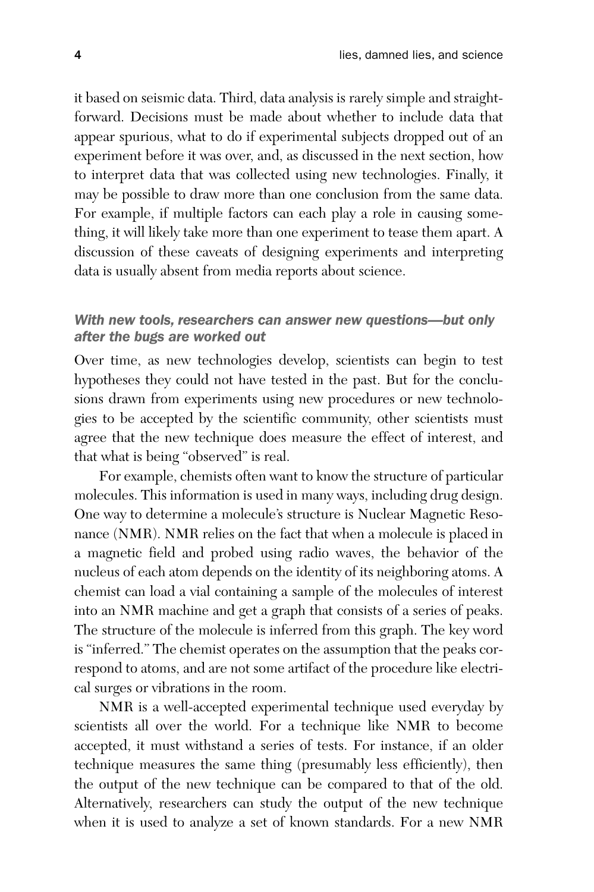it based on seismic data. Third, data analysis is rarely simple and straightforward. Decisions must be made about whether to include data that appear spurious, what to do if experimental subjects dropped out of an experiment before it was over, and, as discussed in the next section, how to interpret data that was collected using new technologies. Finally, it may be possible to draw more than one conclusion from the same data. For example, if multiple factors can each play a role in causing something, it will likely take more than one experiment to tease them apart. A discussion of these caveats of designing experiments and interpreting data is usually absent from media reports about science.

### *With new tools, researchers can answer new questions—but only after the bugs are worked out*

Over time, as new technologies develop, scientists can begin to test hypotheses they could not have tested in the past. But for the conclusions drawn from experiments using new procedures or new technologies to be accepted by the scientific community, other scientists must agree that the new technique does measure the effect of interest, and that what is being "observed" is real.

For example, chemists often want to know the structure of particular molecules. This information is used in many ways, including drug design. One way to determine a molecule's structure is Nuclear Magnetic Resonance (NMR). NMR relies on the fact that when a molecule is placed in a magnetic field and probed using radio waves, the behavior of the nucleus of each atom depends on the identity of its neighboring atoms. A chemist can load a vial containing a sample of the molecules of interest into an NMR machine and get a graph that consists of a series of peaks. The structure of the molecule is inferred from this graph. The key word is "inferred." The chemist operates on the assumption that the peaks correspond to atoms, and are not some artifact of the procedure like electrical surges or vibrations in the room.

NMR is a well-accepted experimental technique used everyday by scientists all over the world. For a technique like NMR to become accepted, it must withstand a series of tests. For instance, if an older technique measures the same thing (presumably less efficiently), then the output of the new technique can be compared to that of the old. Alternatively, researchers can study the output of the new technique when it is used to analyze a set of known standards. For a new NMR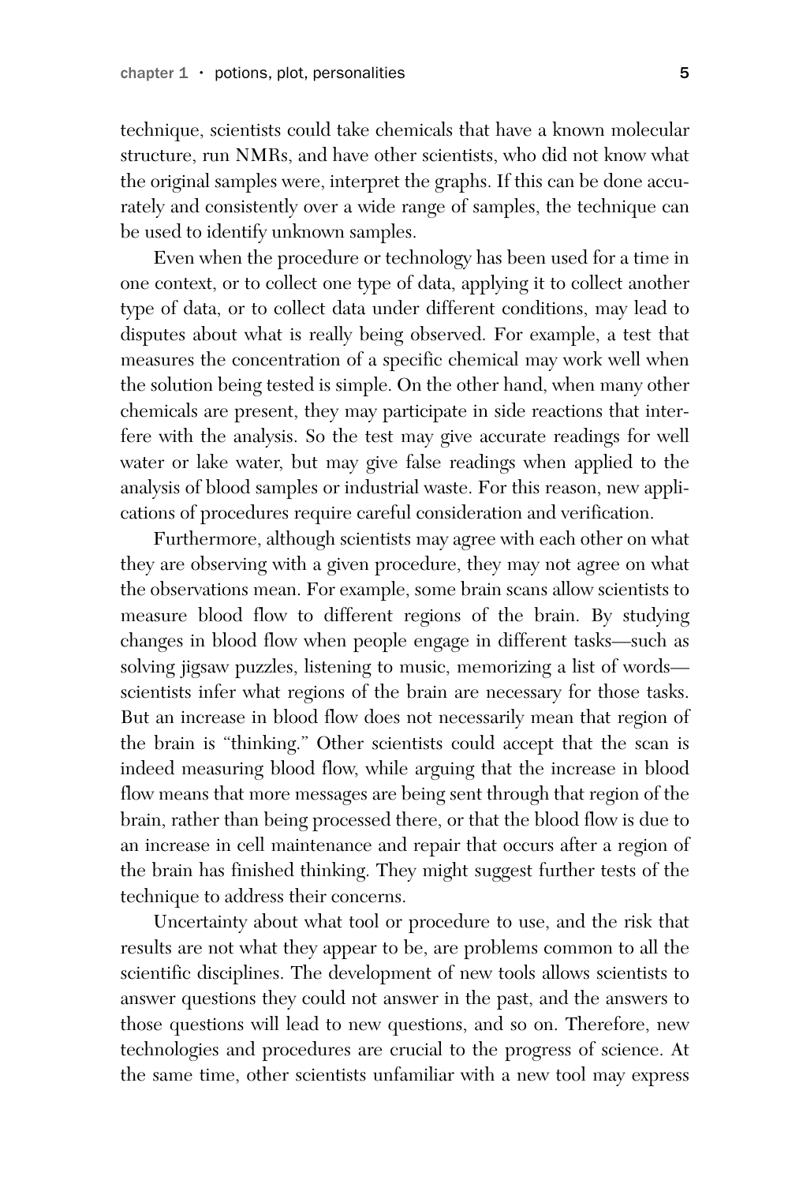technique, scientists could take chemicals that have a known molecular structure, run NMRs, and have other scientists, who did not know what the original samples were, interpret the graphs. If this can be done accurately and consistently over a wide range of samples, the technique can be used to identify unknown samples.

Even when the procedure or technology has been used for a time in one context, or to collect one type of data, applying it to collect another type of data, or to collect data under different conditions, may lead to disputes about what is really being observed. For example, a test that measures the concentration of a specific chemical may work well when the solution being tested is simple. On the other hand, when many other chemicals are present, they may participate in side reactions that interfere with the analysis. So the test may give accurate readings for well water or lake water, but may give false readings when applied to the analysis of blood samples or industrial waste. For this reason, new applications of procedures require careful consideration and verification.

Furthermore, although scientists may agree with each other on what they are observing with a given procedure, they may not agree on what the observations mean. For example, some brain scans allow scientists to measure blood flow to different regions of the brain. By studying changes in blood flow when people engage in different tasks—such as solving jigsaw puzzles, listening to music, memorizing a list of words—scientists infer what regions of the brain are necessary for those tasks. But an increase in blood flow does not necessarily mean that region of the brain is "thinking." Other scientists could accept that the scan is indeed measuring blood flow, while arguing that the increase in blood flow means that more messages are being sent through that region of the brain, rather than being processed there, or that the blood flow is due to an increase in cell maintenance and repair that occurs after a region of the brain has finished thinking. They might suggest further tests of the technique to address their concerns.

Uncertainty about what tool or procedure to use, and the risk that results are not what they appear to be, are problems common to all the scientific disciplines. The development of new tools allows scientists to answer questions they could not answer in the past, and the answers to those questions will lead to new questions, and so on. Therefore, new technologies and procedures are crucial to the progress of science. At the same time, other scientists unfamiliar with a new tool may express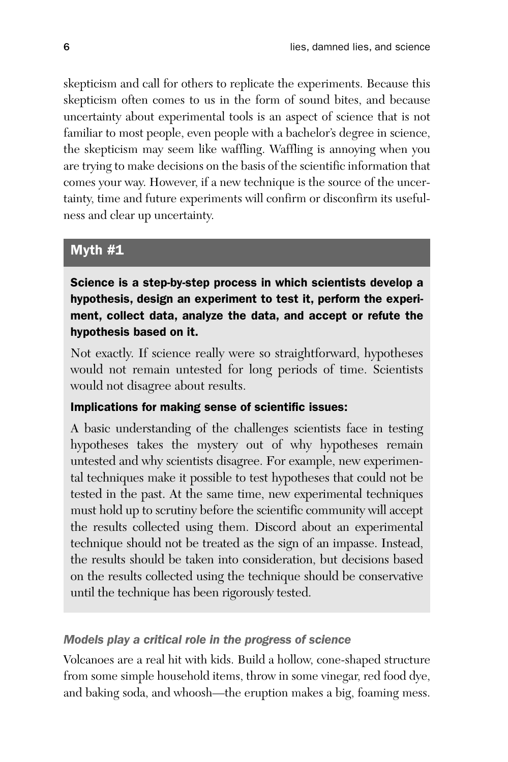skepticism and call for others to replicate the experiments. Because this skepticism often comes to us in the form of sound bites, and because uncertainty about experimental tools is an aspect of science that is not familiar to most people, even people with a bachelor's degree in science, the skepticism may seem like waffling. Waffling is annoying when you are trying to make decisions on the basis of the scientific information that comes your way. However, if a new technique is the source of the uncertainty, time and future experiments will confirm or disconfirm its usefulness and clear up uncertainty.

### Myth #1

**Science is a step-by-step process in which scientists develop a hypothesis, design an experiment to test it, perform the experiment, collect data, analyze the data, and accept or refute the hypothesis based on it.**

Not exactly. If science really were so straightforward, hypotheses would not remain untested for long periods of time. Scientists would not disagree about results.

**Implications for making sense of scientific issues:**

A basic understanding of the challenges scientists face in testing hypotheses takes the mystery out of why hypotheses remain untested and why scientists disagree. For example, new experimental techniques make it possible to test hypotheses that could not be tested in the past. At the same time, new experimental techniques must hold up to scrutiny before the scientific community will accept the results collected using them. Discord about an experimental technique should not be treated as the sign of an impasse. Instead, the results should be taken into consideration, but decisions based on the results collected using the technique should be conservative until the technique has been rigorously tested.

### *Models play a critical role in the progress of science*

Volcanoes are a real hit with kids. Build a hollow, cone-shaped structure from some simple household items, throw in some vinegar, red food dye, and baking soda, and whoosh—the eruption makes a big, foaming mess.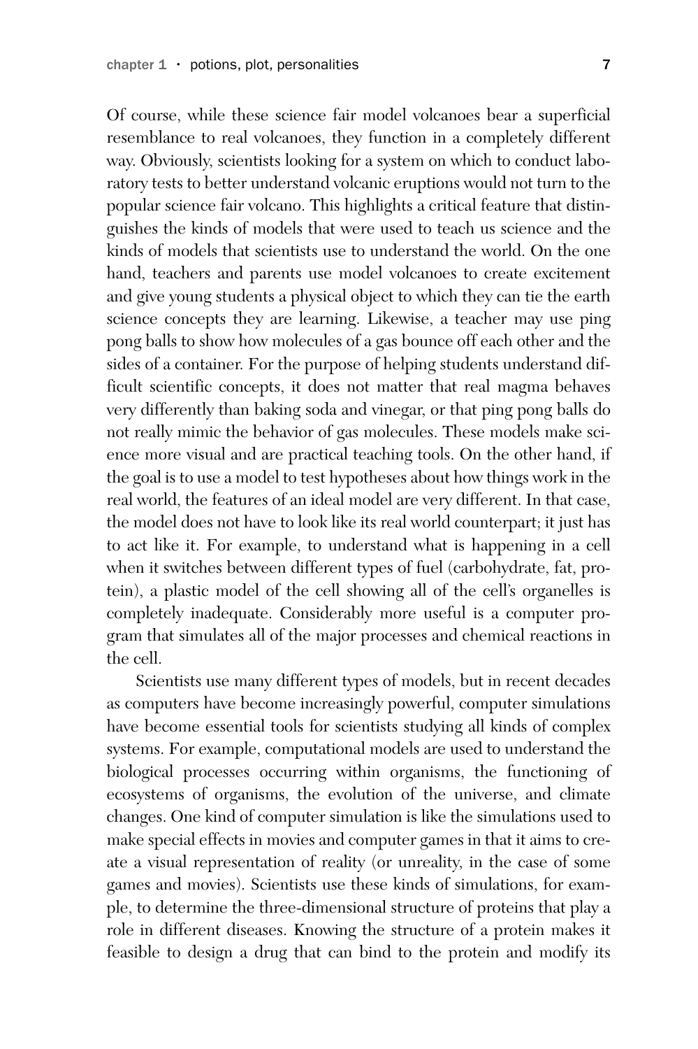Of course, while these science fair model volcanoes bear a superficial resemblance to real volcanoes, they function in a completely different way. Obviously, scientists looking for a system on which to conduct laboratory tests to better understand volcanic eruptions would not turn to the popular science fair volcano. This highlights a critical feature that distinguishes the kinds of models that were used to teach us science and the kinds of models that scientists use to understand the world. On the one hand, teachers and parents use model volcanoes to create excitement and give young students a physical object to which they can tie the earth science concepts they are learning. Likewise, a teacher may use ping pong balls to show how molecules of a gas bounce off each other and the sides of a container. For the purpose of helping students understand difficult scientific concepts, it does not matter that real magma behaves very differently than baking soda and vinegar, or that ping pong balls do not really mimic the behavior of gas molecules. These models make science more visual and are practical teaching tools. On the other hand, if the goal is to use a model to test hypotheses about how things work in the real world, the features of an ideal model are very different. In that case, the model does not have to look like its real world counterpart; it just has to act like it. For example, to understand what is happening in a cell when it switches between different types of fuel (carbohydrate, fat, protein), a plastic model of the cell showing all of the cell's organelles is completely inadequate. Considerably more useful is a computer program that simulates all of the major processes and chemical reactions in the cell.

Scientists use many different types of models, but in recent decades as computers have become increasingly powerful, computer simulations have become essential tools for scientists studying all kinds of complex systems. For example, computational models are used to understand the biological processes occurring within organisms, the functioning of ecosystems of organisms, the evolution of the universe, and climate changes. One kind of computer simulation is like the simulations used to make special effects in movies and computer games in that it aims to create a visual representation of reality (or unreality, in the case of some games and movies). Scientists use these kinds of simulations, for example, to determine the three-dimensional structure of proteins that play a role in different diseases. Knowing the structure of a protein makes it feasible to design a drug that can bind to the protein and modify its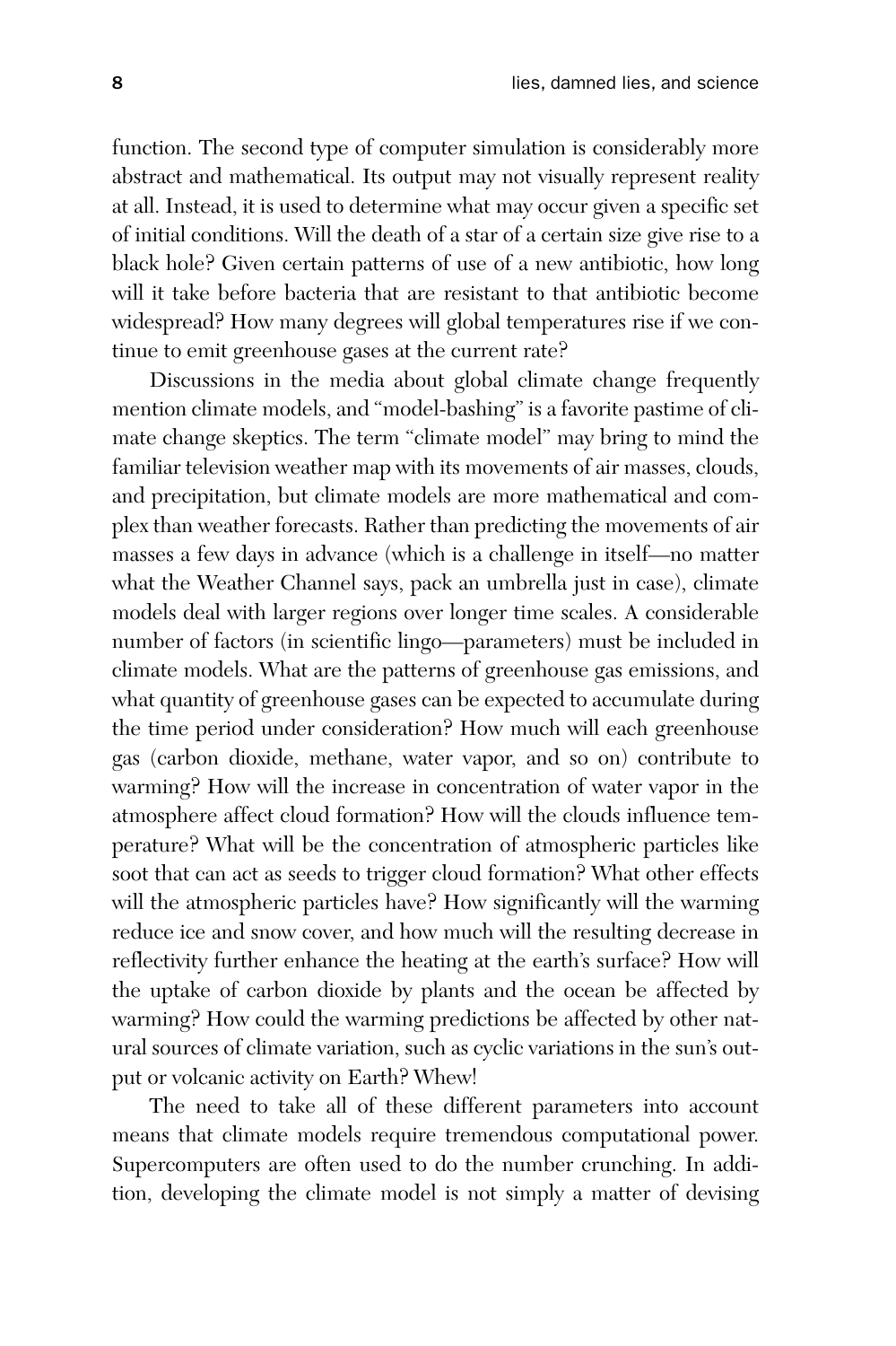function. The second type of computer simulation is considerably more abstract and mathematical. Its output may not visually represent reality at all. Instead, it is used to determine what may occur given a specific set of initial conditions. Will the death of a star of a certain size give rise to a black hole? Given certain patterns of use of a new antibiotic, how long will it take before bacteria that are resistant to that antibiotic become widespread? How many degrees will global temperatures rise if we continue to emit greenhouse gases at the current rate?

Discussions in the media about global climate change frequently mention climate models, and "model-bashing" is a favorite pastime of climate change skeptics. The term "climate model" may bring to mind the familiar television weather map with its movements of air masses, clouds, and precipitation, but climate models are more mathematical and complex than weather forecasts. Rather than predicting the movements of air masses a few days in advance (which is a challenge in itself—no matter what the Weather Channel says, pack an umbrella just in case), climate models deal with larger regions over longer time scales. A considerable number of factors (in scientific lingo—parameters) must be included in climate models. What are the patterns of greenhouse gas emissions, and what quantity of greenhouse gases can be expected to accumulate during the time period under consideration? How much will each greenhouse gas (carbon dioxide, methane, water vapor, and so on) contribute to warming? How will the increase in concentration of water vapor in the atmosphere affect cloud formation? How will the clouds influence temperature? What will be the concentration of atmospheric particles like soot that can act as seeds to trigger cloud formation? What other effects will the atmospheric particles have? How significantly will the warming reduce ice and snow cover, and how much will the resulting decrease in reflectivity further enhance the heating at the earth's surface? How will the uptake of carbon dioxide by plants and the ocean be affected by warming? How could the warming predictions be affected by other natural sources of climate variation, such as cyclic variations in the sun's output or volcanic activity on Earth? Whew!

The need to take all of these different parameters into account means that climate models require tremendous computational power. Supercomputers are often used to do the number crunching. In addition, developing the climate model is not simply a matter of devising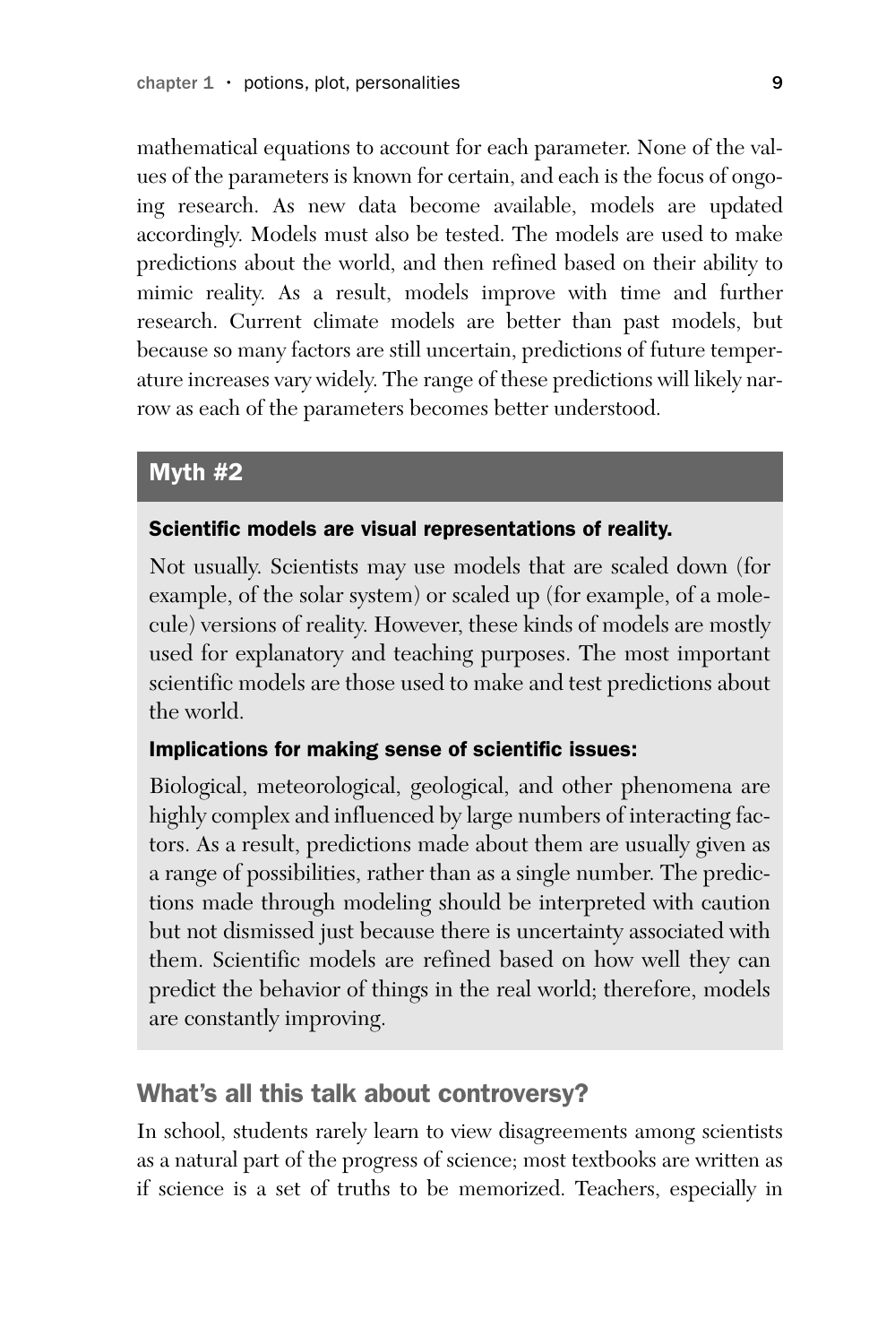mathematical equations to account for each parameter. None of the values of the parameters is known for certain, and each is the focus of ongoing research. As new data become available, models are updated accordingly. Models must also be tested. The models are used to make predictions about the world, and then refined based on their ability to mimic reality. As a result, models improve with time and further research. Current climate models are better than past models, but because so many factors are still uncertain, predictions of future temperature increases vary widely. The range of these predictions will likely narrow as each of the parameters becomes better understood.

## Myth #2

**Scientific models are visual representations of reality.**

Not usually. Scientists may use models that are scaled down (for example, of the solar system) or scaled up (for example, of a molecule) versions of reality. However, these kinds of models are mostly used for explanatory and teaching purposes. The most important scientific models are those used to make and test predictions about the world.

**Implications for making sense of scientific issues:**

Biological, meteorological, geological, and other phenomena are highly complex and influenced by large numbers of interacting factors. As a result, predictions made about them are usually given as a range of possibilities, rather than as a single number. The predictions made through modeling should be interpreted with caution but not dismissed just because there is uncertainty associated with them. Scientific models are refined based on how well they can predict the behavior of things in the real world; therefore, models are constantly improving.

## What's all this talk about controversy?

In school, students rarely learn to view disagreements among scientists as a natural part of the progress of science; most textbooks are written as if science is a set of truths to be memorized. Teachers, especially in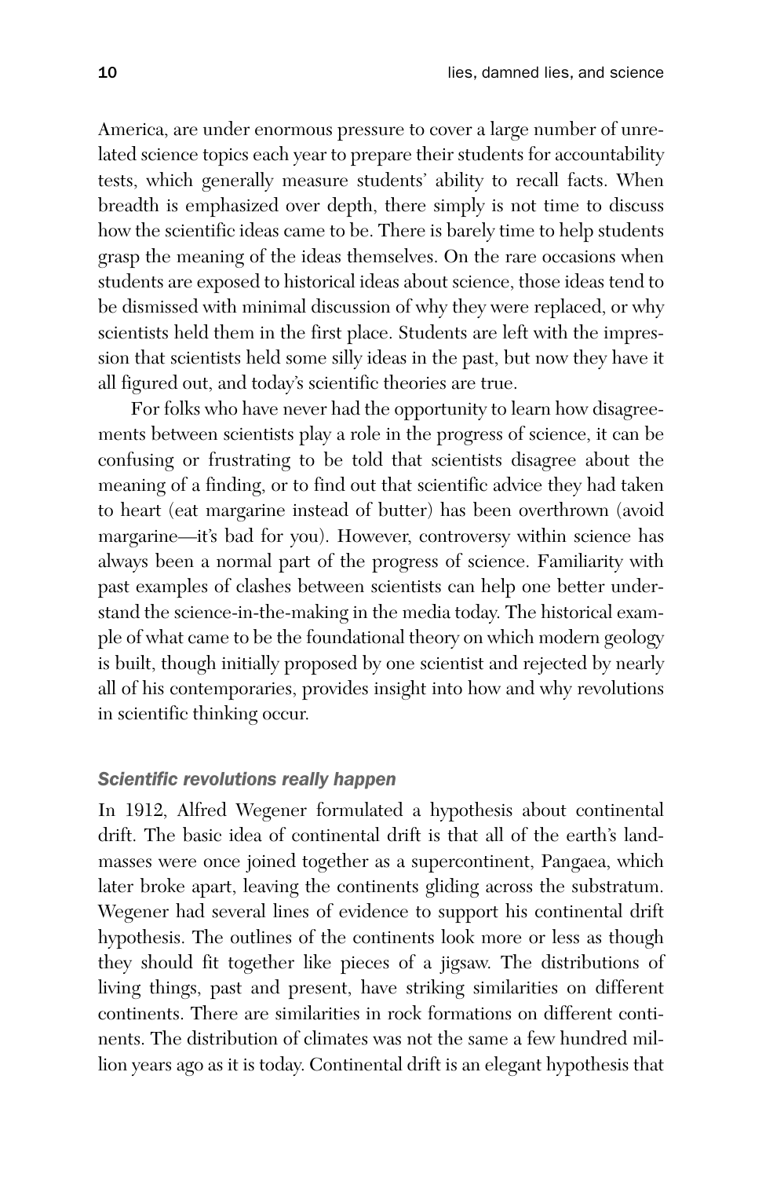America, are under enormous pressure to cover a large number of unrelated science topics each year to prepare their students for accountability tests, which generally measure students' ability to recall facts. When breadth is emphasized over depth, there simply is not time to discuss how the scientific ideas came to be. There is barely time to help students grasp the meaning of the ideas themselves. On the rare occasions when students are exposed to historical ideas about science, those ideas tend to be dismissed with minimal discussion of why they were replaced, or why scientists held them in the first place. Students are left with the impression that scientists held some silly ideas in the past, but now they have it all figured out, and today's scientific theories are true.

For folks who have never had the opportunity to learn how disagreements between scientists play a role in the progress of science, it can be confusing or frustrating to be told that scientists disagree about the meaning of a finding, or to find out that scientific advice they had taken to heart (eat margarine instead of butter) has been overthrown (avoid margarine—it's bad for you). However, controversy within science has always been a normal part of the progress of science. Familiarity with past examples of clashes between scientists can help one better understand the science-in-the-making in the media today. The historical example of what came to be the foundational theory on which modern geology is built, though initially proposed by one scientist and rejected by nearly all of his contemporaries, provides insight into how and why revolutions in scientific thinking occur.

### *Scientific revolutions really happen*

In 1912, Alfred Wegener formulated a hypothesis about continental drift. The basic idea of continental drift is that all of the earth's landmasses were once joined together as a supercontinent, Pangaea, which later broke apart, leaving the continents gliding across the substratum. Wegener had several lines of evidence to support his continental drift hypothesis. The outlines of the continents look more or less as though they should fit together like pieces of a jigsaw. The distributions of living things, past and present, have striking similarities on different continents. There are similarities in rock formations on different continents. The distribution of climates was not the same a few hundred million years ago as it is today. Continental drift is an elegant hypothesis that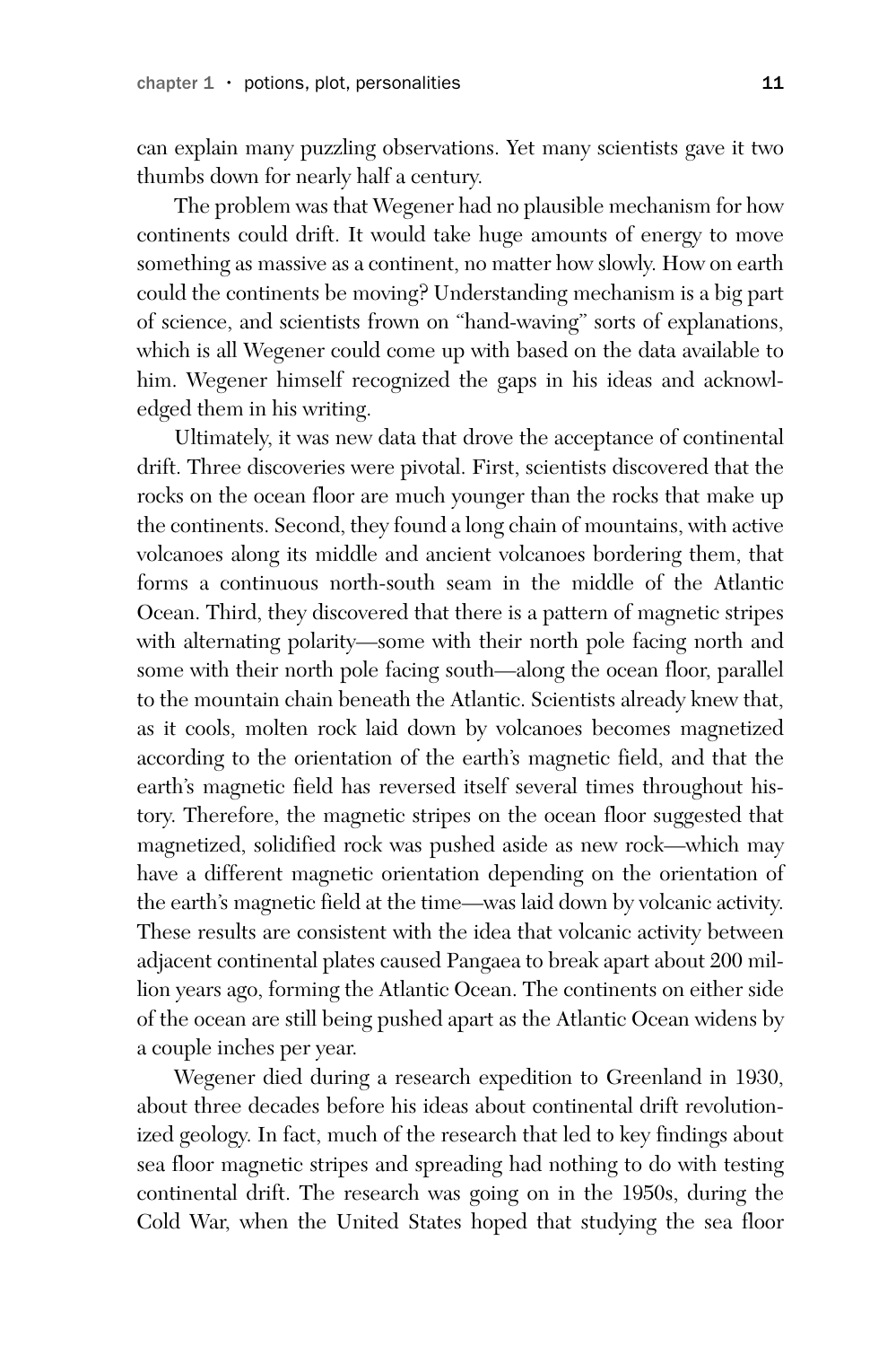can explain many puzzling observations. Yet many scientists gave it two thumbs down for nearly half a century.

The problem was that Wegener had no plausible mechanism for how continents could drift. It would take huge amounts of energy to move something as massive as a continent, no matter how slowly. How on earth could the continents be moving? Understanding mechanism is a big part of science, and scientists frown on "hand-waving" sorts of explanations, which is all Wegener could come up with based on the data available to him. Wegener himself recognized the gaps in his ideas and acknowledged them in his writing.

Ultimately, it was new data that drove the acceptance of continental drift. Three discoveries were pivotal. First, scientists discovered that the rocks on the ocean floor are much younger than the rocks that make up the continents. Second, they found a long chain of mountains, with active volcanoes along its middle and ancient volcanoes bordering them, that forms a continuous north-south seam in the middle of the Atlantic Ocean. Third, they discovered that there is a pattern of magnetic stripes with alternating polarity—some with their north pole facing north and some with their north pole facing south—along the ocean floor, parallel to the mountain chain beneath the Atlantic. Scientists already knew that, as it cools, molten rock laid down by volcanoes becomes magnetized according to the orientation of the earth's magnetic field, and that the earth's magnetic field has reversed itself several times throughout history. Therefore, the magnetic stripes on the ocean floor suggested that magnetized, solidified rock was pushed aside as new rock—which may have a different magnetic orientation depending on the orientation of the earth's magnetic field at the time—was laid down by volcanic activity. These results are consistent with the idea that volcanic activity between adjacent continental plates caused Pangaea to break apart about 200 million years ago, forming the Atlantic Ocean. The continents on either side of the ocean are still being pushed apart as the Atlantic Ocean widens by a couple inches per year.

Wegener died during a research expedition to Greenland in 1930, about three decades before his ideas about continental drift revolutionized geology. In fact, much of the research that led to key findings about sea floor magnetic stripes and spreading had nothing to do with testing continental drift. The research was going on in the 1950s, during the Cold War, when the United States hoped that studying the sea floor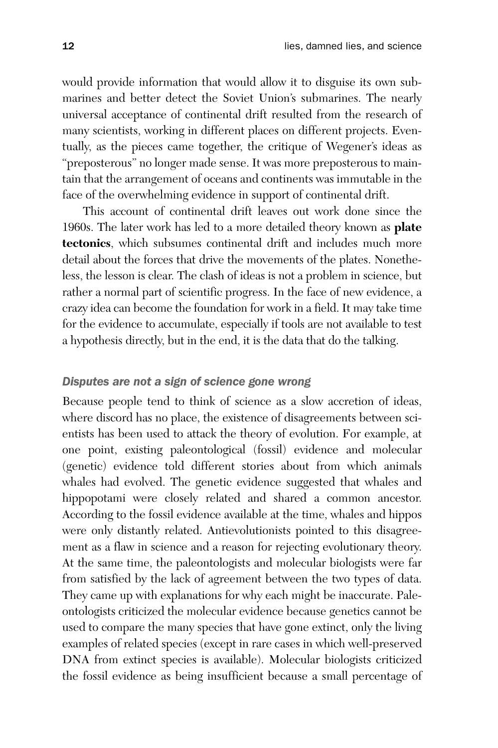would provide information that would allow it to disguise its own submarines and better detect the Soviet Union's submarines. The nearly universal acceptance of continental drift resulted from the research of many scientists, working in different places on different projects. Eventually, as the pieces came together, the critique of Wegener's ideas as "preposterous" no longer made sense. It was more preposterous to maintain that the arrangement of oceans and continents was immutable in the face of the overwhelming evidence in support of continental drift.

This account of continental drift leaves out work done since the 1960s. The later work has led to a more detailed theory known as **plate tectonics**, which subsumes continental drift and includes much more detail about the forces that drive the movements of the plates. Nonetheless, the lesson is clear. The clash of ideas is not a problem in science, but rather a normal part of scientific progress. In the face of new evidence, a crazy idea can become the foundation for work in a field. It may take time for the evidence to accumulate, especially if tools are not available to test a hypothesis directly, but in the end, it is the data that do the talking.

### *Disputes are not a sign of science gone wrong*

Because people tend to think of science as a slow accretion of ideas, where discord has no place, the existence of disagreements between scientists has been used to attack the theory of evolution. For example, at one point, existing paleontological (fossil) evidence and molecular (genetic) evidence told different stories about from which animals whales had evolved. The genetic evidence suggested that whales and hippopotami were closely related and shared a common ancestor. According to the fossil evidence available at the time, whales and hippos were only distantly related. Antievolutionists pointed to this disagreement as a flaw in science and a reason for rejecting evolutionary theory. At the same time, the paleontologists and molecular biologists were far from satisfied by the lack of agreement between the two types of data. They came up with explanations for why each might be inaccurate. Paleontologists criticized the molecular evidence because genetics cannot be used to compare the many species that have gone extinct, only the living examples of related species (except in rare cases in which well-preserved DNA from extinct species is available). Molecular biologists criticized the fossil evidence as being insufficient because a small percentage of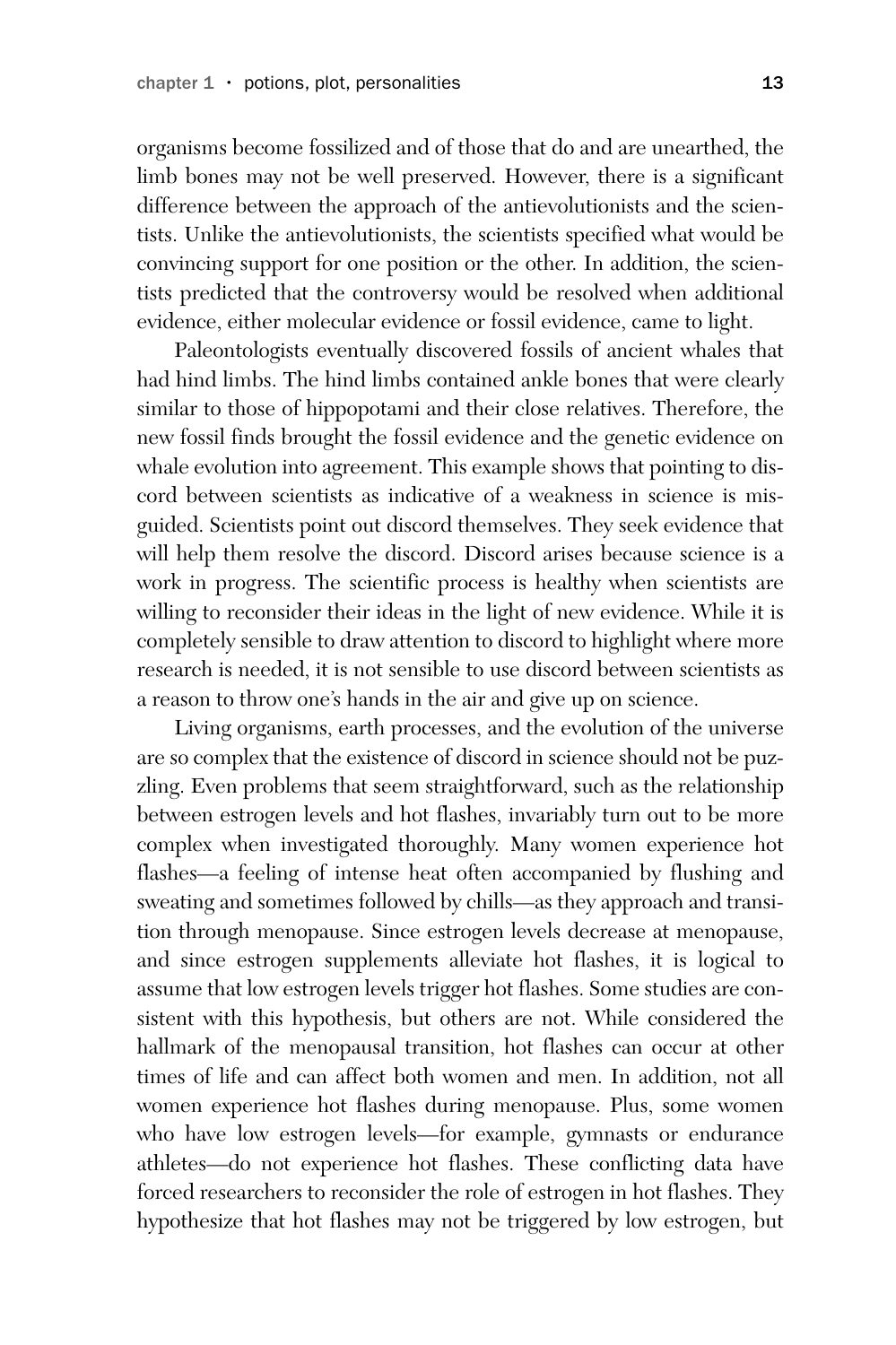organisms become fossilized and of those that do and are unearthed, the limb bones may not be well preserved. However, there is a significant difference between the approach of the antievolutionists and the scientists. Unlike the antievolutionists, the scientists specified what would be convincing support for one position or the other. In addition, the scientists predicted that the controversy would be resolved when additional evidence, either molecular evidence or fossil evidence, came to light.

Paleontologists eventually discovered fossils of ancient whales that had hind limbs. The hind limbs contained ankle bones that were clearly similar to those of hippopotami and their close relatives. Therefore, the new fossil finds brought the fossil evidence and the genetic evidence on whale evolution into agreement. This example shows that pointing to discord between scientists as indicative of a weakness in science is misguided. Scientists point out discord themselves. They seek evidence that will help them resolve the discord. Discord arises because science is a work in progress. The scientific process is healthy when scientists are willing to reconsider their ideas in the light of new evidence. While it is completely sensible to draw attention to discord to highlight where more research is needed, it is not sensible to use discord between scientists as a reason to throw one's hands in the air and give up on science.

Living organisms, earth processes, and the evolution of the universe are so complex that the existence of discord in science should not be puzzling. Even problems that seem straightforward, such as the relationship between estrogen levels and hot flashes, invariably turn out to be more complex when investigated thoroughly. Many women experience hot flashes—a feeling of intense heat often accompanied by flushing and sweating and sometimes followed by chills—as they approach and transition through menopause. Since estrogen levels decrease at menopause, and since estrogen supplements alleviate hot flashes, it is logical to assume that low estrogen levels trigger hot flashes. Some studies are consistent with this hypothesis, but others are not. While considered the hallmark of the menopausal transition, hot flashes can occur at other times of life and can affect both women and men. In addition, not all women experience hot flashes during menopause. Plus, some women who have low estrogen levels—for example, gymnasts or endurance athletes—do not experience hot flashes. These conflicting data have forced researchers to reconsider the role of estrogen in hot flashes. They hypothesize that hot flashes may not be triggered by low estrogen, but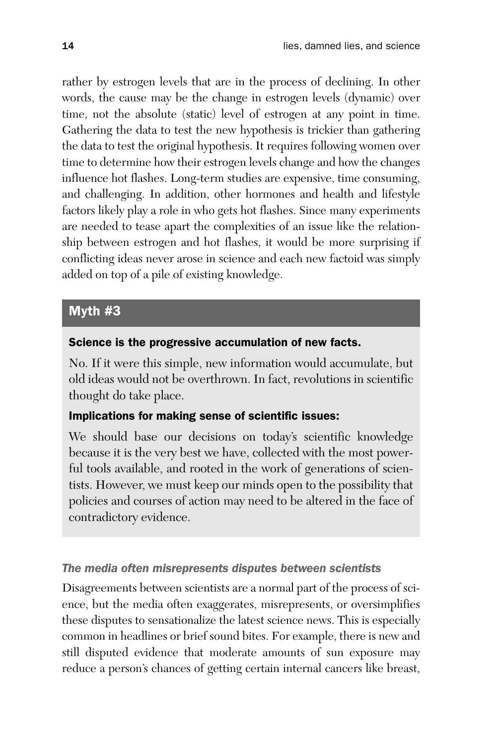rather by estrogen levels that are in the process of declining. In other words, the cause may be the change in estrogen levels (dynamic) over time, not the absolute (static) level of estrogen at any point in time. Gathering the data to test the new hypothesis is trickier than gathering the data to test the original hypothesis. It requires following women over time to determine how their estrogen levels change and how the changes influence hot flashes. Long-term studies are expensive, time consuming, and challenging. In addition, other hormones and health and lifestyle factors likely play a role in who gets hot flashes. Since many experiments are needed to tease apart the complexities of an issue like the relationship between estrogen and hot flashes, it would be more surprising if conflicting ideas never arose in science and each new factoid was simply added on top of a pile of existing knowledge.

## Myth #3

**Science is the progressive accumulation of new facts.**

No. If it were this simple, new information would accumulate, but old ideas would not be overthrown. In fact, revolutions in scientific thought do take place.

**Implications for making sense of scientific issues:**

We should base our decisions on today's scientific knowledge because it is the very best we have, collected with the most powerful tools available, and rooted in the work of generations of scientists. However, we must keep our minds open to the possibility that policies and courses of action may need to be altered in the face of contradictory evidence.

### *The media often misrepresents disputes between scientists*

Disagreements between scientists are a normal part of the process of science, but the media often exaggerates, misrepresents, or oversimplifies these disputes to sensationalize the latest science news. This is especially common in headlines or brief sound bites. For example, there is new and still disputed evidence that moderate amounts of sun exposure may reduce a person's chances of getting certain internal cancers like breast,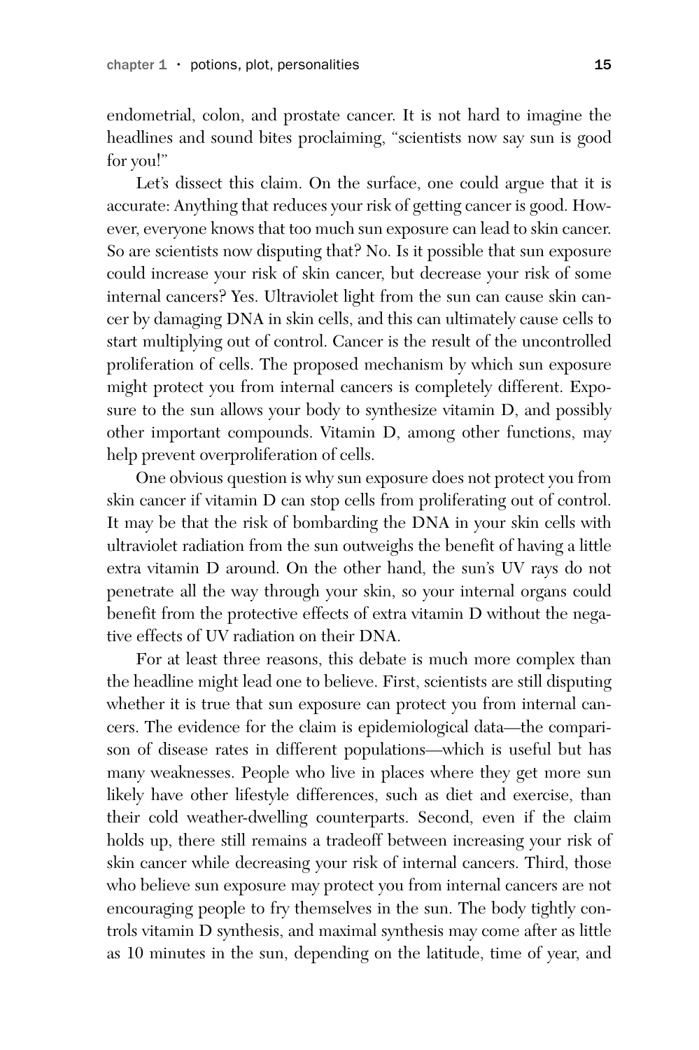endometrial, colon, and prostate cancer. It is not hard to imagine the headlines and sound bites proclaiming, "scientists now say sun is good for you!"

Let's dissect this claim. On the surface, one could argue that it is accurate: Anything that reduces your risk of getting cancer is good. However, everyone knows that too much sun exposure can lead to skin cancer. So are scientists now disputing that? No. Is it possible that sun exposure could increase your risk of skin cancer, but decrease your risk of some internal cancers? Yes. Ultraviolet light from the sun can cause skin cancer by damaging DNA in skin cells, and this can ultimately cause cells to start multiplying out of control. Cancer is the result of the uncontrolled proliferation of cells. The proposed mechanism by which sun exposure might protect you from internal cancers is completely different. Exposure to the sun allows your body to synthesize vitamin D, and possibly other important compounds. Vitamin D, among other functions, may help prevent overproliferation of cells.

One obvious question is why sun exposure does not protect you from skin cancer if vitamin D can stop cells from proliferating out of control. It may be that the risk of bombarding the DNA in your skin cells with ultraviolet radiation from the sun outweighs the benefit of having a little extra vitamin D around. On the other hand, the sun's UV rays do not penetrate all the way through your skin, so your internal organs could benefit from the protective effects of extra vitamin D without the negative effects of UV radiation on their DNA.

For at least three reasons, this debate is much more complex than the headline might lead one to believe. First, scientists are still disputing whether it is true that sun exposure can protect you from internal cancers. The evidence for the claim is epidemiological data—the comparison of disease rates in different populations—which is useful but has many weaknesses. People who live in places where they get more sun likely have other lifestyle differences, such as diet and exercise, than their cold weather-dwelling counterparts. Second, even if the claim holds up, there still remains a tradeoff between increasing your risk of skin cancer while decreasing your risk of internal cancers. Third, those who believe sun exposure may protect you from internal cancers are not encouraging people to fry themselves in the sun. The body tightly controls vitamin D synthesis, and maximal synthesis may come after as little as 10 minutes in the sun, depending on the latitude, time of year, and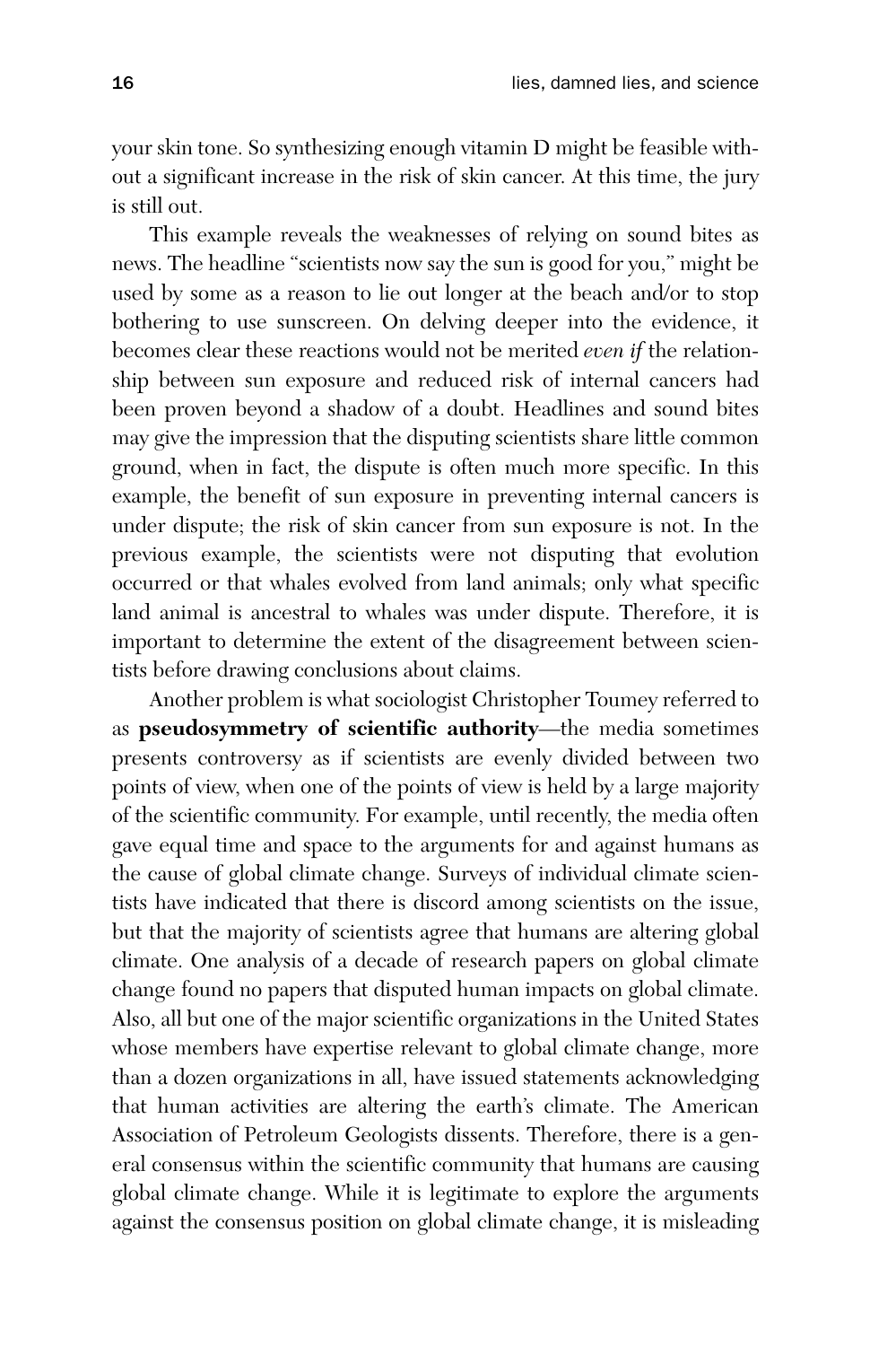your skin tone. So synthesizing enough vitamin D might be feasible without a significant increase in the risk of skin cancer. At this time, the jury is still out.

This example reveals the weaknesses of relying on sound bites as news. The headline "scientists now say the sun is good for you," might be used by some as a reason to lie out longer at the beach and/or to stop bothering to use sunscreen. On delving deeper into the evidence, it becomes clear these reactions would not be merited *even if* the relationship between sun exposure and reduced risk of internal cancers had been proven beyond a shadow of a doubt. Headlines and sound bites may give the impression that the disputing scientists share little common ground, when in fact, the dispute is often much more specific. In this example, the benefit of sun exposure in preventing internal cancers is under dispute; the risk of skin cancer from sun exposure is not. In the previous example, the scientists were not disputing that evolution occurred or that whales evolved from land animals; only what specific land animal is ancestral to whales was under dispute. Therefore, it is important to determine the extent of the disagreement between scientists before drawing conclusions about claims.

Another problem is what sociologist Christopher Toumey referred to as **pseudosymmetry of scientific authority**—the media sometimes presents controversy as if scientists are evenly divided between two points of view, when one of the points of view is held by a large majority of the scientific community. For example, until recently, the media often gave equal time and space to the arguments for and against humans as the cause of global climate change. Surveys of individual climate scientists have indicated that there is discord among scientists on the issue, but that the majority of scientists agree that humans are altering global climate. One analysis of a decade of research papers on global climate change found no papers that disputed human impacts on global climate. Also, all but one of the major scientific organizations in the United States whose members have expertise relevant to global climate change, more than a dozen organizations in all, have issued statements acknowledging that human activities are altering the earth's climate. The American Association of Petroleum Geologists dissents. Therefore, there is a general consensus within the scientific community that humans are causing global climate change. While it is legitimate to explore the arguments against the consensus position on global climate change, it is misleading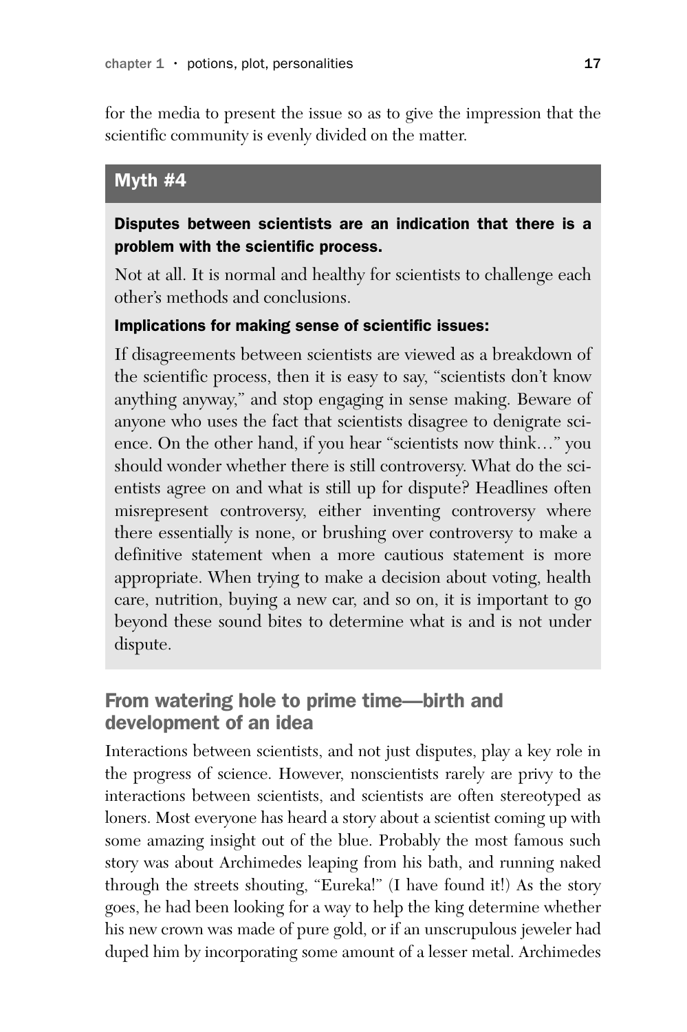for the media to present the issue so as to give the impression that the scientific community is evenly divided on the matter.

## Myth #4

**Disputes between scientists are an indication that there is a problem with the scientific process.**

Not at all. It is normal and healthy for scientists to challenge each other's methods and conclusions.

**Implications for making sense of scientific issues:**

If disagreements between scientists are viewed as a breakdown of the scientific process, then it is easy to say, "scientists don't know anything anyway," and stop engaging in sense making. Beware of anyone who uses the fact that scientists disagree to denigrate science. On the other hand, if you hear "scientists now think…" you should wonder whether there is still controversy. What do the scientists agree on and what is still up for dispute? Headlines often misrepresent controversy, either inventing controversy where there essentially is none, or brushing over controversy to make a definitive statement when a more cautious statement is more appropriate. When trying to make a decision about voting, health care, nutrition, buying a new car, and so on, it is important to go beyond these sound bites to determine what is and is not under dispute.

## From watering hole to prime time—birth and development of an idea

Interactions between scientists, and not just disputes, play a key role in the progress of science. However, nonscientists rarely are privy to the interactions between scientists, and scientists are often stereotyped as loners. Most everyone has heard a story about a scientist coming up with some amazing insight out of the blue. Probably the most famous such story was about Archimedes leaping from his bath, and running naked through the streets shouting, "Eureka!" (I have found it!) As the story goes, he had been looking for a way to help the king determine whether his new crown was made of pure gold, or if an unscrupulous jeweler had duped him by incorporating some amount of a lesser metal. Archimedes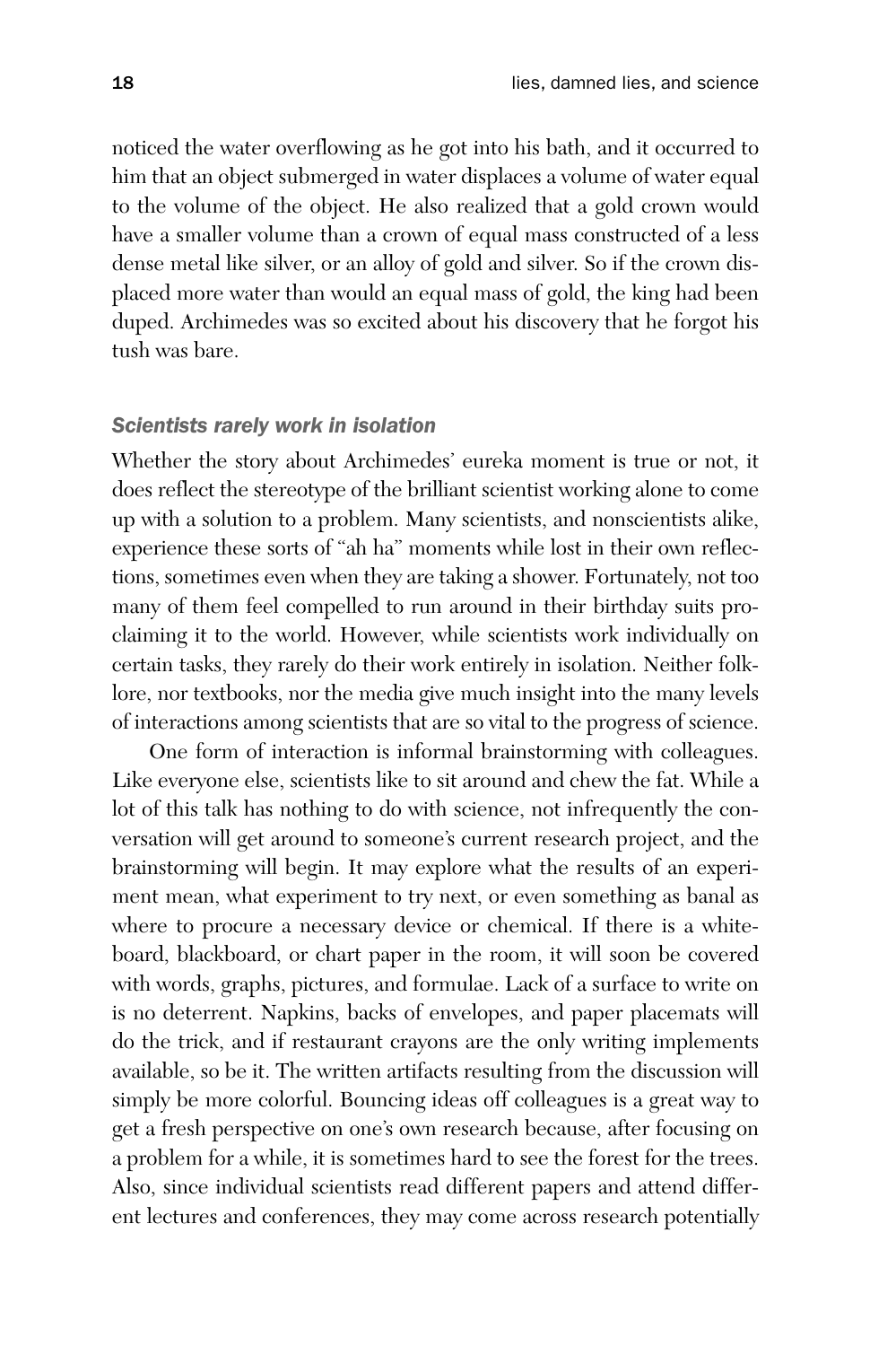noticed the water overflowing as he got into his bath, and it occurred to him that an object submerged in water displaces a volume of water equal to the volume of the object. He also realized that a gold crown would have a smaller volume than a crown of equal mass constructed of a less dense metal like silver, or an alloy of gold and silver. So if the crown displaced more water than would an equal mass of gold, the king had been duped. Archimedes was so excited about his discovery that he forgot his tush was bare.

### *Scientists rarely work in isolation*

Whether the story about Archimedes' eureka moment is true or not, it does reflect the stereotype of the brilliant scientist working alone to come up with a solution to a problem. Many scientists, and nonscientists alike, experience these sorts of "ah ha" moments while lost in their own reflections, sometimes even when they are taking a shower. Fortunately, not too many of them feel compelled to run around in their birthday suits proclaiming it to the world. However, while scientists work individually on certain tasks, they rarely do their work entirely in isolation. Neither folklore, nor textbooks, nor the media give much insight into the many levels of interactions among scientists that are so vital to the progress of science.

One form of interaction is informal brainstorming with colleagues. Like everyone else, scientists like to sit around and chew the fat. While a lot of this talk has nothing to do with science, not infrequently the conversation will get around to someone's current research project, and the brainstorming will begin. It may explore what the results of an experiment mean, what experiment to try next, or even something as banal as where to procure a necessary device or chemical. If there is a whiteboard, blackboard, or chart paper in the room, it will soon be covered with words, graphs, pictures, and formulae. Lack of a surface to write on is no deterrent. Napkins, backs of envelopes, and paper placemats will do the trick, and if restaurant crayons are the only writing implements available, so be it. The written artifacts resulting from the discussion will simply be more colorful. Bouncing ideas off colleagues is a great way to get a fresh perspective on one's own research because, after focusing on a problem for a while, it is sometimes hard to see the forest for the trees. Also, since individual scientists read different papers and attend different lectures and conferences, they may come across research potentially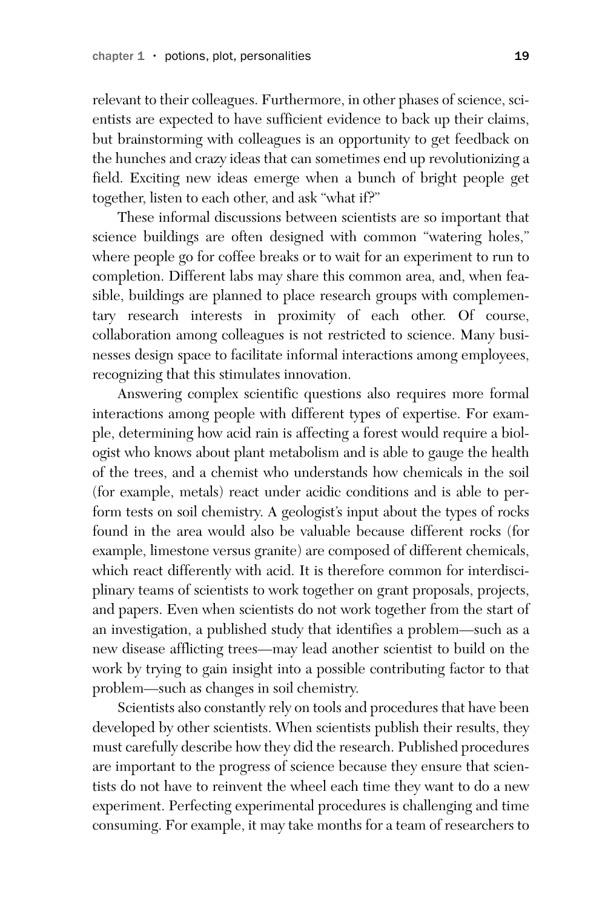relevant to their colleagues. Furthermore, in other phases of science, scientists are expected to have sufficient evidence to back up their claims, but brainstorming with colleagues is an opportunity to get feedback on the hunches and crazy ideas that can sometimes end up revolutionizing a field. Exciting new ideas emerge when a bunch of bright people get together, listen to each other, and ask "what if?"

These informal discussions between scientists are so important that science buildings are often designed with common "watering holes," where people go for coffee breaks or to wait for an experiment to run to completion. Different labs may share this common area, and, when feasible, buildings are planned to place research groups with complementary research interests in proximity of each other. Of course, collaboration among colleagues is not restricted to science. Many businesses design space to facilitate informal interactions among employees, recognizing that this stimulates innovation.

Answering complex scientific questions also requires more formal interactions among people with different types of expertise. For example, determining how acid rain is affecting a forest would require a biologist who knows about plant metabolism and is able to gauge the health of the trees, and a chemist who understands how chemicals in the soil (for example, metals) react under acidic conditions and is able to perform tests on soil chemistry. A geologist's input about the types of rocks found in the area would also be valuable because different rocks (for example, limestone versus granite) are composed of different chemicals, which react differently with acid. It is therefore common for interdisciplinary teams of scientists to work together on grant proposals, projects, and papers. Even when scientists do not work together from the start of an investigation, a published study that identifies a problem—such as a new disease afflicting trees—may lead another scientist to build on the work by trying to gain insight into a possible contributing factor to that problem—such as changes in soil chemistry.

Scientists also constantly rely on tools and procedures that have been developed by other scientists. When scientists publish their results, they must carefully describe how they did the research. Published procedures are important to the progress of science because they ensure that scientists do not have to reinvent the wheel each time they want to do a new experiment. Perfecting experimental procedures is challenging and time consuming. For example, it may take months for a team of researchers to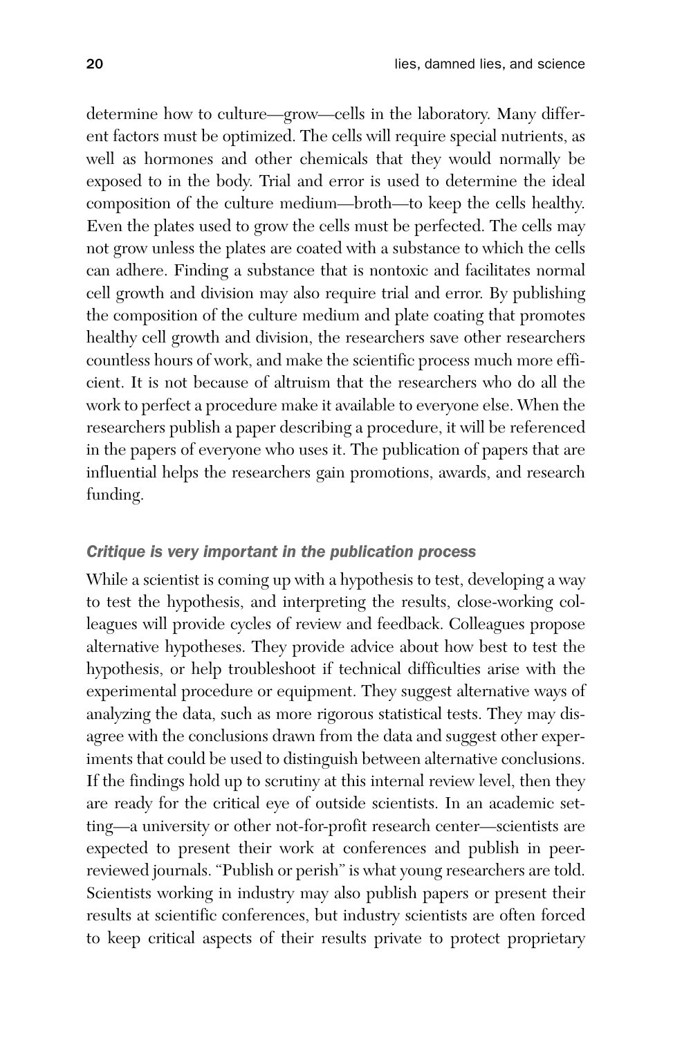determine how to culture—grow—cells in the laboratory. Many different factors must be optimized. The cells will require special nutrients, as well as hormones and other chemicals that they would normally be exposed to in the body. Trial and error is used to determine the ideal composition of the culture medium—broth—to keep the cells healthy. Even the plates used to grow the cells must be perfected. The cells may not grow unless the plates are coated with a substance to which the cells can adhere. Finding a substance that is nontoxic and facilitates normal cell growth and division may also require trial and error. By publishing the composition of the culture medium and plate coating that promotes healthy cell growth and division, the researchers save other researchers countless hours of work, and make the scientific process much more efficient. It is not because of altruism that the researchers who do all the work to perfect a procedure make it available to everyone else. When the researchers publish a paper describing a procedure, it will be referenced in the papers of everyone who uses it. The publication of papers that are influential helps the researchers gain promotions, awards, and research funding.

### *Critique is very important in the publication process*

While a scientist is coming up with a hypothesis to test, developing a way to test the hypothesis, and interpreting the results, close-working colleagues will provide cycles of review and feedback. Colleagues propose alternative hypotheses. They provide advice about how best to test the hypothesis, or help troubleshoot if technical difficulties arise with the experimental procedure or equipment. They suggest alternative ways of analyzing the data, such as more rigorous statistical tests. They may disagree with the conclusions drawn from the data and suggest other experiments that could be used to distinguish between alternative conclusions. If the findings hold up to scrutiny at this internal review level, then they are ready for the critical eye of outside scientists. In an academic setting—a university or other not-for-profit research center—scientists are expected to present their work at conferences and publish in peer-reviewed journals. "Publish or perish" is what young researchers are told. Scientists working in industry may also publish papers or present their results at scientific conferences, but industry scientists are often forced to keep critical aspects of their results private to protect proprietary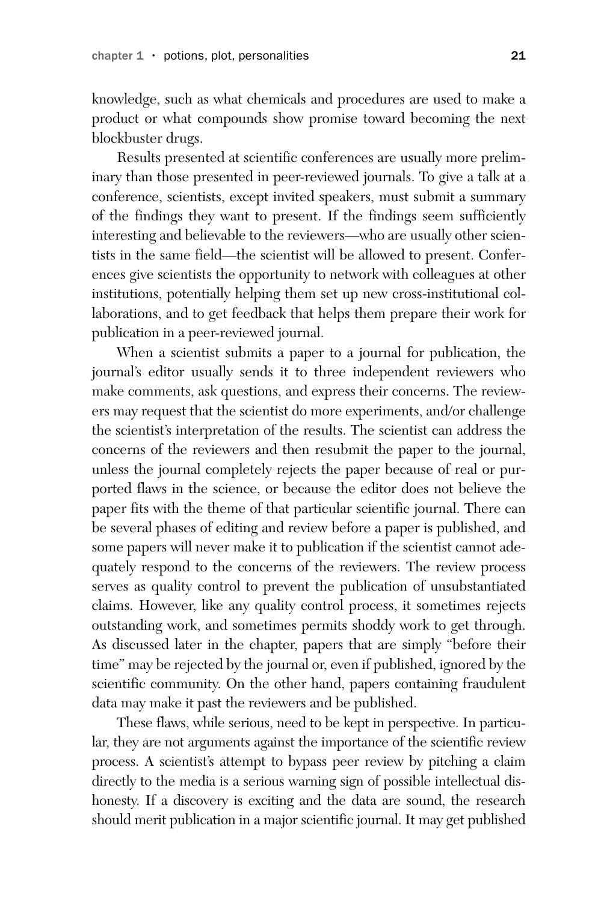knowledge, such as what chemicals and procedures are used to make a product or what compounds show promise toward becoming the next blockbuster drugs.

Results presented at scientific conferences are usually more preliminary than those presented in peer-reviewed journals. To give a talk at a conference, scientists, except invited speakers, must submit a summary of the findings they want to present. If the findings seem sufficiently interesting and believable to the reviewers—who are usually other scientists in the same field—the scientist will be allowed to present. Conferences give scientists the opportunity to network with colleagues at other institutions, potentially helping them set up new cross-institutional collaborations, and to get feedback that helps them prepare their work for publication in a peer-reviewed journal.

When a scientist submits a paper to a journal for publication, the journal's editor usually sends it to three independent reviewers who make comments, ask questions, and express their concerns. The reviewers may request that the scientist do more experiments, and/or challenge the scientist's interpretation of the results. The scientist can address the concerns of the reviewers and then resubmit the paper to the journal, unless the journal completely rejects the paper because of real or purported flaws in the science, or because the editor does not believe the paper fits with the theme of that particular scientific journal. There can be several phases of editing and review before a paper is published, and some papers will never make it to publication if the scientist cannot adequately respond to the concerns of the reviewers. The review process serves as quality control to prevent the publication of unsubstantiated claims. However, like any quality control process, it sometimes rejects outstanding work, and sometimes permits shoddy work to get through. As discussed later in the chapter, papers that are simply "before their time" may be rejected by the journal or, even if published, ignored by the scientific community. On the other hand, papers containing fraudulent data may make it past the reviewers and be published.

These flaws, while serious, need to be kept in perspective. In particular, they are not arguments against the importance of the scientific review process. A scientist's attempt to bypass peer review by pitching a claim directly to the media is a serious warning sign of possible intellectual dishonesty. If a discovery is exciting and the data are sound, the research should merit publication in a major scientific journal. It may get published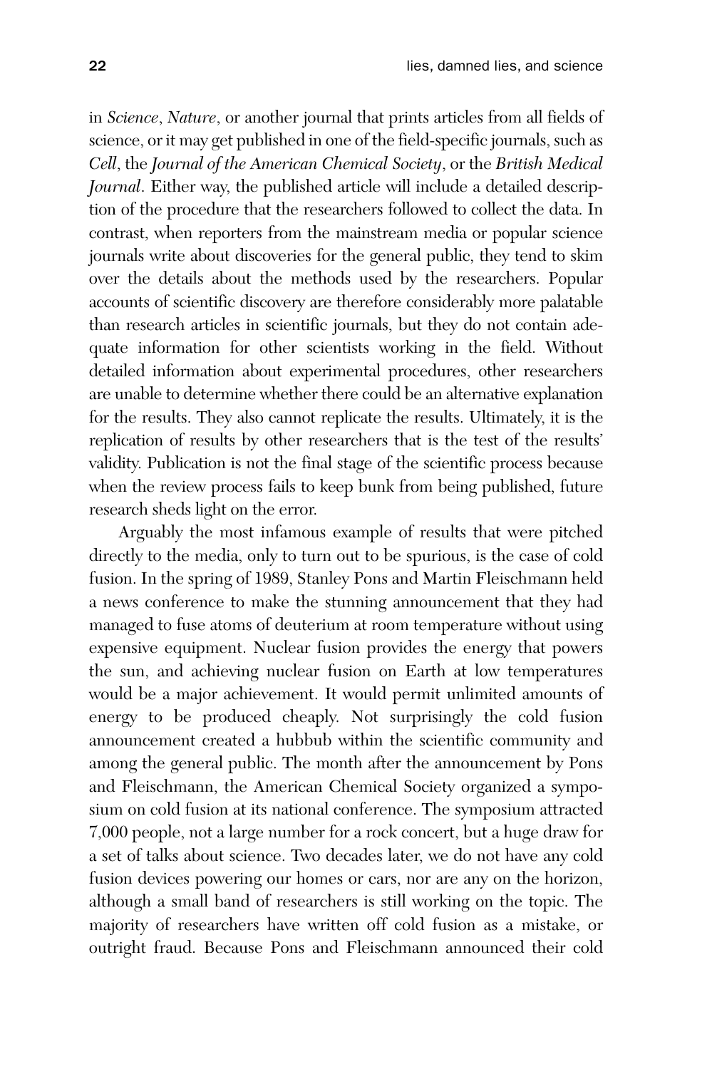in *Science*, *Nature*, or another journal that prints articles from all fields of science, or it may get published in one of the field-specific journals, such as *Cell*, the *Journal of the American Chemical Society*, or the *British Medical Journal*. Either way, the published article will include a detailed description of the procedure that the researchers followed to collect the data. In contrast, when reporters from the mainstream media or popular science journals write about discoveries for the general public, they tend to skim over the details about the methods used by the researchers. Popular accounts of scientific discovery are therefore considerably more palatable than research articles in scientific journals, but they do not contain adequate information for other scientists working in the field. Without detailed information about experimental procedures, other researchers are unable to determine whether there could be an alternative explanation for the results. They also cannot replicate the results. Ultimately, it is the replication of results by other researchers that is the test of the results' validity. Publication is not the final stage of the scientific process because when the review process fails to keep bunk from being published, future research sheds light on the error.

Arguably the most infamous example of results that were pitched directly to the media, only to turn out to be spurious, is the case of cold fusion. In the spring of 1989, Stanley Pons and Martin Fleischmann held a news conference to make the stunning announcement that they had managed to fuse atoms of deuterium at room temperature without using expensive equipment. Nuclear fusion provides the energy that powers the sun, and achieving nuclear fusion on Earth at low temperatures would be a major achievement. It would permit unlimited amounts of energy to be produced cheaply. Not surprisingly the cold fusion announcement created a hubbub within the scientific community and among the general public. The month after the announcement by Pons and Fleischmann, the American Chemical Society organized a symposium on cold fusion at its national conference. The symposium attracted 7,000 people, not a large number for a rock concert, but a huge draw for a set of talks about science. Two decades later, we do not have any cold fusion devices powering our homes or cars, nor are any on the horizon, although a small band of researchers is still working on the topic. The majority of researchers have written off cold fusion as a mistake, or outright fraud. Because Pons and Fleischmann announced their cold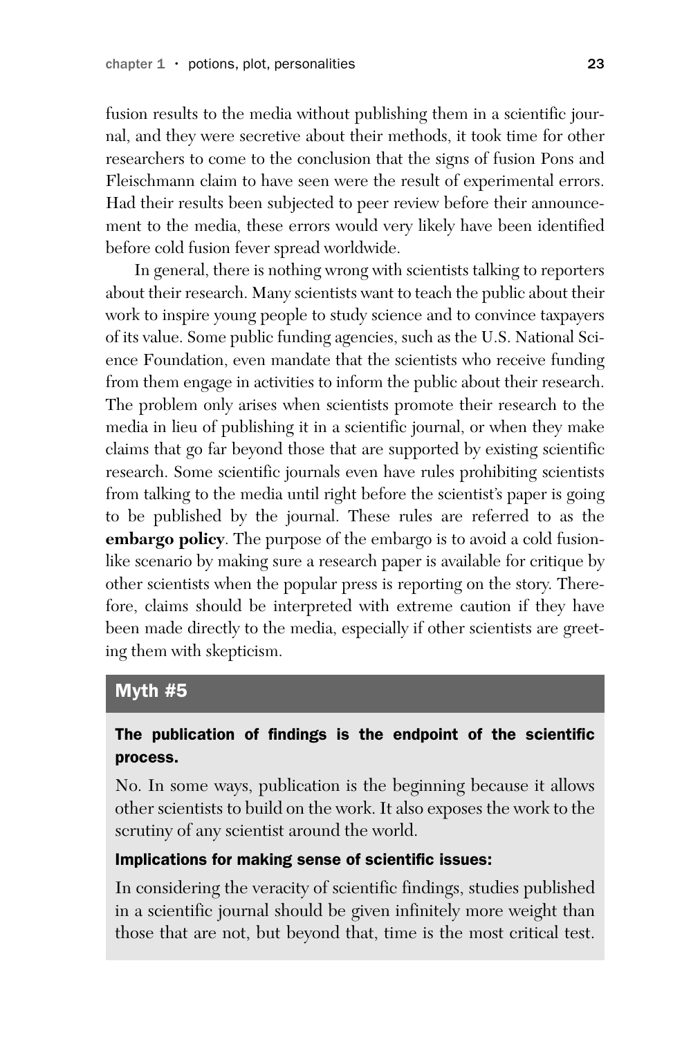fusion results to the media without publishing them in a scientific journal, and they were secretive about their methods, it took time for other researchers to come to the conclusion that the signs of fusion Pons and Fleischmann claim to have seen were the result of experimental errors. Had their results been subjected to peer review before their announcement to the media, these errors would very likely have been identified before cold fusion fever spread worldwide.

In general, there is nothing wrong with scientists talking to reporters about their research. Many scientists want to teach the public about their work to inspire young people to study science and to convince taxpayers of its value. Some public funding agencies, such as the U.S. National Science Foundation, even mandate that the scientists who receive funding from them engage in activities to inform the public about their research. The problem only arises when scientists promote their research to the media in lieu of publishing it in a scientific journal, or when they make claims that go far beyond those that are supported by existing scientific research. Some scientific journals even have rules prohibiting scientists from talking to the media until right before the scientist's paper is going to be published by the journal. These rules are referred to as the **embargo policy**. The purpose of the embargo is to avoid a cold fusion-like scenario by making sure a research paper is available for critique by other scientists when the popular press is reporting on the story. Therefore, claims should be interpreted with extreme caution if they have been made directly to the media, especially if other scientists are greeting them with skepticism.

## Myth #5

**The publication of findings is the endpoint of the scientific process.**

No. In some ways, publication is the beginning because it allows other scientists to build on the work. It also exposes the work to the scrutiny of any scientist around the world.

**Implications for making sense of scientific issues:**

In considering the veracity of scientific findings, studies published in a scientific journal should be given infinitely more weight than those that are not, but beyond that, time is the most critical test.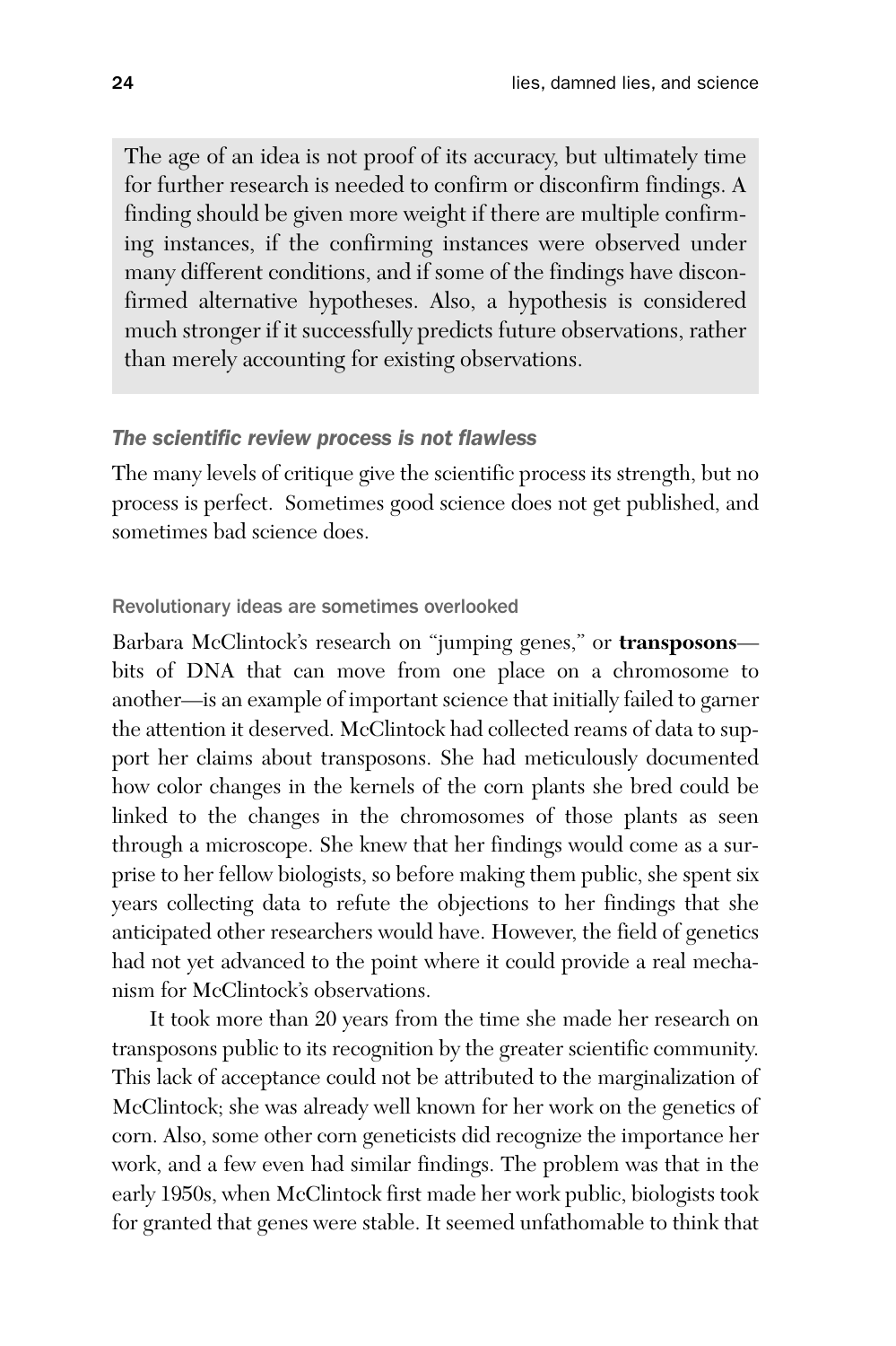The age of an idea is not proof of its accuracy, but ultimately time for further research is needed to confirm or disconfirm findings. A finding should be given more weight if there are multiple confirming instances, if the confirming instances were observed under many different conditions, and if some of the findings have disconfirmed alternative hypotheses. Also, a hypothesis is considered much stronger if it successfully predicts future observations, rather than merely accounting for existing observations.

### *The scientific review process is not flawless*

The many levels of critique give the scientific process its strength, but no process is perfect. Sometimes good science does not get published, and sometimes bad science does.

#### Revolutionary ideas are sometimes overlooked

Barbara McClintock's research on "jumping genes," or **transposons**—bits of DNA that can move from one place on a chromosome to another—is an example of important science that initially failed to garner the attention it deserved. McClintock had collected reams of data to support her claims about transposons. She had meticulously documented how color changes in the kernels of the corn plants she bred could be linked to the changes in the chromosomes of those plants as seen through a microscope. She knew that her findings would come as a surprise to her fellow biologists, so before making them public, she spent six years collecting data to refute the objections to her findings that she anticipated other researchers would have. However, the field of genetics had not yet advanced to the point where it could provide a real mechanism for McClintock's observations.

It took more than 20 years from the time she made her research on transposons public to its recognition by the greater scientific community. This lack of acceptance could not be attributed to the marginalization of McClintock; she was already well known for her work on the genetics of corn. Also, some other corn geneticists did recognize the importance her work, and a few even had similar findings. The problem was that in the early 1950s, when McClintock first made her work public, biologists took for granted that genes were stable. It seemed unfathomable to think that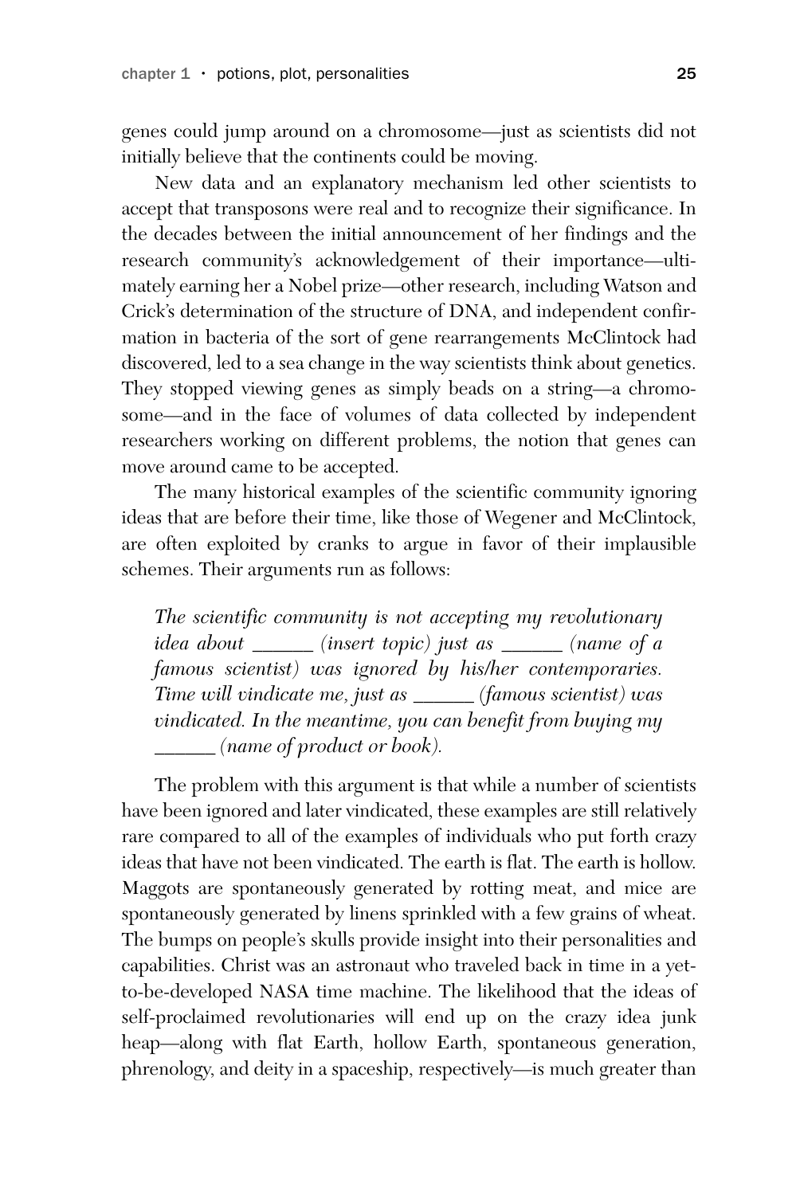genes could jump around on a chromosome—just as scientists did not initially believe that the continents could be moving.

New data and an explanatory mechanism led other scientists to accept that transposons were real and to recognize their significance. In the decades between the initial announcement of her findings and the research community's acknowledgement of their importance—ultimately earning her a Nobel prize—other research, including Watson and Crick's determination of the structure of DNA, and independent confirmation in bacteria of the sort of gene rearrangements McClintock had discovered, led to a sea change in the way scientists think about genetics. They stopped viewing genes as simply beads on a string—a chromosome—and in the face of volumes of data collected by independent researchers working on different problems, the notion that genes can move around came to be accepted.

The many historical examples of the scientific community ignoring ideas that are before their time, like those of Wegener and McClintock, are often exploited by cranks to argue in favor of their implausible schemes. Their arguments run as follows:

> *The scientific community is not accepting my revolutionary idea about ______ (insert topic) just as ______ (name of a famous scientist) was ignored by his/her contemporaries. Time will vindicate me, just as ______ (famous scientist) was vindicated. In the meantime, you can benefit from buying my ______ (name of product or book).*

The problem with this argument is that while a number of scientists have been ignored and later vindicated, these examples are still relatively rare compared to all of the examples of individuals who put forth crazy ideas that have not been vindicated. The earth is flat. The earth is hollow. Maggots are spontaneously generated by rotting meat, and mice are spontaneously generated by linens sprinkled with a few grains of wheat. The bumps on people's skulls provide insight into their personalities and capabilities. Christ was an astronaut who traveled back in time in a yet-to-be-developed NASA time machine. The likelihood that the ideas of self-proclaimed revolutionaries will end up on the crazy idea junk heap—along with flat Earth, hollow Earth, spontaneous generation, phrenology, and deity in a spaceship, respectively—is much greater than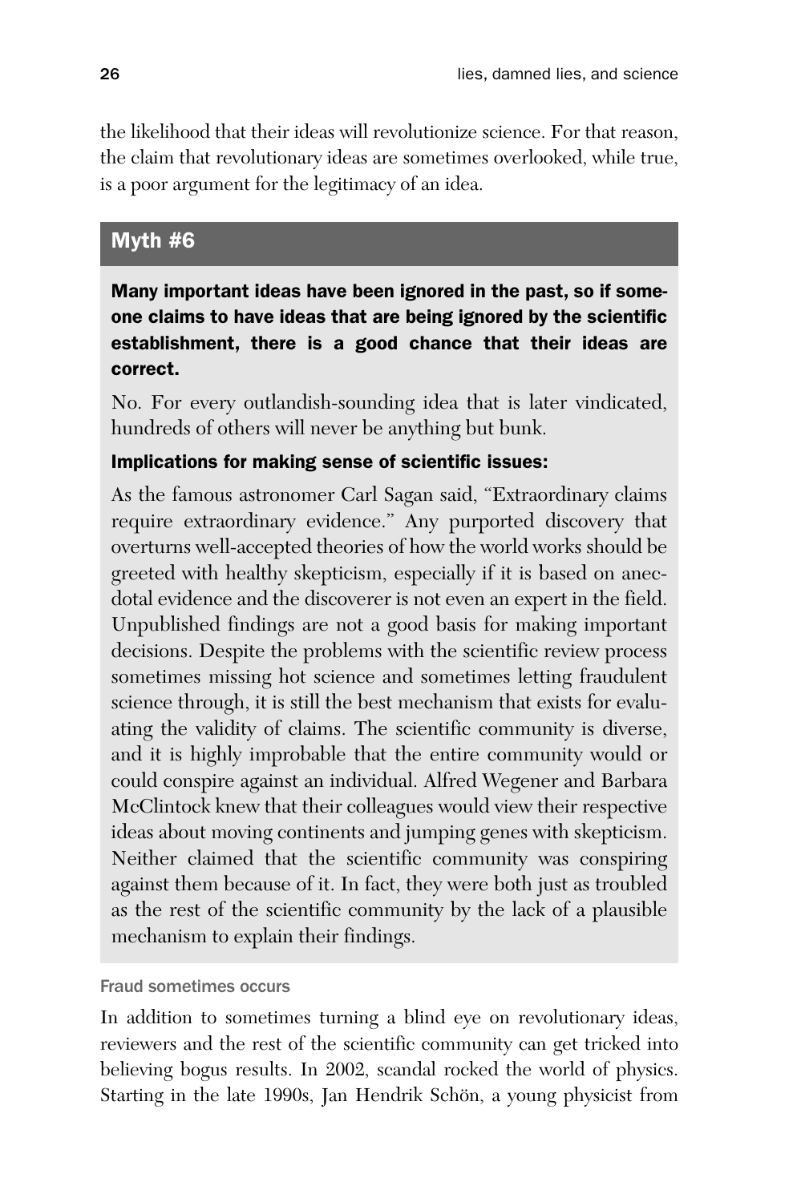the likelihood that their ideas will revolutionize science. For that reason, the claim that revolutionary ideas are sometimes overlooked, while true, is a poor argument for the legitimacy of an idea.

## Myth #6

**Many important ideas have been ignored in the past, so if someone claims to have ideas that are being ignored by the scientific establishment, there is a good chance that their ideas are correct.**

No. For every outlandish-sounding idea that is later vindicated, hundreds of others will never be anything but bunk.

**Implications for making sense of scientific issues:**

As the famous astronomer Carl Sagan said, "Extraordinary claims require extraordinary evidence." Any purported discovery that overturns well-accepted theories of how the world works should be greeted with healthy skepticism, especially if it is based on anecdotal evidence and the discoverer is not even an expert in the field. Unpublished findings are not a good basis for making important decisions. Despite the problems with the scientific review process sometimes missing hot science and sometimes letting fraudulent science through, it is still the best mechanism that exists for evaluating the validity of claims. The scientific community is diverse, and it is highly improbable that the entire community would or could conspire against an individual. Alfred Wegener and Barbara McClintock knew that their colleagues would view their respective ideas about moving continents and jumping genes with skepticism. Neither claimed that the scientific community was conspiring against them because of it. In fact, they were both just as troubled as the rest of the scientific community by the lack of a plausible mechanism to explain their findings.

### Fraud sometimes occurs

In addition to sometimes turning a blind eye on revolutionary ideas, reviewers and the rest of the scientific community can get tricked into believing bogus results. In 2002, scandal rocked the world of physics. Starting in the late 1990s, Jan Hendrik Schön, a young physicist from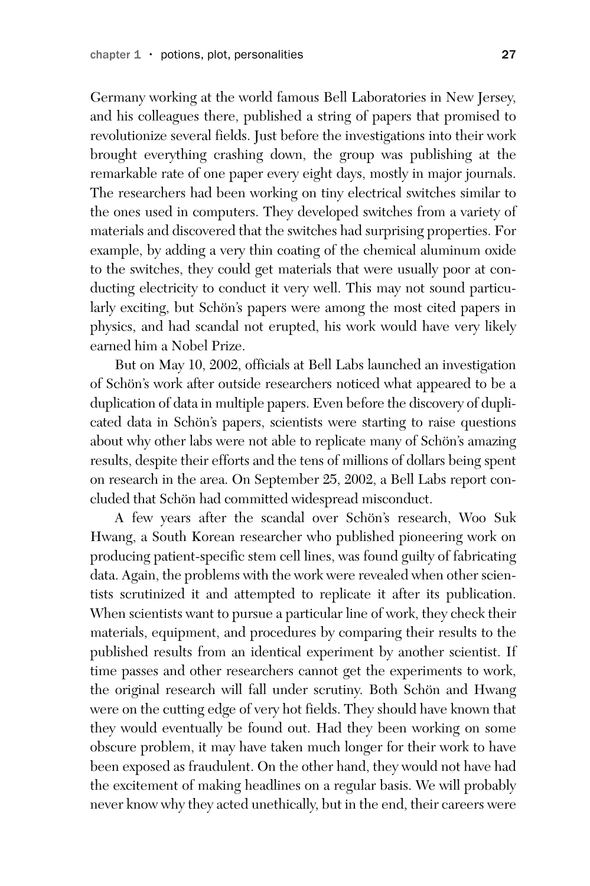Germany working at the world famous Bell Laboratories in New Jersey, and his colleagues there, published a string of papers that promised to revolutionize several fields. Just before the investigations into their work brought everything crashing down, the group was publishing at the remarkable rate of one paper every eight days, mostly in major journals. The researchers had been working on tiny electrical switches similar to the ones used in computers. They developed switches from a variety of materials and discovered that the switches had surprising properties. For example, by adding a very thin coating of the chemical aluminum oxide to the switches, they could get materials that were usually poor at conducting electricity to conduct it very well. This may not sound particularly exciting, but Schön's papers were among the most cited papers in physics, and had scandal not erupted, his work would have very likely earned him a Nobel Prize.

But on May 10, 2002, officials at Bell Labs launched an investigation of Schön's work after outside researchers noticed what appeared to be a duplication of data in multiple papers. Even before the discovery of duplicated data in Schön's papers, scientists were starting to raise questions about why other labs were not able to replicate many of Schön's amazing results, despite their efforts and the tens of millions of dollars being spent on research in the area. On September 25, 2002, a Bell Labs report concluded that Schön had committed widespread misconduct.

A few years after the scandal over Schön's research, Woo Suk Hwang, a South Korean researcher who published pioneering work on producing patient-specific stem cell lines, was found guilty of fabricating data. Again, the problems with the work were revealed when other scientists scrutinized it and attempted to replicate it after its publication. When scientists want to pursue a particular line of work, they check their materials, equipment, and procedures by comparing their results to the published results from an identical experiment by another scientist. If time passes and other researchers cannot get the experiments to work, the original research will fall under scrutiny. Both Schön and Hwang were on the cutting edge of very hot fields. They should have known that they would eventually be found out. Had they been working on some obscure problem, it may have taken much longer for their work to have been exposed as fraudulent. On the other hand, they would not have had the excitement of making headlines on a regular basis. We will probably never know why they acted unethically, but in the end, their careers were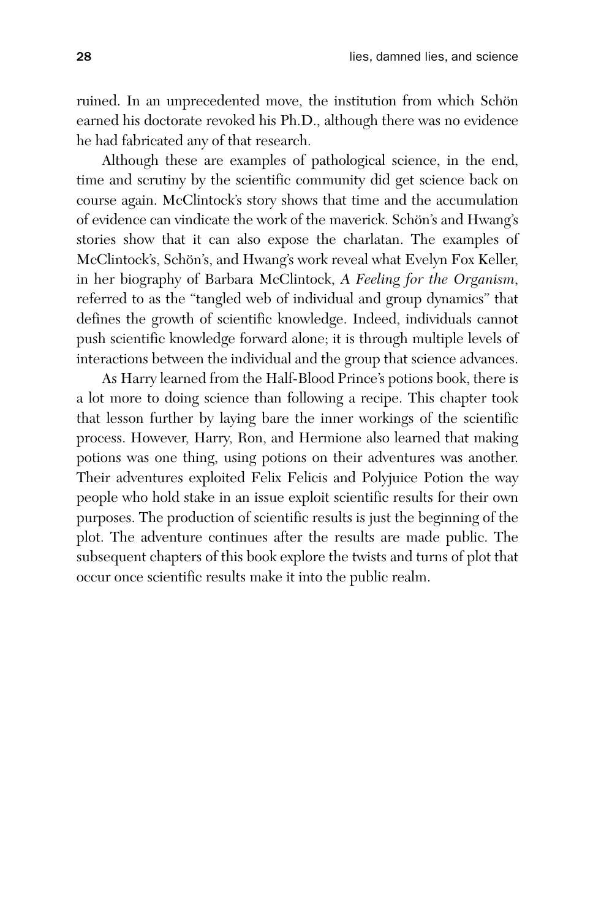ruined. In an unprecedented move, the institution from which Schön earned his doctorate revoked his Ph.D., although there was no evidence he had fabricated any of that research.

Although these are examples of pathological science, in the end, time and scrutiny by the scientific community did get science back on course again. McClintock's story shows that time and the accumulation of evidence can vindicate the work of the maverick. Schön's and Hwang's stories show that it can also expose the charlatan. The examples of McClintock's, Schön's, and Hwang's work reveal what Evelyn Fox Keller, in her biography of Barbara McClintock, *A Feeling for the Organism*, referred to as the "tangled web of individual and group dynamics" that defines the growth of scientific knowledge. Indeed, individuals cannot push scientific knowledge forward alone; it is through multiple levels of interactions between the individual and the group that science advances.

As Harry learned from the Half-Blood Prince's potions book, there is a lot more to doing science than following a recipe. This chapter took that lesson further by laying bare the inner workings of the scientific process. However, Harry, Ron, and Hermione also learned that making potions was one thing, using potions on their adventures was another. Their adventures exploited Felix Felicis and Polyjuice Potion the way people who hold stake in an issue exploit scientific results for their own purposes. The production of scientific results is just the beginning of the plot. The adventure continues after the results are made public. The subsequent chapters of this book explore the twists and turns of plot that occur once scientific results make it into the public realm.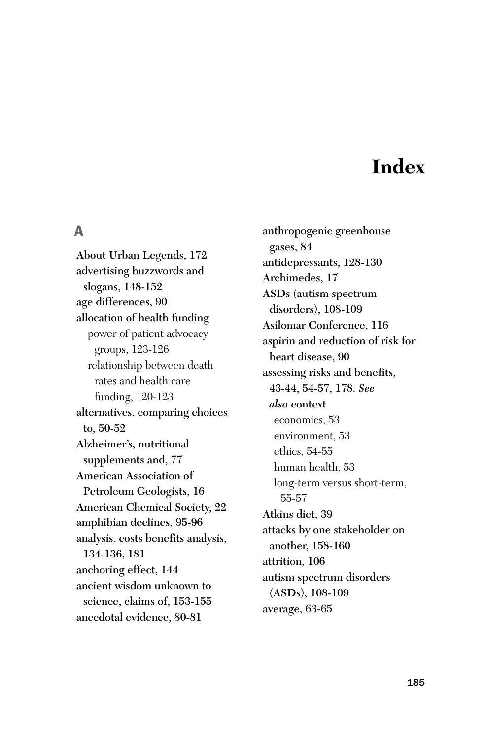# Index

## A

- About Urban Legends, 172
- advertising buzzwords and slogans, 148-152
- age differences, 90
- allocation of health funding
  - power of patient advocacy groups, 123-126
  - relationship between death rates and health care funding, 120-123
- alternatives, comparing choices to, 50-52
- Alzheimer's, nutritional supplements and, 77
- American Association of Petroleum Geologists, 16
- American Chemical Society, 22
- amphibian declines, 95-96
- analysis, costs benefits analysis, 134-136, 181
- anchoring effect, 144
- ancient wisdom unknown to science, claims of, 153-155
- anecdotal evidence, 80-81
- anthropogenic greenhouse gases, 84
- antidepressants, 128-130
- Archimedes, 17
- ASDs (autism spectrum disorders), 108-109
- Asilomar Conference, 116
- aspirin and reduction of risk for heart disease, 90
- assessing risks and benefits, 43-44, 54-57, 178. *See also* context
  - economics, 53
  - environment, 53
  - ethics, 54-55
  - human health, 53
  - long-term versus short-term, 55-57
- Atkins diet, 39
- attacks by one stakeholder on another, 158-160
- attrition, 106
- autism spectrum disorders (ASDs), 108-109
- average, 63-65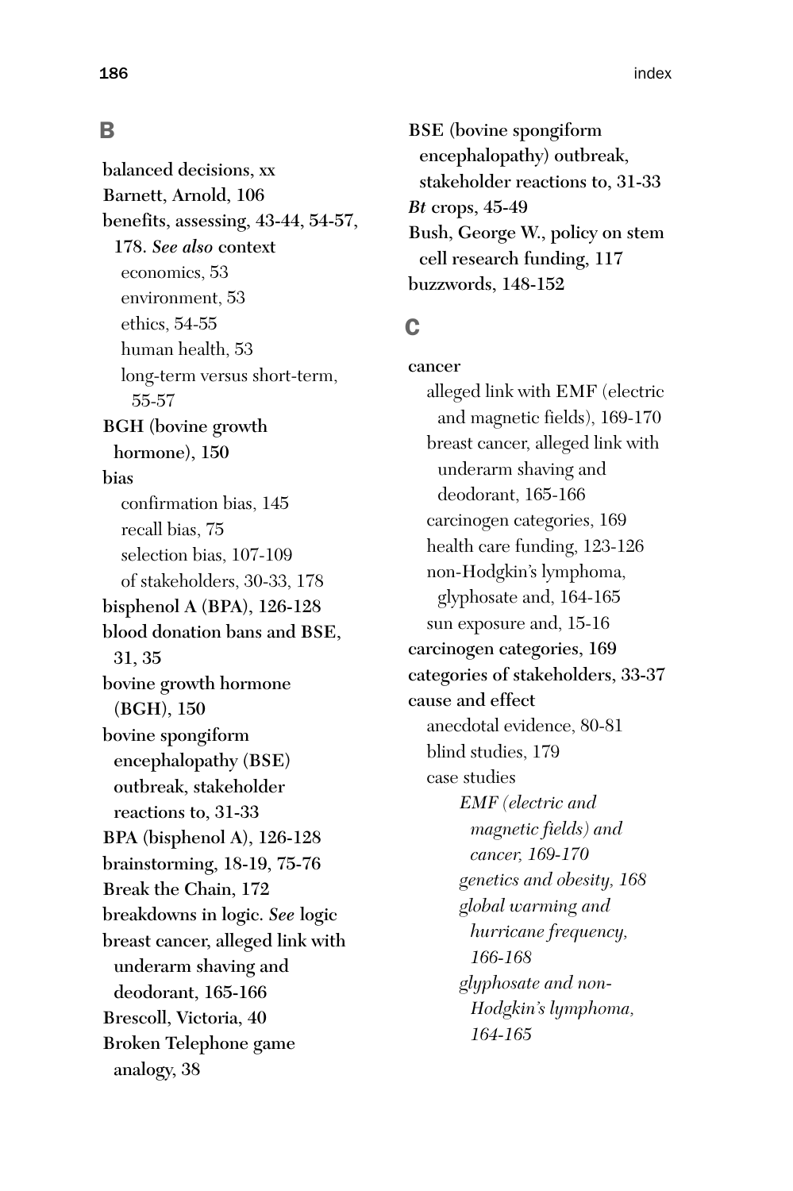## B

**balanced decisions, xx**
**Barnett, Arnold, 106**
**benefits, assessing, 43-44, 54-57, 178.** *See also* **context**
- economics, 53
- environment, 53
- ethics, 54-55
- human health, 53
- long-term versus short-term, 55-57

**BGH (bovine growth hormone), 150**
**bias**
- confirmation bias, 145
- recall bias, 75
- selection bias, 107-109
- of stakeholders, 30-33, 178

**bisphenol A (BPA), 126-128**
**blood donation bans and BSE, 31, 35**
**bovine growth hormone (BGH), 150**
**bovine spongiform encephalopathy (BSE) outbreak, stakeholder reactions to, 31-33**
**BPA (bisphenol A), 126-128**
**brainstorming, 18-19, 75-76**
**Break the Chain, 172**
**breakdowns in logic.** ***See*** **logic**
**breast cancer, alleged link with underarm shaving and deodorant, 165-166**
**Brescoll, Victoria, 40**
**Broken Telephone game analogy, 38**
**BSE (bovine spongiform encephalopathy) outbreak, stakeholder reactions to, 31-33**
***Bt*** **crops, 45-49**
**Bush, George W., policy on stem cell research funding, 117**
**buzzwords, 148-152**

## C

**cancer**
- alleged link with EMF (electric and magnetic fields), 169-170
- breast cancer, alleged link with underarm shaving and deodorant, 165-166
- carcinogen categories, 169
- health care funding, 123-126
- non-Hodgkin's lymphoma, glyphosate and, 164-165
- sun exposure and, 15-16

**carcinogen categories, 169**
**categories of stakeholders, 33-37**
**cause and effect**
- anecdotal evidence, 80-81
- blind studies, 179
- case studies
  - *EMF (electric and magnetic fields) and cancer, 169-170*
  - *genetics and obesity, 168*
  - *global warming and hurricane frequency, 166-168*
  - *glyphosate and non-Hodgkin's lymphoma, 164-165*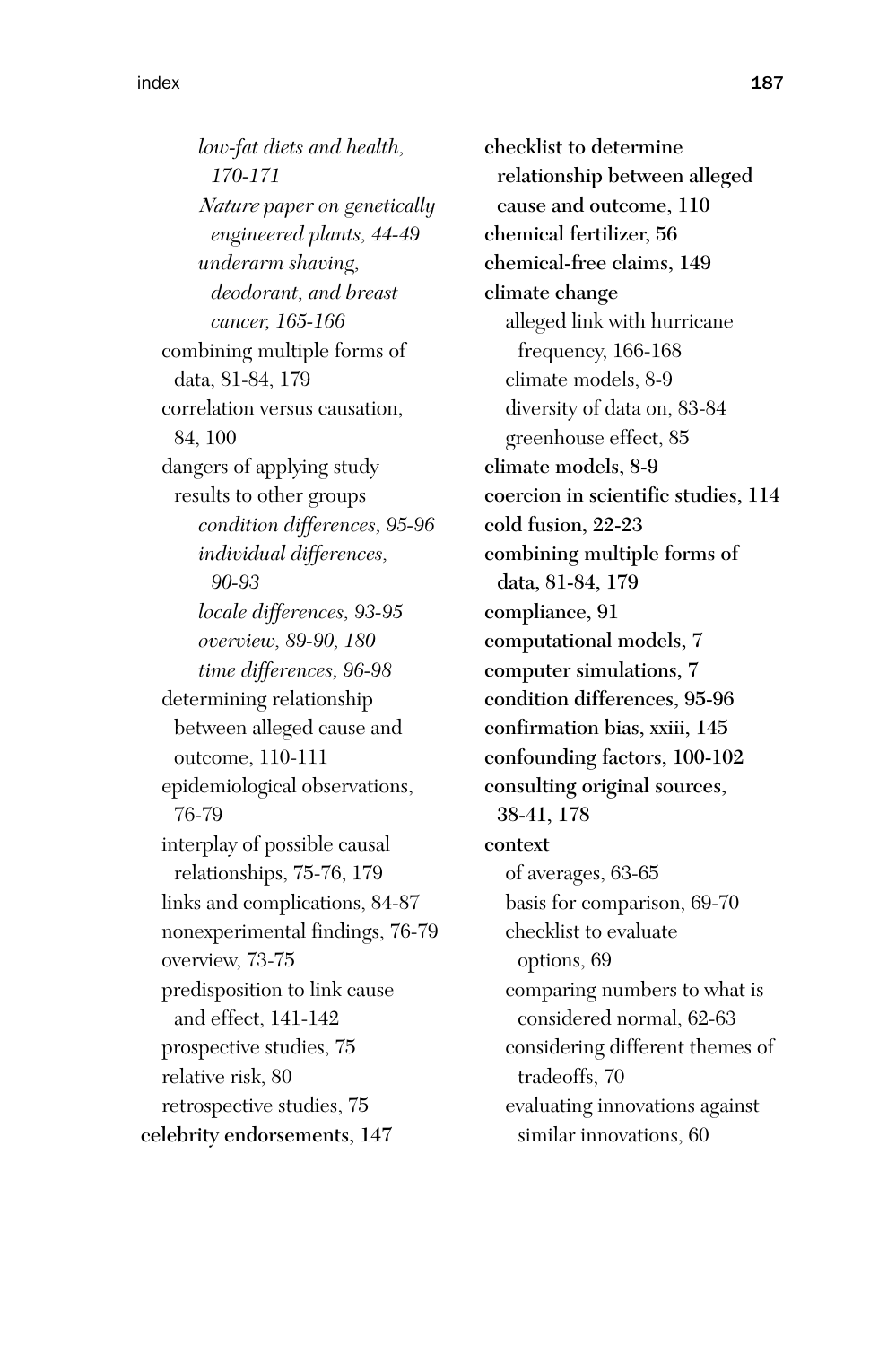*low-fat diets and health, 170-171*
*Nature paper on genetically engineered plants, 44-49*
*underarm shaving, deodorant, and breast cancer, 165-166*

combining multiple forms of data, 81-84, 179
correlation versus causation, 84, 100
dangers of applying study results to other groups
*condition differences, 95-96*
*individual differences, 90-93*
*locale differences, 93-95*
*overview, 89-90, 180*
*time differences, 96-98*

determining relationship between alleged cause and outcome, 110-111
epidemiological observations, 76-79
interplay of possible causal relationships, 75-76, 179
links and complications, 84-87
nonexperimental findings, 76-79
overview, 73-75
predisposition to link cause and effect, 141-142
prospective studies, 75
relative risk, 80
retrospective studies, 75

**celebrity endorsements, 147**
**checklist to determine relationship between alleged cause and outcome, 110**
**chemical fertilizer, 56**
**chemical-free claims, 149**
**climate change**
alleged link with hurricane frequency, 166-168
climate models, 8-9
diversity of data on, 83-84
greenhouse effect, 85

**climate models, 8-9**
**coercion in scientific studies, 114**
**cold fusion, 22-23**
**combining multiple forms of data, 81-84, 179**
**compliance, 91**
**computational models, 7**
**computer simulations, 7**
**condition differences, 95-96**
**confirmation bias, xxiii, 145**
**confounding factors, 100-102**
**consulting original sources, 38-41, 178**
**context**
of averages, 63-65
basis for comparison, 69-70
checklist to evaluate options, 69
comparing numbers to what is considered normal, 62-63
considering different themes of tradeoffs, 70
evaluating innovations against similar innovations, 60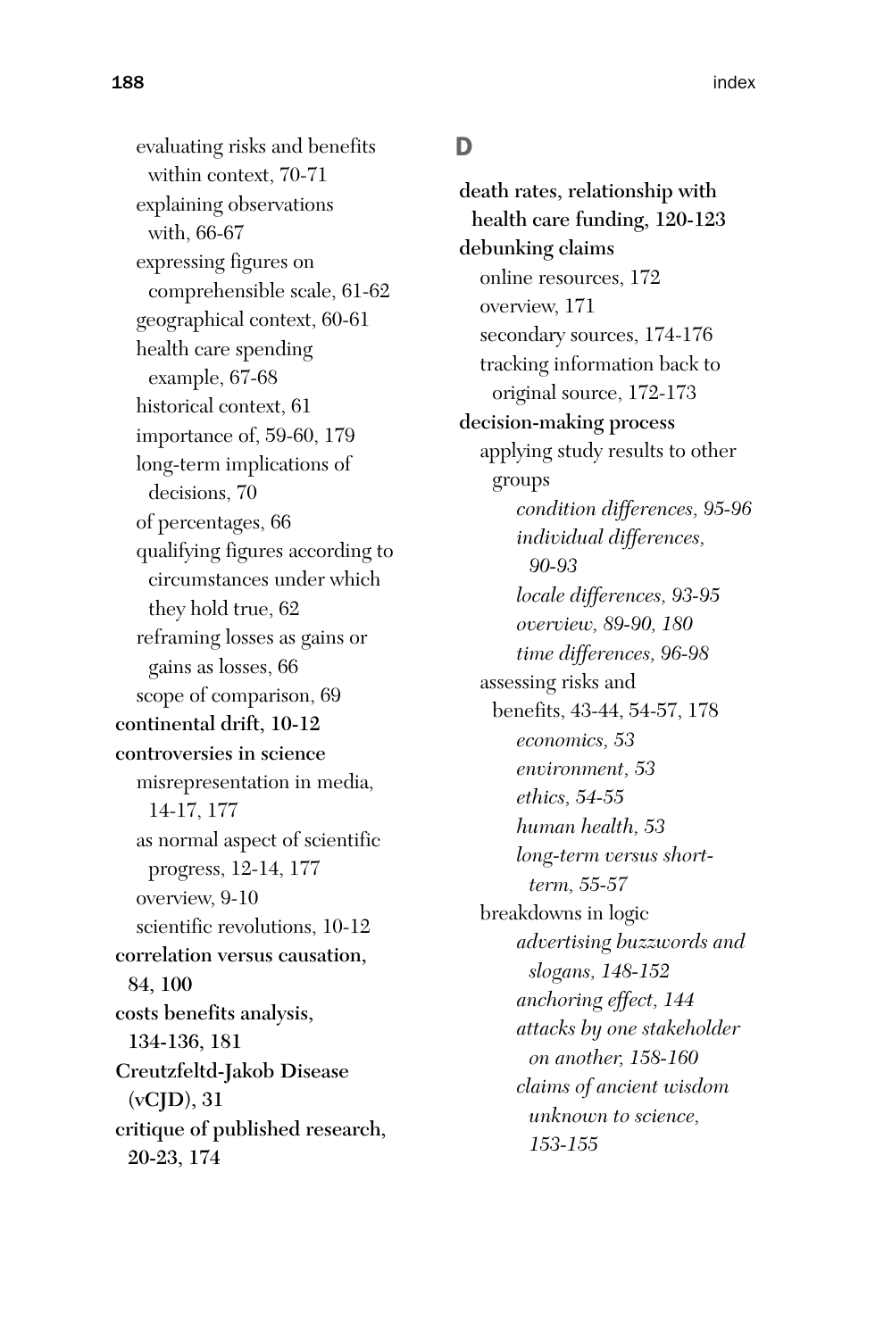evaluating risks and benefits within context, 70-71
explaining observations with, 66-67
expressing figures on comprehensible scale, 61-62
geographical context, 60-61
health care spending example, 67-68
historical context, 61
importance of, 59-60, 179
long-term implications of decisions, 70
of percentages, 66
qualifying figures according to circumstances under which they hold true, 62
reframing losses as gains or gains as losses, 66
scope of comparison, 69

**continental drift, 10-12**

**controversies in science**
misrepresentation in media, 14-17, 177
as normal aspect of scientific progress, 12-14, 177
overview, 9-10
scientific revolutions, 10-12

**correlation versus causation, 84, 100**

**costs benefits analysis, 134-136, 181**

**Creutzfeldt-Jakob Disease (vCJD), 31**

**critique of published research, 20-23, 174**

## D

**death rates, relationship with health care funding, 120-123**

**debunking claims**
online resources, 172
overview, 171
secondary sources, 174-176
tracking information back to original source, 172-173

**decision-making process**
applying study results to other groups
*condition differences, 95-96*
*individual differences, 90-93*
*locale differences, 93-95*
*overview, 89-90, 180*
*time differences, 96-98*
assessing risks and benefits, 43-44, 54-57, 178
*economics, 53*
*environment, 53*
*ethics, 54-55*
*human health, 53*
*long-term versus short-term, 55-57*
breakdowns in logic
*advertising buzzwords and slogans, 148-152*
*anchoring effect, 144*
*attacks by one stakeholder on another, 158-160*
*claims of ancient wisdom unknown to science, 153-155*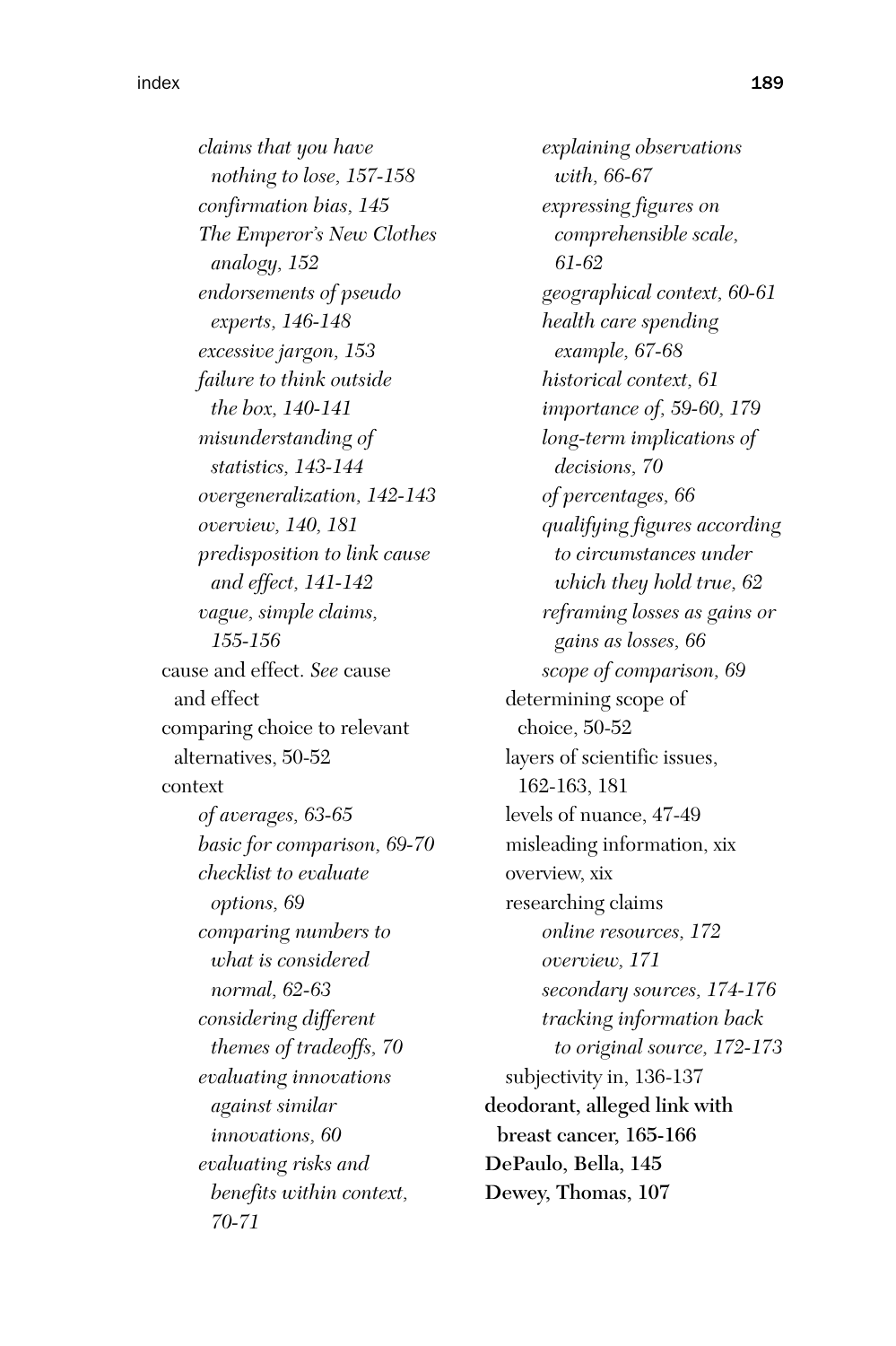*claims that you have nothing to lose, 157-158*
*confirmation bias, 145*
*The Emperor's New Clothes analogy, 152*
*endorsements of pseudo experts, 146-148*
*excessive jargon, 153*
*failure to think outside the box, 140-141*
*misunderstanding of statistics, 143-144*
*overgeneralization, 142-143*
*overview, 140, 181*
*predisposition to link cause and effect, 141-142*
*vague, simple claims, 155-156*

cause and effect. *See* cause and effect
comparing choice to relevant alternatives, 50-52
context
*of averages, 63-65*
*basic for comparison, 69-70*
*checklist to evaluate options, 69*
*comparing numbers to what is considered normal, 62-63*
*considering different themes of tradeoffs, 70*
*evaluating innovations against similar innovations, 60*
*evaluating risks and benefits within context, 70-71*
*explaining observations with, 66-67*
*expressing figures on comprehensible scale, 61-62*
*geographical context, 60-61*
*health care spending example, 67-68*
*historical context, 61*
*importance of, 59-60, 179*
*long-term implications of decisions, 70*
*of percentages, 66*
*qualifying figures according to circumstances under which they hold true, 62*
*reframing losses as gains or gains as losses, 66*
*scope of comparison, 69*

determining scope of choice, 50-52
layers of scientific issues, 162-163, 181
levels of nuance, 47-49
misleading information, xix
overview, xix
researching claims
*online resources, 172*
*overview, 171*
*secondary sources, 174-176*
*tracking information back to original source, 172-173*

subjectivity in, 136-137

**deodorant, alleged link with breast cancer, 165-166**
**DePaulo, Bella, 145**
**Dewey, Thomas, 107**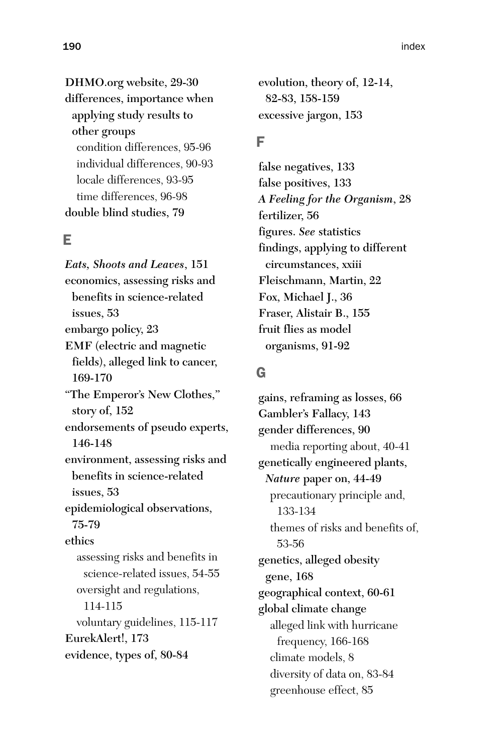DHMO.org website, 29-30
differences, importance when applying study results to other groups
  - condition differences, 95-96
  - individual differences, 90-93
  - locale differences, 93-95
  - time differences, 96-98

double blind studies, 79

## E

*Eats, Shoots and Leaves*, 151
economics, assessing risks and benefits in science-related issues, 53
embargo policy, 23
EMF (electric and magnetic fields), alleged link to cancer, 169-170
"The Emperor's New Clothes," story of, 152
endorsements of pseudo experts, 146-148
environment, assessing risks and benefits in science-related issues, 53
epidemiological observations, 75-79
ethics
  - assessing risks and benefits in science-related issues, 54-55
  - oversight and regulations, 114-115
  - voluntary guidelines, 115-117

EurekAlert!, 173
evidence, types of, 80-84
evolution, theory of, 12-14, 82-83, 158-159
excessive jargon, 153

## F

false negatives, 133
false positives, 133
*A Feeling for the Organism*, 28
fertilizer, 56
figures. *See* statistics
findings, applying to different circumstances, xxiii
Fleischmann, Martin, 22
Fox, Michael J., 36
Fraser, Alistair B., 155
fruit flies as model organisms, 91-92

## G

gains, reframing as losses, 66
Gambler's Fallacy, 143
gender differences, 90
  - media reporting about, 40-41

genetically engineered plants, *Nature* paper on, 44-49
  - precautionary principle and, 133-134
  - themes of risks and benefits of, 53-56

genetics, alleged obesity gene, 168
geographical context, 60-61
global climate change
  - alleged link with hurricane frequency, 166-168
  - climate models, 8
  - diversity of data on, 83-84
  - greenhouse effect, 85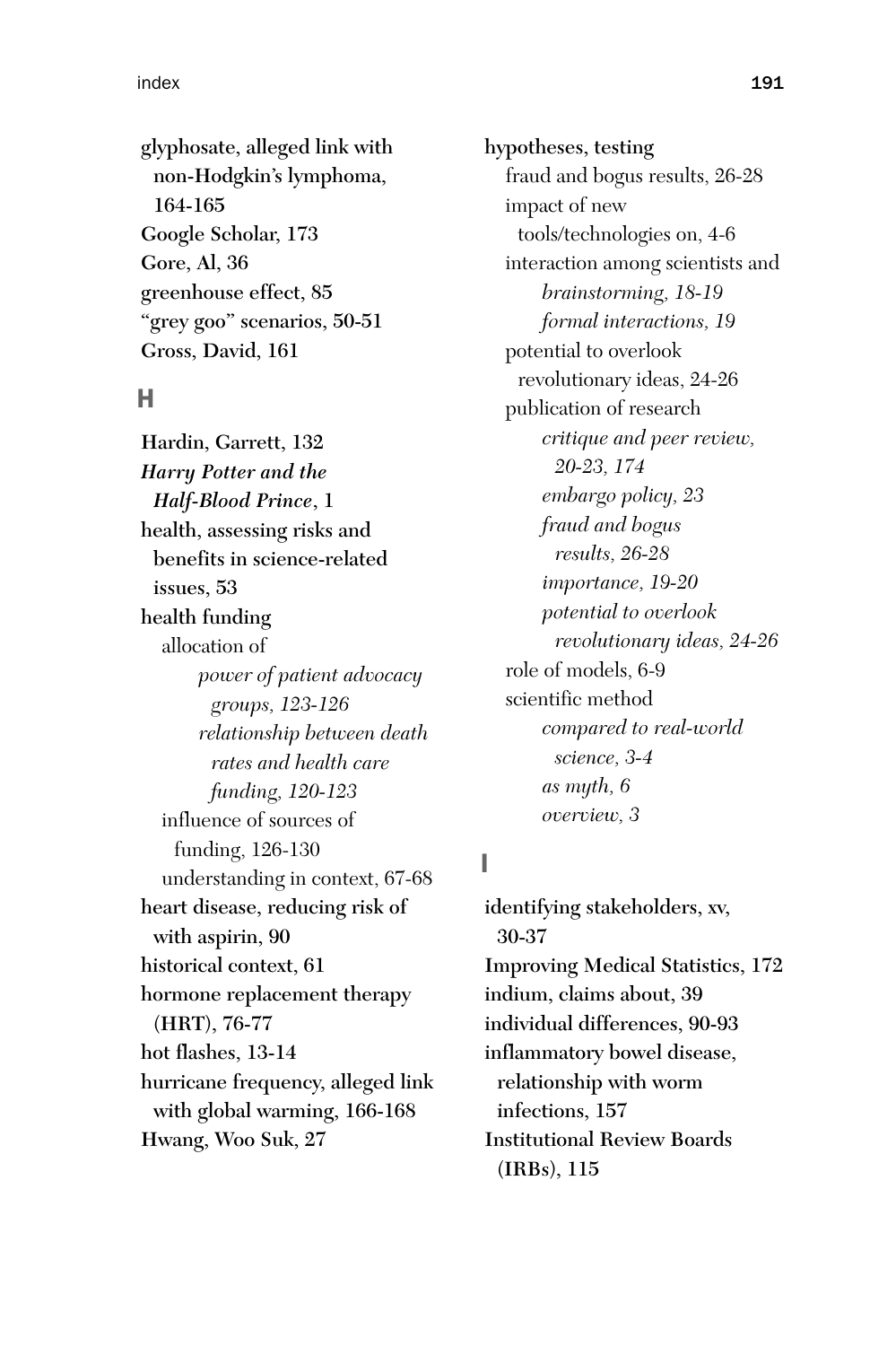**glyphosate, alleged link with non-Hodgkin's lymphoma, 164-165**
**Google Scholar, 173**
**Gore, Al, 36**
**greenhouse effect, 85**
**"grey goo" scenarios, 50-51**
**Gross, David, 161**

## H

**Hardin, Garrett, 132**
***Harry Potter and the Half-Blood Prince*, 1**
**health, assessing risks and benefits in science-related issues, 53**
**health funding**
- allocation of
  - *power of patient advocacy groups, 123-126*
  - *relationship between death rates and health care funding, 120-123*
- influence of sources of funding, 126-130
- understanding in context, 67-68

**heart disease, reducing risk of with aspirin, 90**
**historical context, 61**
**hormone replacement therapy (HRT), 76-77**
**hot flashes, 13-14**
**hurricane frequency, alleged link with global warming, 166-168**
**Hwang, Woo Suk, 27**
**hypotheses, testing**
- fraud and bogus results, 26-28
- impact of new tools/technologies on, 4-6
- interaction among scientists and
  - *brainstorming, 18-19*
  - *formal interactions, 19*
- potential to overlook revolutionary ideas, 24-26
- publication of research
  - *critique and peer review, 20-23, 174*
  - *embargo policy, 23*
  - *fraud and bogus results, 26-28*
  - *importance, 19-20*
  - *potential to overlook revolutionary ideas, 24-26*
- role of models, 6-9
- scientific method
  - *compared to real-world science, 3-4*
  - *as myth, 6*
  - *overview, 3*

## I

**identifying stakeholders, xv, 30-37**
**Improving Medical Statistics, 172**
**indium, claims about, 39**
**individual differences, 90-93**
**inflammatory bowel disease, relationship with worm infections, 157**
**Institutional Review Boards (IRBs), 115**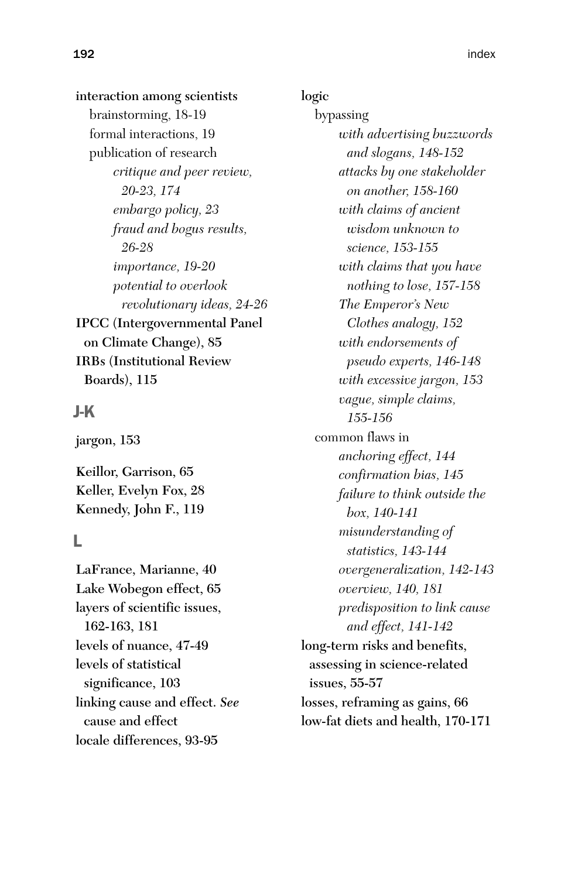interaction among scientists
- brainstorming, 18-19
- formal interactions, 19
- publication of research
  - *critique and peer review, 20-23, 174*
  - *embargo policy, 23*
  - *fraud and bogus results, 26-28*
  - *importance, 19-20*
  - *potential to overlook revolutionary ideas, 24-26*

IPCC (Intergovernmental Panel on Climate Change), 85

IRBs (Institutional Review Boards), 115

## J-K

jargon, 153

Keillor, Garrison, 65

Keller, Evelyn Fox, 28

Kennedy, John F., 119

## L

LaFrance, Marianne, 40

Lake Wobegon effect, 65

layers of scientific issues, 162-163, 181

levels of nuance, 47-49

levels of statistical significance, 103

linking cause and effect. *See* cause and effect

locale differences, 93-95

logic
- bypassing
  - *with advertising buzzwords and slogans, 148-152*
  - *attacks by one stakeholder on another, 158-160*
  - *with claims of ancient wisdom unknown to science, 153-155*
  - *with claims that you have nothing to lose, 157-158*
  - *The Emperor's New Clothes analogy, 152*
  - *with endorsements of pseudo experts, 146-148*
  - *with excessive jargon, 153*
  - *vague, simple claims, 155-156*
- common flaws in
  - *anchoring effect, 144*
  - *confirmation bias, 145*
  - *failure to think outside the box, 140-141*
  - *misunderstanding of statistics, 143-144*
  - *overgeneralization, 142-143*
  - *overview, 140, 181*
  - *predisposition to link cause and effect, 141-142*

long-term risks and benefits, assessing in science-related issues, 55-57

losses, reframing as gains, 66

low-fat diets and health, 170-171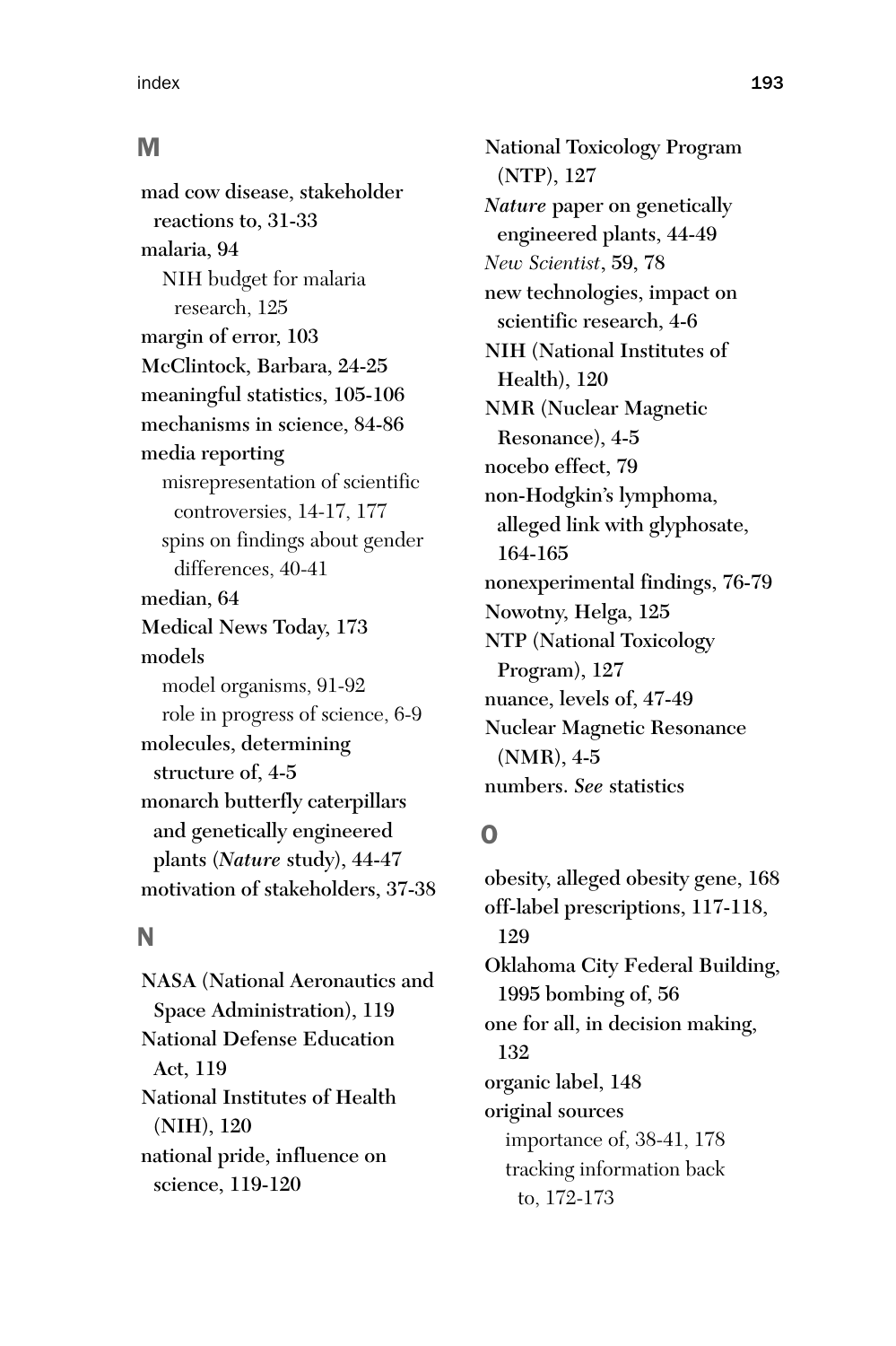## M

- mad cow disease, stakeholder reactions to, 31-33
- malaria, 94
  - NIH budget for malaria research, 125
- margin of error, 103
- McClintock, Barbara, 24-25
- meaningful statistics, 105-106
- mechanisms in science, 84-86
- media reporting
  - misrepresentation of scientific controversies, 14-17, 177
  - spins on findings about gender differences, 40-41
- median, 64
- Medical News Today, 173
- models
  - model organisms, 91-92
  - role in progress of science, 6-9
- molecules, determining structure of, 4-5
- monarch butterfly caterpillars and genetically engineered plants (*Nature* study), 44-47
- motivation of stakeholders, 37-38

## N

- NASA (National Aeronautics and Space Administration), 119
- National Defense Education Act, 119
- National Institutes of Health (NIH), 120
- national pride, influence on science, 119-120
- National Toxicology Program (NTP), 127
- *Nature* paper on genetically engineered plants, 44-49
- *New Scientist*, 59, 78
- new technologies, impact on scientific research, 4-6
- NIH (National Institutes of Health), 120
- NMR (Nuclear Magnetic Resonance), 4-5
- nocebo effect, 79
- non-Hodgkin's lymphoma, alleged link with glyphosate, 164-165
- nonexperimental findings, 76-79
- Nowotny, Helga, 125
- NTP (National Toxicology Program), 127
- nuance, levels of, 47-49
- Nuclear Magnetic Resonance (NMR), 4-5
- numbers. *See* statistics

## O

- obesity, alleged obesity gene, 168
- off-label prescriptions, 117-118, 129
- Oklahoma City Federal Building, 1995 bombing of, 56
- one for all, in decision making, 132
- organic label, 148
- original sources
  - importance of, 38-41, 178
  - tracking information back to, 172-173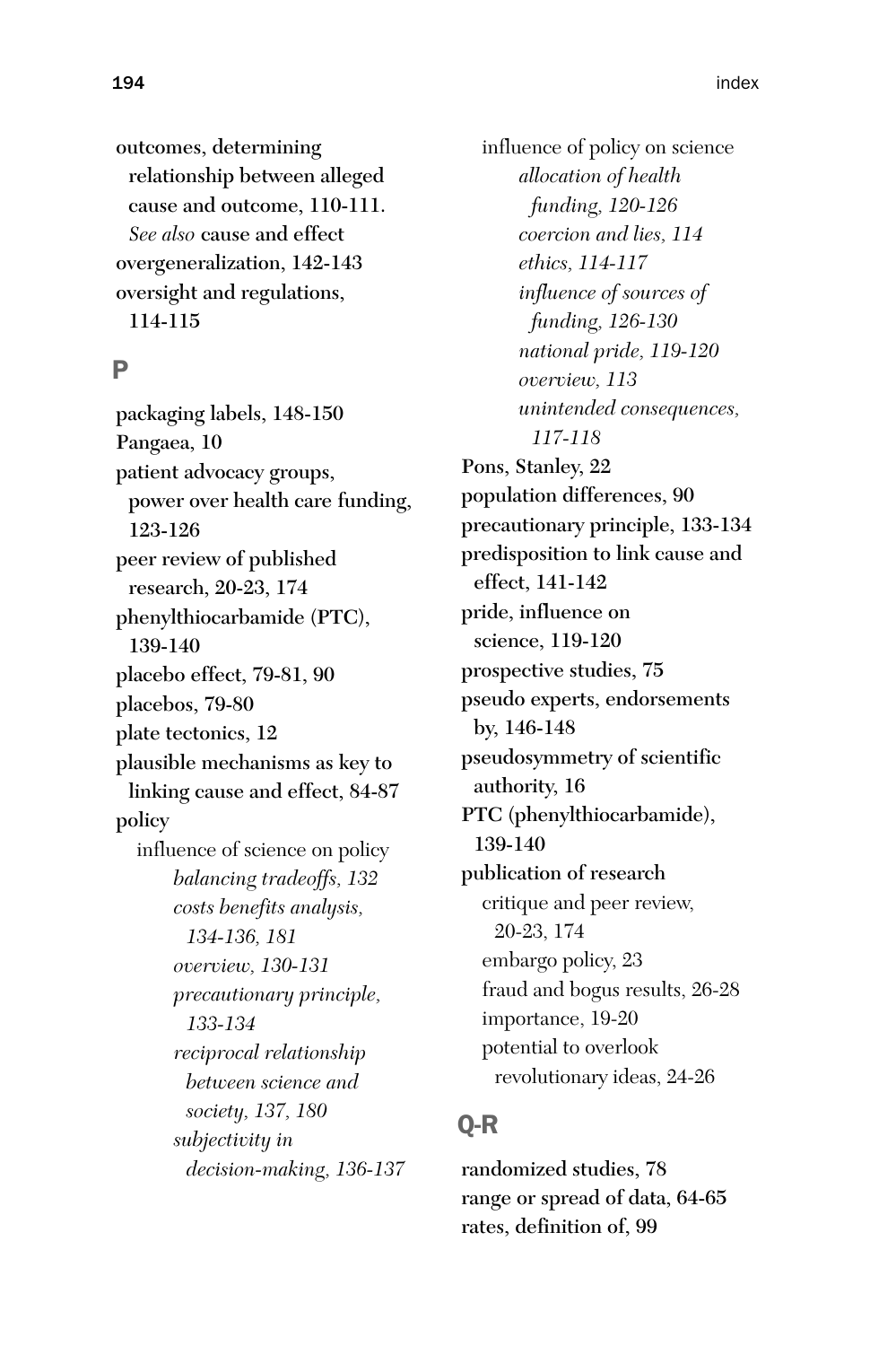**outcomes, determining relationship between alleged cause and outcome, 110-111.** *See also* **cause and effect**
**overgeneralization, 142-143**
**oversight and regulations, 114-115**

## P

**packaging labels, 148-150**
**Pangaea, 10**
**patient advocacy groups, power over health care funding, 123-126**
**peer review of published research, 20-23, 174**
**phenylthiocarbamide (PTC), 139-140**
**placebo effect, 79-81, 90**
**placebos, 79-80**
**plate tectonics, 12**
**plausible mechanisms as key to linking cause and effect, 84-87**
**policy**
- influence of science on policy
  - *balancing tradeoffs, 132*
  - *costs benefits analysis, 134-136, 181*
  - *overview, 130-131*
  - *precautionary principle, 133-134*
  - *reciprocal relationship between science and society, 137, 180*
  - *subjectivity in decision-making, 136-137*
- influence of policy on science
  - *allocation of health funding, 120-126*
  - *coercion and lies, 114*
  - *ethics, 114-117*
  - *influence of sources of funding, 126-130*
  - *national pride, 119-120*
  - *overview, 113*
  - *unintended consequences, 117-118*

**Pons, Stanley, 22**
**population differences, 90**
**precautionary principle, 133-134**
**predisposition to link cause and effect, 141-142**
**pride, influence on science, 119-120**
**prospective studies, 75**
**pseudo experts, endorsements by, 146-148**
**pseudosymmetry of scientific authority, 16**
**PTC (phenylthiocarbamide), 139-140**
**publication of research**
- critique and peer review, 20-23, 174
- embargo policy, 23
- fraud and bogus results, 26-28
- importance, 19-20
- potential to overlook revolutionary ideas, 24-26

## Q-R

**randomized studies, 78**
**range or spread of data, 64-65**
**rates, definition of, 99**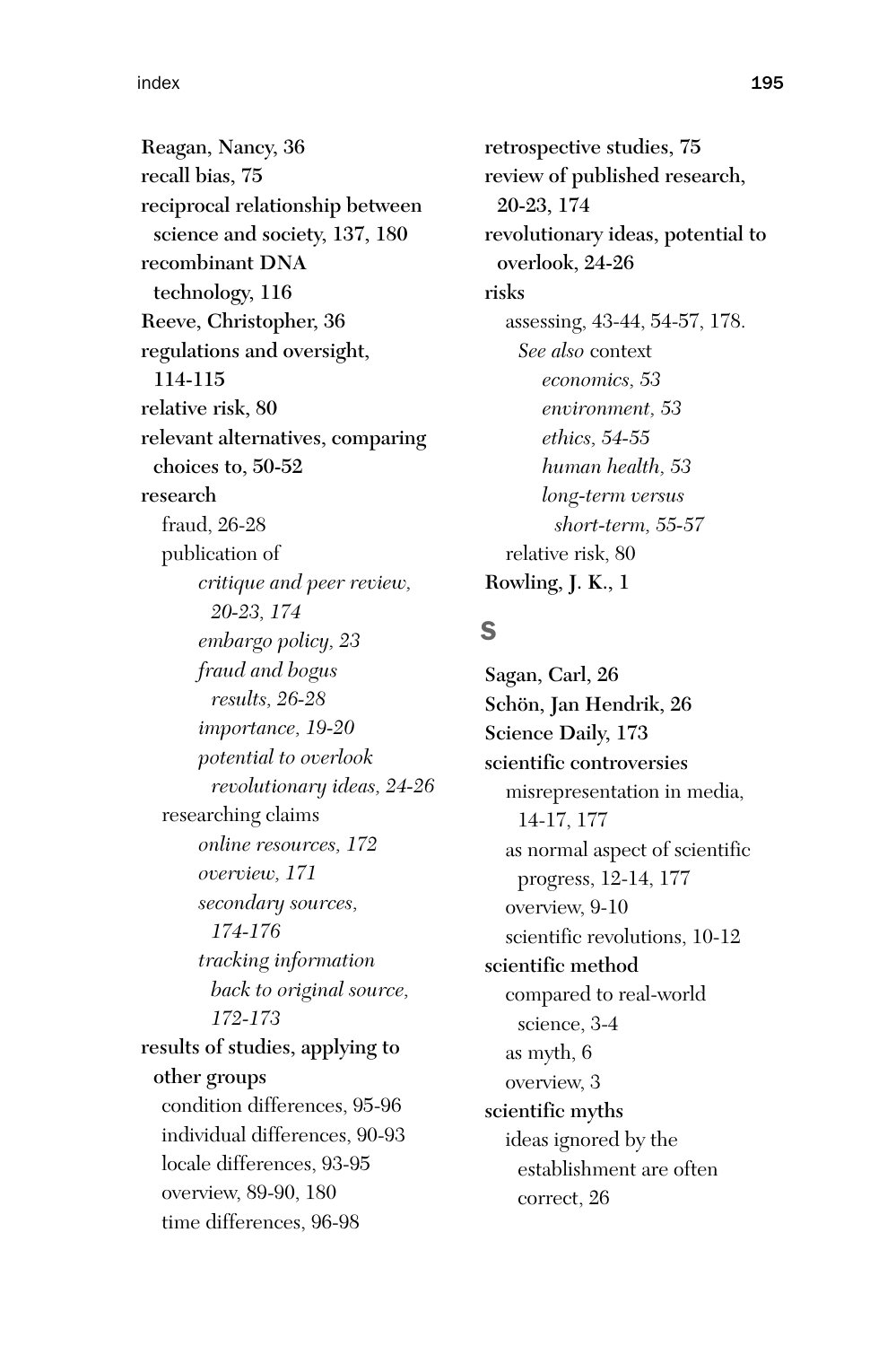**Reagan, Nancy, 36**
**recall bias, 75**
**reciprocal relationship between science and society, 137, 180**
**recombinant DNA technology, 116**
**Reeve, Christopher, 36**
**regulations and oversight, 114-115**
**relative risk, 80**
**relevant alternatives, comparing choices to, 50-52**
**research**
- fraud, 26-28
- publication of
  - *critique and peer review, 20-23, 174*
  - *embargo policy, 23*
  - *fraud and bogus results, 26-28*
  - *importance, 19-20*
  - *potential to overlook revolutionary ideas, 24-26*
- researching claims
  - *online resources, 172*
  - *overview, 171*
  - *secondary sources, 174-176*
  - *tracking information back to original source, 172-173*

**results of studies, applying to other groups**
- condition differences, 95-96
- individual differences, 90-93
- locale differences, 93-95
- overview, 89-90, 180
- time differences, 96-98

**retrospective studies, 75**
**review of published research, 20-23, 174**
**revolutionary ideas, potential to overlook, 24-26**
**risks**
- assessing, 43-44, 54-57, 178. *See also* context
  - *economics, 53*
  - *environment, 53*
  - *ethics, 54-55*
  - *human health, 53*
  - *long-term versus short-term, 55-57*
- relative risk, 80

**Rowling, J. K., 1**

## S

**Sagan, Carl, 26**
**Schön, Jan Hendrik, 26**
**Science Daily, 173**
**scientific controversies**
- misrepresentation in media, 14-17, 177
- as normal aspect of scientific progress, 12-14, 177
- overview, 9-10
- scientific revolutions, 10-12

**scientific method**
- compared to real-world science, 3-4
- as myth, 6
- overview, 3

**scientific myths**
- ideas ignored by the establishment are often correct, 26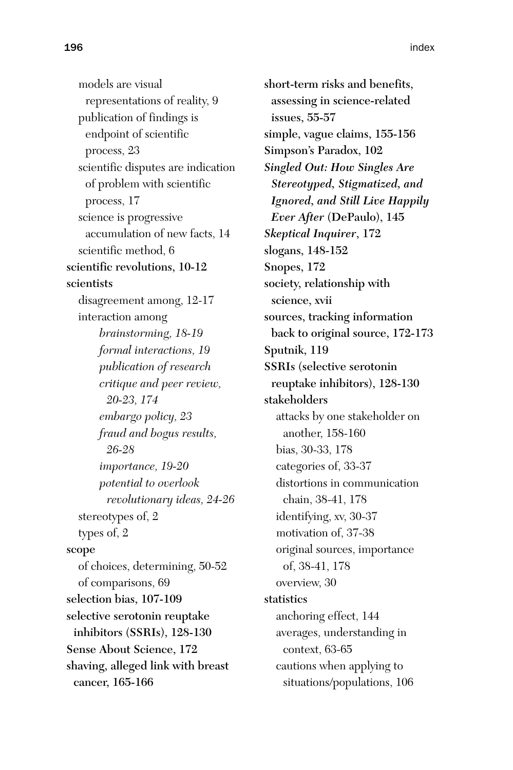- models are visual representations of reality, 9
- publication of findings is endpoint of scientific process, 23
- scientific disputes are indication of problem with scientific process, 17
- science is progressive accumulation of new facts, 14
- scientific method, 6

**scientific revolutions, 10-12**

**scientists**

- disagreement among, 12-17
- interaction among
  - *brainstorming, 18-19*
  - *formal interactions, 19*
  - *publication of research*
  - *critique and peer review, 20-23, 174*
  - *embargo policy, 23*
  - *fraud and bogus results, 26-28*
  - *importance, 19-20*
  - *potential to overlook revolutionary ideas, 24-26*
- stereotypes of, 2
- types of, 2

**scope**

- of choices, determining, 50-52
- of comparisons, 69

**selection bias, 107-109**

**selective serotonin reuptake inhibitors (SSRIs), 128-130**

**Sense About Science, 172**

**shaving, alleged link with breast cancer, 165-166**

**short-term risks and benefits, assessing in science-related issues, 55-57**

**simple, vague claims, 155-156**

**Simpson's Paradox, 102**

***Singled Out: How Singles Are Stereotyped, Stigmatized, and Ignored, and Still Live Happily Ever After* (DePaulo), 145**

***Skeptical Inquirer*, 172**

**slogans, 148-152**

**Snopes, 172**

**society, relationship with science, xvii**

**sources, tracking information back to original source, 172-173**

**Sputnik, 119**

**SSRIs (selective serotonin reuptake inhibitors), 128-130**

**stakeholders**

- attacks by one stakeholder on another, 158-160
- bias, 30-33, 178
- categories of, 33-37
- distortions in communication chain, 38-41, 178
- identifying, xv, 30-37
- motivation of, 37-38
- original sources, importance of, 38-41, 178
- overview, 30

**statistics**

- anchoring effect, 144
- averages, understanding in context, 63-65
- cautions when applying to situations/populations, 106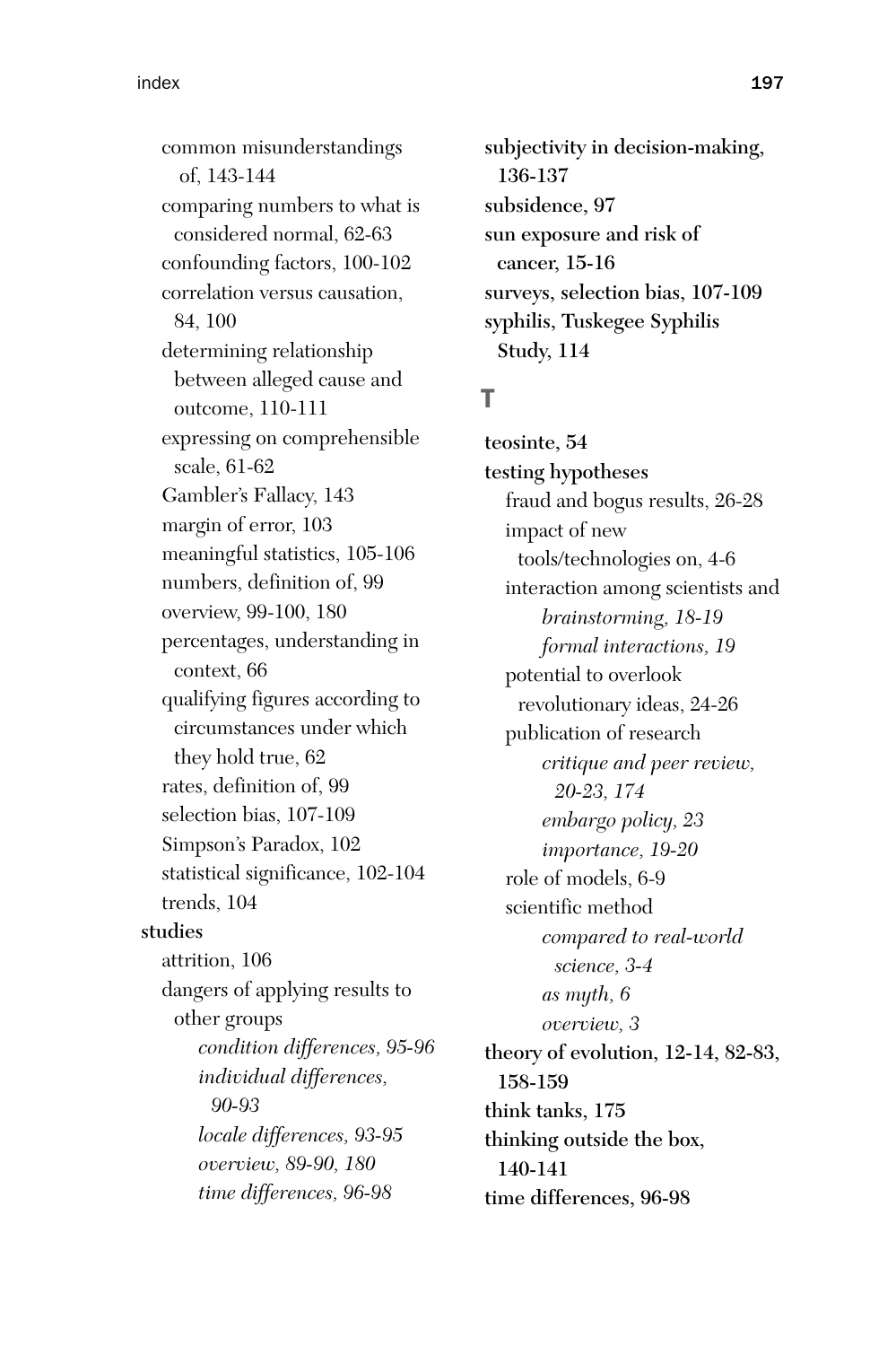- common misunderstandings of, 143-144
- comparing numbers to what is considered normal, 62-63
- confounding factors, 100-102
- correlation versus causation, 84, 100
- determining relationship between alleged cause and outcome, 110-111
- expressing on comprehensible scale, 61-62
- Gambler's Fallacy, 143
- margin of error, 103
- meaningful statistics, 105-106
- numbers, definition of, 99
- overview, 99-100, 180
- percentages, understanding in context, 66
- qualifying figures according to circumstances under which they hold true, 62
- rates, definition of, 99
- selection bias, 107-109
- Simpson's Paradox, 102
- statistical significance, 102-104
- trends, 104

**studies**

- attrition, 106
- dangers of applying results to other groups
  - *condition differences, 95-96*
  - *individual differences, 90-93*
  - *locale differences, 93-95*
  - *overview, 89-90, 180*
  - *time differences, 96-98*

**subjectivity in decision-making, 136-137**

**subsidence, 97**

**sun exposure and risk of cancer, 15-16**

**surveys, selection bias, 107-109**

**syphilis, Tuskegee Syphilis Study, 114**

## T

**teosinte, 54**

**testing hypotheses**

- fraud and bogus results, 26-28
- impact of new tools/technologies on, 4-6
- interaction among scientists and
  - *brainstorming, 18-19*
  - *formal interactions, 19*
- potential to overlook revolutionary ideas, 24-26
- publication of research
  - *critique and peer review, 20-23, 174*
  - *embargo policy, 23*
  - *importance, 19-20*
- role of models, 6-9
- scientific method
  - *compared to real-world science, 3-4*
  - *as myth, 6*
  - *overview, 3*

**theory of evolution, 12-14, 82-83, 158-159**

**think tanks, 175**

**thinking outside the box, 140-141**

**time differences, 96-98**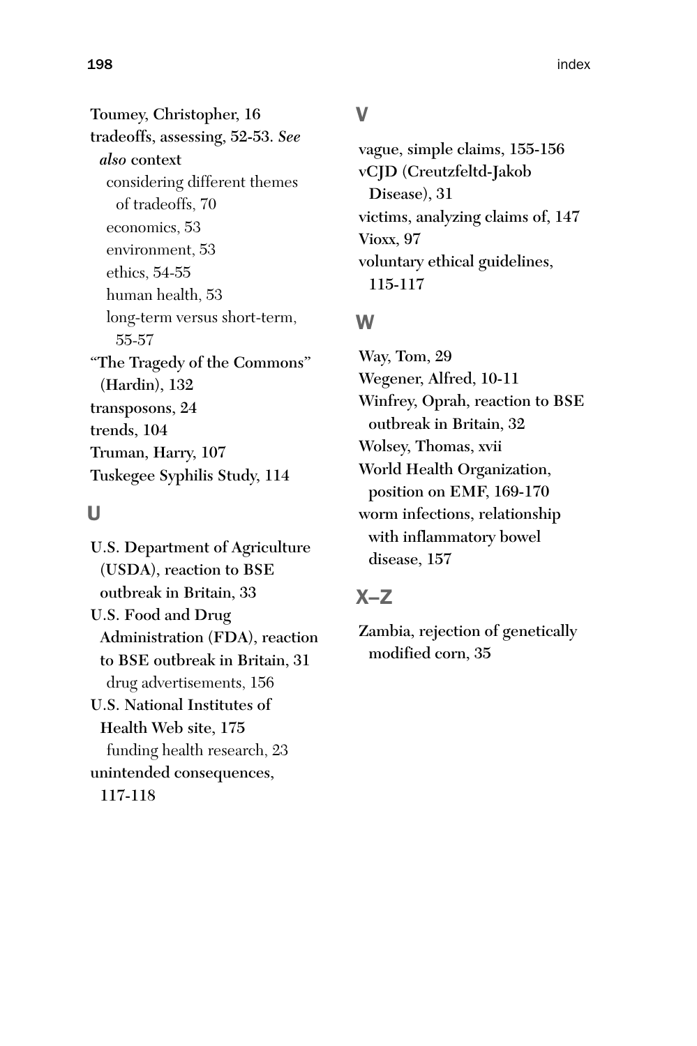**Toumey, Christopher, 16**
**tradeoffs, assessing, 52-53.** *See also* **context**
  considering different themes of tradeoffs, 70
  economics, 53
  environment, 53
  ethics, 54-55
  human health, 53
  long-term versus short-term, 55-57
**"The Tragedy of the Commons" (Hardin), 132**
**transposons, 24**
**trends, 104**
**Truman, Harry, 107**
**Tuskegee Syphilis Study, 114**

## U

**U.S. Department of Agriculture (USDA), reaction to BSE outbreak in Britain, 33**
**U.S. Food and Drug Administration (FDA), reaction to BSE outbreak in Britain, 31**
  drug advertisements, 156
**U.S. National Institutes of Health Web site, 175**
  funding health research, 23
**unintended consequences, 117-118**

## V

**vague, simple claims, 155-156**
**vCJD (Creutzfeldt-Jakob Disease), 31**
**victims, analyzing claims of, 147**
**Vioxx, 97**
**voluntary ethical guidelines, 115-117**

## W

**Way, Tom, 29**
**Wegener, Alfred, 10-11**
**Winfrey, Oprah, reaction to BSE outbreak in Britain, 32**
**Wolsey, Thomas, xvii**
**World Health Organization, position on EMF, 169-170**
**worm infections, relationship with inflammatory bowel disease, 157**

## X–Z

**Zambia, rejection of genetically modified corn, 35**